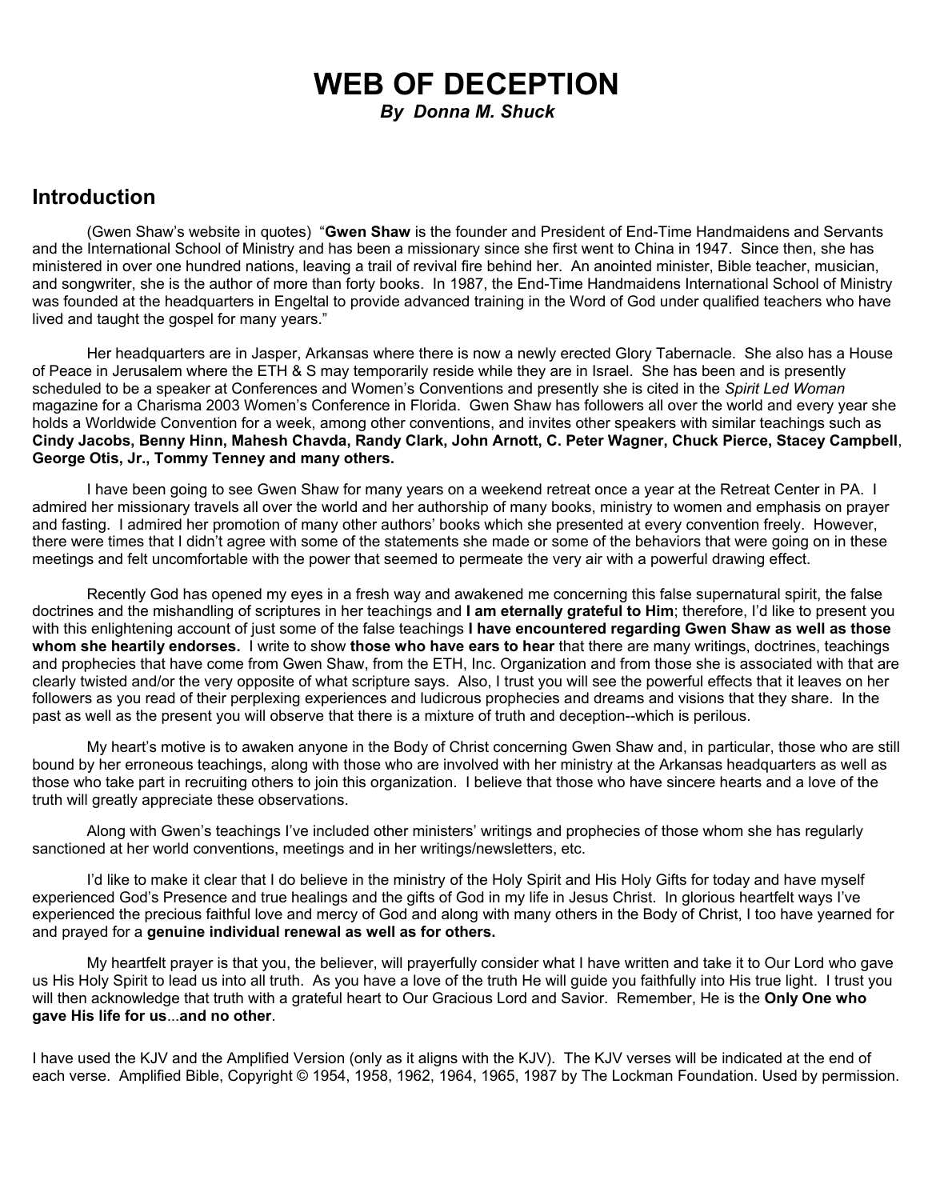# WEB OF DECEPTION

***By Donna M. Shuck***

## Introduction

(Gwen Shaw's website in quotes) "**Gwen Shaw** is the founder and President of End-Time Handmaidens and Servants and the International School of Ministry and has been a missionary since she first went to China in 1947. Since then, she has ministered in over one hundred nations, leaving a trail of revival fire behind her. An anointed minister, Bible teacher, musician, and songwriter, she is the author of more than forty books. In 1987, the End-Time Handmaidens International School of Ministry was founded at the headquarters in Engeltal to provide advanced training in the Word of God under qualified teachers who have lived and taught the gospel for many years."

Her headquarters are in Jasper, Arkansas where there is now a newly erected Glory Tabernacle. She also has a House of Peace in Jerusalem where the ETH & S may temporarily reside while they are in Israel. She has been and is presently scheduled to be a speaker at Conferences and Women's Conventions and presently she is cited in the *Spirit Led Woman* magazine for a Charisma 2003 Women's Conference in Florida. Gwen Shaw has followers all over the world and every year she holds a Worldwide Convention for a week, among other conventions, and invites other speakers with similar teachings such as **Cindy Jacobs, Benny Hinn, Mahesh Chavda, Randy Clark, John Arnott, C. Peter Wagner, Chuck Pierce, Stacey Campbell**, **George Otis, Jr., Tommy Tenney and many others.**

I have been going to see Gwen Shaw for many years on a weekend retreat once a year at the Retreat Center in PA. I admired her missionary travels all over the world and her authorship of many books, ministry to women and emphasis on prayer and fasting. I admired her promotion of many other authors' books which she presented at every convention freely. However, there were times that I didn't agree with some of the statements she made or some of the behaviors that were going on in these meetings and felt uncomfortable with the power that seemed to permeate the very air with a powerful drawing effect.

Recently God has opened my eyes in a fresh way and awakened me concerning this false supernatural spirit, the false doctrines and the mishandling of scriptures in her teachings and **I am eternally grateful to Him**; therefore, I'd like to present you with this enlightening account of just some of the false teachings **I have encountered regarding Gwen Shaw as well as those whom she heartily endorses.** I write to show **those who have ears to hear** that there are many writings, doctrines, teachings and prophecies that have come from Gwen Shaw, from the ETH, Inc. Organization and from those she is associated with that are clearly twisted and/or the very opposite of what scripture says. Also, I trust you will see the powerful effects that it leaves on her followers as you read of their perplexing experiences and ludicrous prophecies and dreams and visions that they share. In the past as well as the present you will observe that there is a mixture of truth and deception--which is perilous.

My heart's motive is to awaken anyone in the Body of Christ concerning Gwen Shaw and, in particular, those who are still bound by her erroneous teachings, along with those who are involved with her ministry at the Arkansas headquarters as well as those who take part in recruiting others to join this organization. I believe that those who have sincere hearts and a love of the truth will greatly appreciate these observations.

Along with Gwen's teachings I've included other ministers' writings and prophecies of those whom she has regularly sanctioned at her world conventions, meetings and in her writings/newsletters, etc.

I'd like to make it clear that I do believe in the ministry of the Holy Spirit and His Holy Gifts for today and have myself experienced God's Presence and true healings and the gifts of God in my life in Jesus Christ. In glorious heartfelt ways I've experienced the precious faithful love and mercy of God and along with many others in the Body of Christ, I too have yearned for and prayed for a **genuine individual renewal as well as for others.**

My heartfelt prayer is that you, the believer, will prayerfully consider what I have written and take it to Our Lord who gave us His Holy Spirit to lead us into all truth. As you have a love of the truth He will guide you faithfully into His true light. I trust you will then acknowledge that truth with a grateful heart to Our Gracious Lord and Savior. Remember, He is the **Only One who gave His life for us**...**and no other**.

I have used the KJV and the Amplified Version (only as it aligns with the KJV). The KJV verses will be indicated at the end of each verse. Amplified Bible, Copyright © 1954, 1958, 1962, 1964, 1965, 1987 by The Lockman Foundation. Used by permission.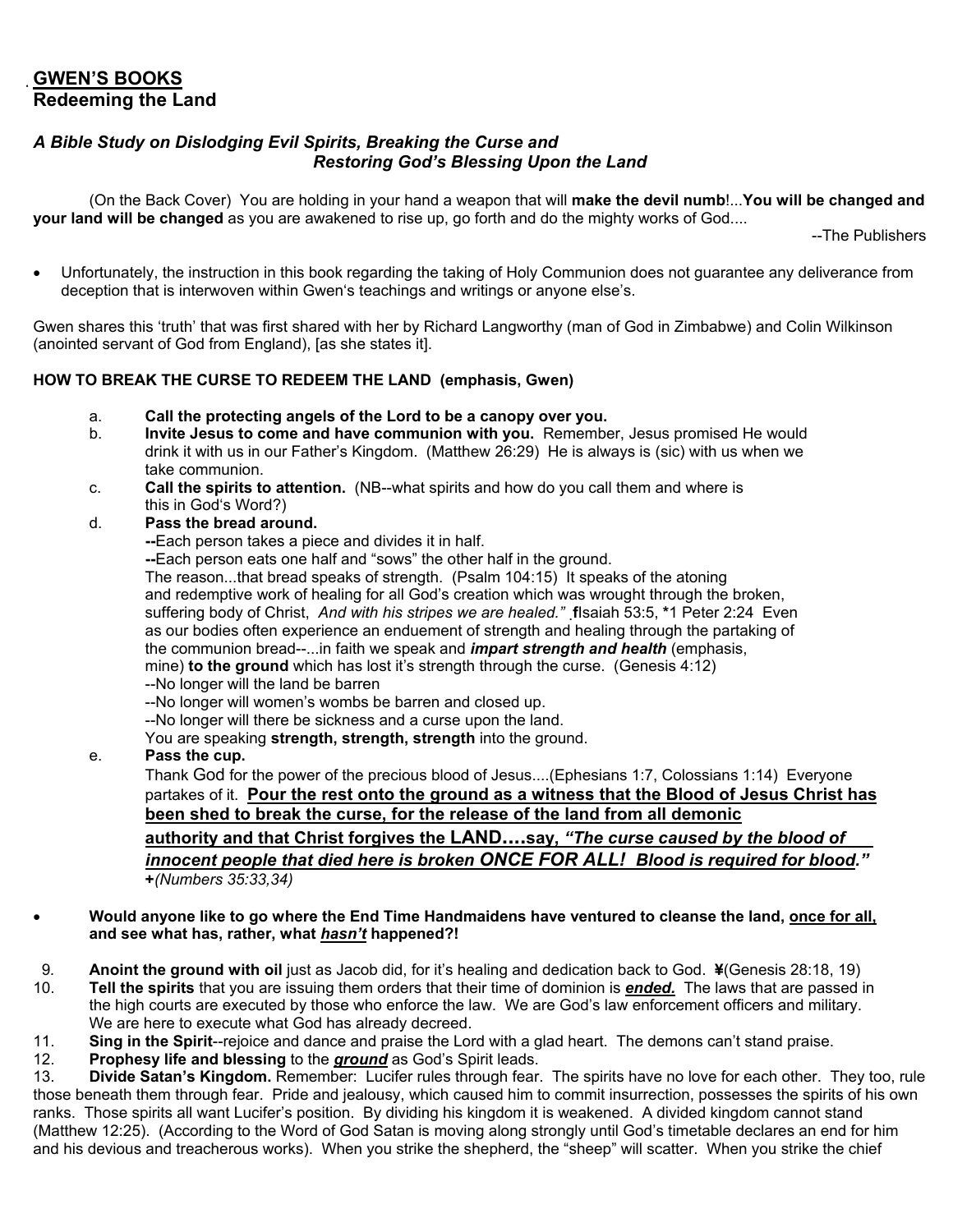## GWEN'S BOOKS
## Redeeming the Land

### *A Bible Study on Dislodging Evil Spirits, Breaking the Curse and Restoring God's Blessing Upon the Land*

(On the Back Cover) You are holding in your hand a weapon that will **make the devil numb**!...**You will be changed and your land will be changed** as you are awakened to rise up, go forth and do the mighty works of God....

--The Publishers

- Unfortunately, the instruction in this book regarding the taking of Holy Communion does not guarantee any deliverance from deception that is interwoven within Gwen's teachings and writings or anyone else's.

Gwen shares this 'truth' that was first shared with her by Richard Langworthy (man of God in Zimbabwe) and Colin Wilkinson (anointed servant of God from England), [as she states it].

**HOW TO BREAK THE CURSE TO REDEEM THE LAND (emphasis, Gwen)**

a. **Call the protecting angels of the Lord to be a canopy over you.**

b. **Invite Jesus to come and have communion with you.** Remember, Jesus promised He would drink it with us in our Father's Kingdom. (Matthew 26:29) He is always is (sic) with us when we take communion.

c. **Call the spirits to attention.** (NB--what spirits and how do you call them and where is this in God's Word?)

d. **Pass the bread around.**
   **--**Each person takes a piece and divides it in half.
   **--**Each person eats one half and "sows" the other half in the ground.
   The reason...that bread speaks of strength. (Psalm 104:15) It speaks of the atoning and redemptive work of healing for all God's creation which was wrought through the broken, suffering body of Christ, *And with his stripes we are healed."* **ƒ**Isaiah 53:5, *1 Peter 2:24 Even as our bodies often experience an enduement of strength and healing through the partaking of the communion bread--...in faith we speak and ***impart strength and health*** (emphasis, mine) **to the ground** which has lost it's strength through the curse. (Genesis 4:12)
   --No longer will the land be barren
   --No longer will women's wombs be barren and closed up.
   --No longer will there be sickness and a curse upon the land.
   You are speaking **strength, strength, strength** into the ground.

e. **Pass the cup.**
   Thank God for the power of the precious blood of Jesus....(Ephesians 1:7, Colossians 1:14) Everyone partakes of it. <u>**Pour the rest onto the ground as a witness that the Blood of Jesus Christ has been shed to break the curse, for the release of the land from all demonic authority and that Christ forgives the LAND....say, *"The curse caused by the blood of innocent people that died here is broken ONCE FOR ALL! Blood is required for blood."***</u> **+***(Numbers 35:33,34)*

- **Would anyone like to go where the End Time Handmaidens have ventured to cleanse the land, <u>once for all,</u> and see what has, rather, what <u>*hasn't*</u> happened?!**

9. **Anoint the ground with oil** just as Jacob did, for it's healing and dedication back to God. **¥**(Genesis 28:18, 19)
10. **Tell the spirits** that you are issuing them orders that their time of dominion is <u>***ended.***</u> The laws that are passed in the high courts are executed by those who enforce the law. We are God's law enforcement officers and military. We are here to execute what God has already decreed.
11. **Sing in the Spirit**--rejoice and dance and praise the Lord with a glad heart. The demons can't stand praise.
12. **Prophesy life and blessing** to the <u>***ground***</u> as God's Spirit leads.
13. **Divide Satan's Kingdom.** Remember: Lucifer rules through fear. The spirits have no love for each other. They too, rule those beneath them through fear. Pride and jealousy, which caused him to commit insurrection, possesses the spirits of his own ranks. Those spirits all want Lucifer's position. By dividing his kingdom it is weakened. A divided kingdom cannot stand (Matthew 12:25). (According to the Word of God Satan is moving along strongly until God's timetable declares an end for him and his devious and treacherous works). When you strike the shepherd, the "sheep" will scatter. When you strike the chief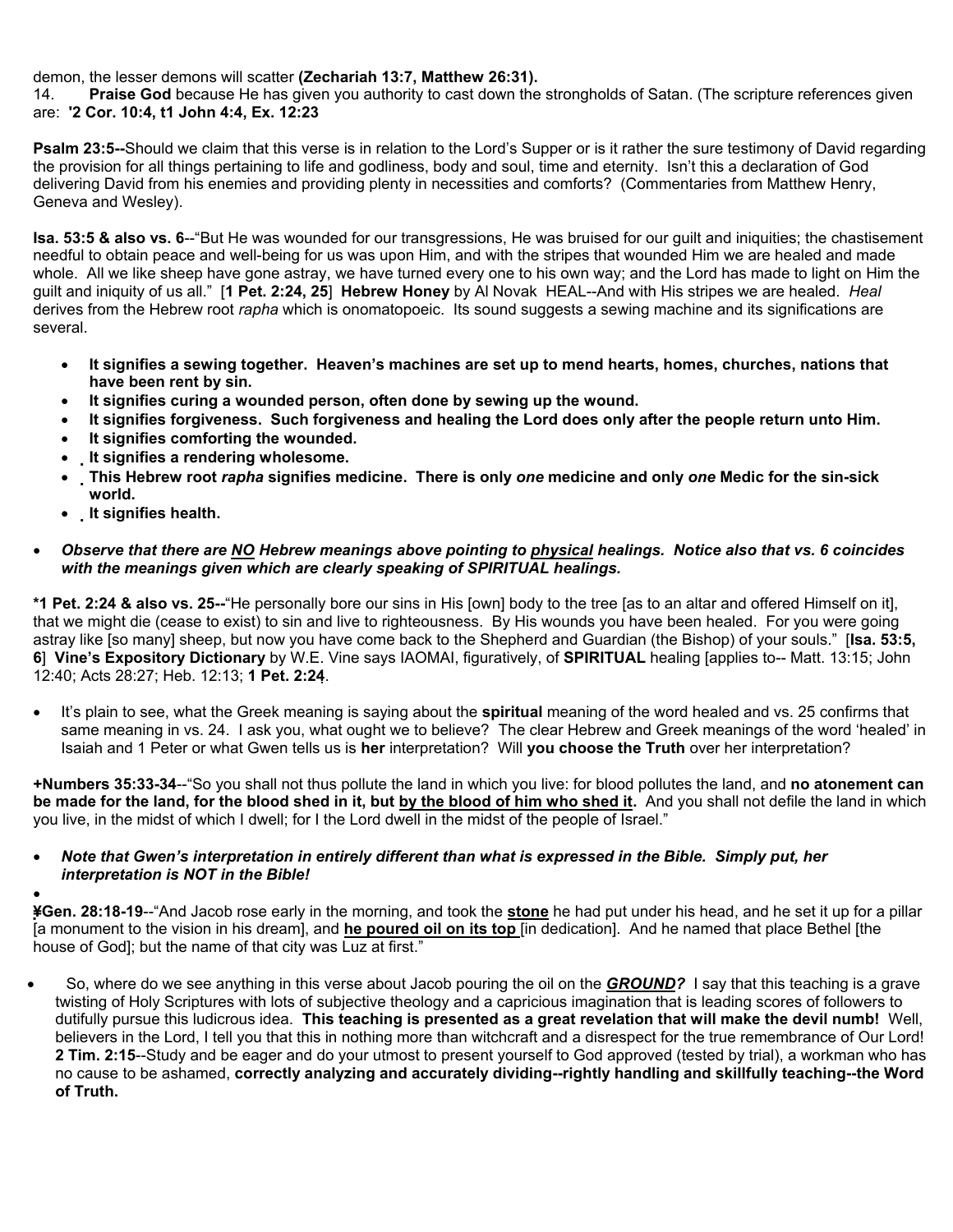demon, the lesser demons will scatter **(Zechariah 13:7, Matthew 26:31).**

14. **Praise God** because He has given you authority to cast down the strongholds of Satan. (The scripture references given are: **'2 Cor. 10:4, t1 John 4:4, Ex. 12:23**

**Psalm 23:5--**Should we claim that this verse is in relation to the Lord's Supper or is it rather the sure testimony of David regarding the provision for all things pertaining to life and godliness, body and soul, time and eternity. Isn't this a declaration of God delivering David from his enemies and providing plenty in necessities and comforts? (Commentaries from Matthew Henry, Geneva and Wesley).

**Isa. 53:5 & also vs. 6**--"But He was wounded for our transgressions, He was bruised for our guilt and iniquities; the chastisement needful to obtain peace and well-being for us was upon Him, and with the stripes that wounded Him we are healed and made whole. All we like sheep have gone astray, we have turned every one to his own way; and the Lord has made to light on Him the guilt and iniquity of us all." [**1 Pet. 2:24, 25**] **Hebrew Honey** by Al Novak HEAL--And with His stripes we are healed. *Heal* derives from the Hebrew root *rapha* which is onomatopoeic. Its sound suggests a sewing machine and its significations are several.

- **It signifies a sewing together. Heaven's machines are set up to mend hearts, homes, churches, nations that have been rent by sin.**
- **It signifies curing a wounded person, often done by sewing up the wound.**
- **It signifies forgiveness. Such forgiveness and healing the Lord does only after the people return unto Him.**
- **It signifies comforting the wounded.**
- **It signifies a rendering wholesome.**
- **This Hebrew root *rapha* signifies medicine. There is only *one* medicine and only *one* Medic for the sin-sick world.**
- **It signifies health.**

- ***Observe that there are NO Hebrew meanings above pointing to physical healings. Notice also that vs. 6 coincides with the meanings given which are clearly speaking of SPIRITUAL healings.***

**\*1 Pet. 2:24 & also vs. 25--**"He personally bore our sins in His [own] body to the tree [as to an altar and offered Himself on it], that we might die (cease to exist) to sin and live to righteousness. By His wounds you have been healed. For you were going astray like [so many] sheep, but now you have come back to the Shepherd and Guardian (the Bishop) of your souls." [**Isa. 53:5, 6**] **Vine's Expository Dictionary** by W.E. Vine says IAOMAI, figuratively, of **SPIRITUAL** healing [applies to-- Matt. 13:15; John 12:40; Acts 28:27; Heb. 12:13; **1 Pet. 2:24**.

- It's plain to see, what the Greek meaning is saying about the **spiritual** meaning of the word healed and vs. 25 confirms that same meaning in vs. 24. I ask you, what ought we to believe? The clear Hebrew and Greek meanings of the word 'healed' in Isaiah and 1 Peter or what Gwen tells us is **her** interpretation? Will **you choose the Truth** over her interpretation?

**+Numbers 35:33-34**--"So you shall not thus pollute the land in which you live: for blood pollutes the land, and **no atonement can be made for the land, for the blood shed in it, but by the blood of him who shed it.** And you shall not defile the land in which you live, in the midst of which I dwell; for I the Lord dwell in the midst of the people of Israel."

- ***Note that Gwen's interpretation in entirely different than what is expressed in the Bible. Simply put, her interpretation is NOT in the Bible!***

**¥Gen. 28:18-19**--"And Jacob rose early in the morning, and took the **stone** he had put under his head, and he set it up for a pillar [a monument to the vision in his dream], and **he poured oil on its top** [in dedication]. And he named that place Bethel [the house of God]; but the name of that city was Luz at first."

- So, where do we see anything in this verse about Jacob pouring the oil on the ***GROUND?*** I say that this teaching is a grave twisting of Holy Scriptures with lots of subjective theology and a capricious imagination that is leading scores of followers to dutifully pursue this ludicrous idea. **This teaching is presented as a great revelation that will make the devil numb!** Well, believers in the Lord, I tell you that this in nothing more than witchcraft and a disrespect for the true remembrance of Our Lord! **2 Tim. 2:15**--Study and be eager and do your utmost to present yourself to God approved (tested by trial), a workman who has no cause to be ashamed, **correctly analyzing and accurately dividing--rightly handling and skillfully teaching--the Word of Truth.**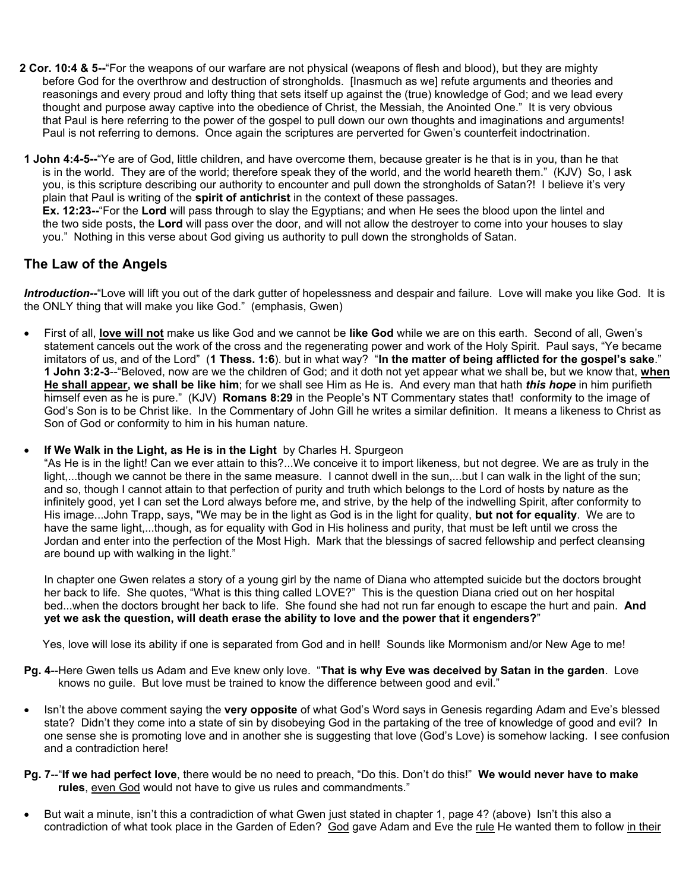**2 Cor. 10:4 & 5--**"For the weapons of our warfare are not physical (weapons of flesh and blood), but they are mighty before God for the overthrow and destruction of strongholds. [Inasmuch as we] refute arguments and theories and reasonings and every proud and lofty thing that sets itself up against the (true) knowledge of God; and we lead every thought and purpose away captive into the obedience of Christ, the Messiah, the Anointed One." It is very obvious that Paul is here referring to the power of the gospel to pull down our own thoughts and imaginations and arguments! Paul is not referring to demons. Once again the scriptures are perverted for Gwen's counterfeit indoctrination.

**1 John 4:4-5--**"Ye are of God, little children, and have overcome them, because greater is he that is in you, than he that is in the world. They are of the world; therefore speak they of the world, and the world heareth them." (KJV) So, I ask you, is this scripture describing our authority to encounter and pull down the strongholds of Satan?! I believe it's very plain that Paul is writing of the **spirit of antichrist** in the context of these passages.

**Ex. 12:23--**"For the **Lord** will pass through to slay the Egyptians; and when He sees the blood upon the lintel and the two side posts, the **Lord** will pass over the door, and will not allow the destroyer to come into your houses to slay you." Nothing in this verse about God giving us authority to pull down the strongholds of Satan.

## The Law of the Angels

***Introduction--***"Love will lift you out of the dark gutter of hopelessness and despair and failure. Love will make you like God. It is the ONLY thing that will make you like God." (emphasis, Gwen)

- First of all, **love will not** make us like God and we cannot be **like God** while we are on this earth. Second of all, Gwen's statement cancels out the work of the cross and the regenerating power and work of the Holy Spirit. Paul says, "Ye became imitators of us, and of the Lord" (**1 Thess. 1:6**). but in what way? "**In the matter of being afflicted for the gospel's sake**." **1 John 3:2-3**--"Beloved, now are we the children of God; and it doth not yet appear what we shall be, but we know that, **when He shall appear, we shall be like him**; for we shall see Him as He is. And every man that hath ***this hope*** in him purifieth himself even as he is pure." (KJV) **Romans 8:29** in the People's NT Commentary states that! conformity to the image of God's Son is to be Christ like. In the Commentary of John Gill he writes a similar definition. It means a likeness to Christ as Son of God or conformity to him in his human nature.

- **If We Walk in the Light, as He is in the Light** by Charles H. Spurgeon
  "As He is in the light! Can we ever attain to this?...We conceive it to import likeness, but not degree. We are as truly in the light,...though we cannot be there in the same measure. I cannot dwell in the sun,...but I can walk in the light of the sun; and so, though I cannot attain to that perfection of purity and truth which belongs to the Lord of hosts by nature as the infinitely good, yet I can set the Lord always before me, and strive, by the help of the indwelling Spirit, after conformity to His image...John Trapp, says, "We may be in the light as God is in the light for quality, **but not for equality**. We are to have the same light,...though, as for equality with God in His holiness and purity, that must be left until we cross the Jordan and enter into the perfection of the Most High. Mark that the blessings of sacred fellowship and perfect cleansing are bound up with walking in the light."

  In chapter one Gwen relates a story of a young girl by the name of Diana who attempted suicide but the doctors brought her back to life. She quotes, "What is this thing called LOVE?" This is the question Diana cried out on her hospital bed...when the doctors brought her back to life. She found she had not run far enough to escape the hurt and pain. **And yet we ask the question, will death erase the ability to love and the power that it engenders?**"

  Yes, love will lose its ability if one is separated from God and in hell! Sounds like Mormonism and/or New Age to me!

**Pg. 4**--Here Gwen tells us Adam and Eve knew only love. "**That is why Eve was deceived by Satan in the garden**. Love knows no guile. But love must be trained to know the difference between good and evil."

- Isn't the above comment saying the **very opposite** of what God's Word says in Genesis regarding Adam and Eve's blessed state? Didn't they come into a state of sin by disobeying God in the partaking of the tree of knowledge of good and evil? In one sense she is promoting love and in another she is suggesting that love (God's Love) is somehow lacking. I see confusion and a contradiction here!

**Pg. 7**--"**If we had perfect love**, there would be no need to preach, "Do this. Don't do this!" **We would never have to make rules**, <u>even God</u> would not have to give us rules and commandments."

- But wait a minute, isn't this a contradiction of what Gwen just stated in chapter 1, page 4? (above) Isn't this also a contradiction of what took place in the Garden of Eden? <u>God</u> gave Adam and Eve the <u>rule</u> He wanted them to follow <u>in their</u>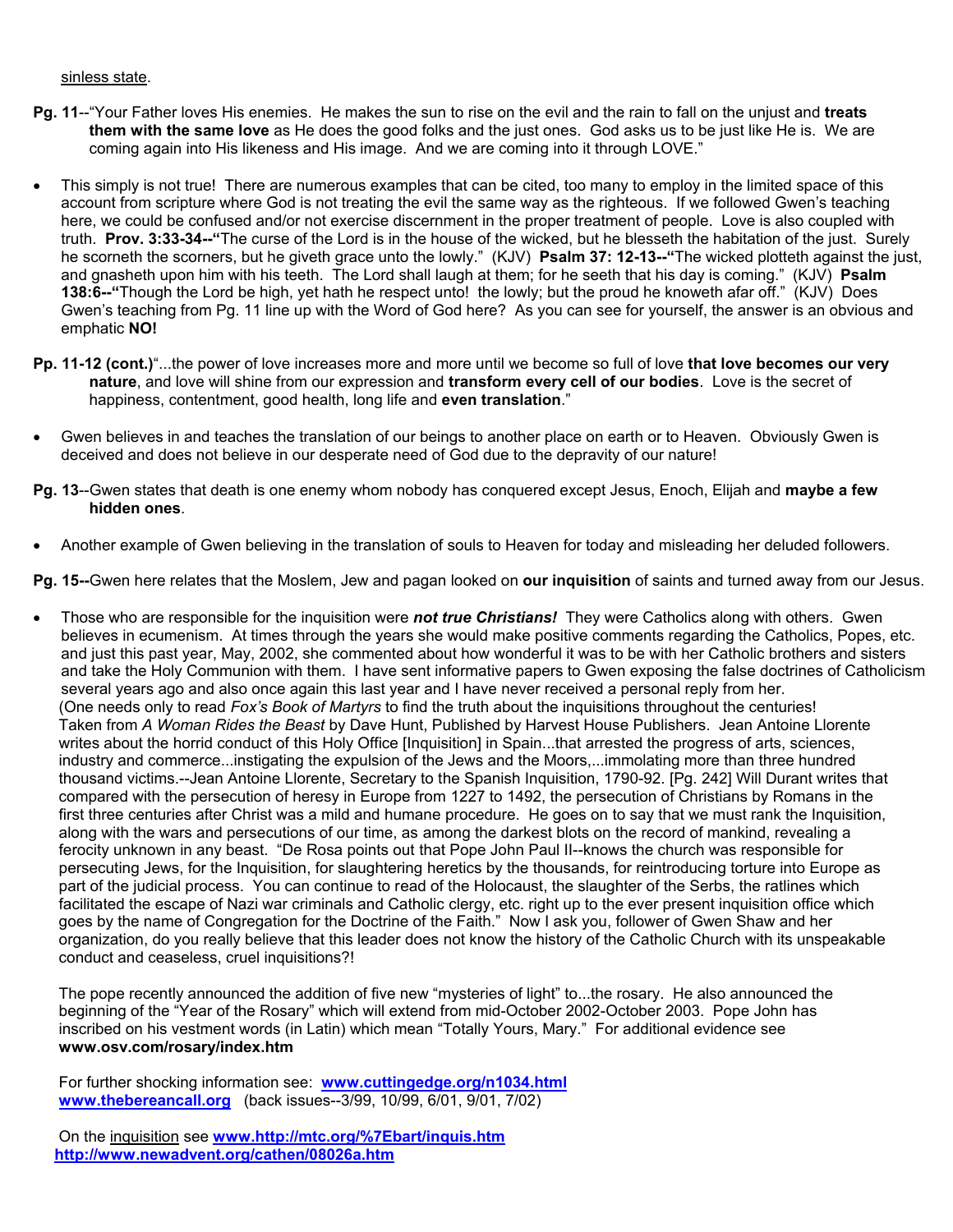<u>sinless state</u>.

**Pg. 11**--"Your Father loves His enemies. He makes the sun to rise on the evil and the rain to fall on the unjust and **treats them with the same love** as He does the good folks and the just ones. God asks us to be just like He is. We are coming again into His likeness and His image. And we are coming into it through LOVE."

- This simply is not true! There are numerous examples that can be cited, too many to employ in the limited space of this account from scripture where God is not treating the evil the same way as the righteous. If we followed Gwen's teaching here, we could be confused and/or not exercise discernment in the proper treatment of people. Love is also coupled with truth. **Prov. 3:33-34--"**The curse of the Lord is in the house of the wicked, but he blesseth the habitation of the just. Surely he scorneth the scorners, but he giveth grace unto the lowly." (KJV) **Psalm 37: 12-13--"**The wicked plotteth against the just, and gnasheth upon him with his teeth. The Lord shall laugh at them; for he seeth that his day is coming." (KJV) **Psalm 138:6--"**Though the Lord be high, yet hath he respect unto! the lowly; but the proud he knoweth afar off." (KJV) Does Gwen's teaching from Pg. 11 line up with the Word of God here? As you can see for yourself, the answer is an obvious and emphatic **NO!**

**Pp. 11-12 (cont.)**"...the power of love increases more and more until we become so full of love **that love becomes our very nature**, and love will shine from our expression and **transform every cell of our bodies**. Love is the secret of happiness, contentment, good health, long life and **even translation**."

- Gwen believes in and teaches the translation of our beings to another place on earth or to Heaven. Obviously Gwen is deceived and does not believe in our desperate need of God due to the depravity of our nature!

**Pg. 13**--Gwen states that death is one enemy whom nobody has conquered except Jesus, Enoch, Elijah and **maybe a few hidden ones**.

- Another example of Gwen believing in the translation of souls to Heaven for today and misleading her deluded followers.

**Pg. 15--**Gwen here relates that the Moslem, Jew and pagan looked on **our inquisition** of saints and turned away from our Jesus.

- Those who are responsible for the inquisition were ***not true Christians!*** They were Catholics along with others. Gwen believes in ecumenism. At times through the years she would make positive comments regarding the Catholics, Popes, etc. and just this past year, May, 2002, she commented about how wonderful it was to be with her Catholic brothers and sisters and take the Holy Communion with them. I have sent informative papers to Gwen exposing the false doctrines of Catholicism several years ago and also once again this last year and I have never received a personal reply from her.
 (One needs only to read *Fox's Book of Martyrs* to find the truth about the inquisitions throughout the centuries! Taken from *A Woman Rides the Beast* by Dave Hunt, Published by Harvest House Publishers. Jean Antoine Llorente writes about the horrid conduct of this Holy Office [Inquisition] in Spain...that arrested the progress of arts, sciences, industry and commerce...instigating the expulsion of the Jews and the Moors,...immolating more than three hundred thousand victims.--Jean Antoine Llorente, Secretary to the Spanish Inquisition, 1790-92. [Pg. 242] Will Durant writes that compared with the persecution of heresy in Europe from 1227 to 1492, the persecution of Christians by Romans in the first three centuries after Christ was a mild and humane procedure. He goes on to say that we must rank the Inquisition, along with the wars and persecutions of our time, as among the darkest blots on the record of mankind, revealing a ferocity unknown in any beast. "De Rosa points out that Pope John Paul II--knows the church was responsible for persecuting Jews, for the Inquisition, for slaughtering heretics by the thousands, for reintroducing torture into Europe as part of the judicial process. You can continue to read of the Holocaust, the slaughter of the Serbs, the ratlines which facilitated the escape of Nazi war criminals and Catholic clergy, etc. right up to the ever present inquisition office which goes by the name of Congregation for the Doctrine of the Faith." Now I ask you, follower of Gwen Shaw and her organization, do you really believe that this leader does not know the history of the Catholic Church with its unspeakable conduct and ceaseless, cruel inquisitions?!

 The pope recently announced the addition of five new "mysteries of light" to...the rosary. He also announced the beginning of the "Year of the Rosary" which will extend from mid-October 2002-October 2003. Pope John has inscribed on his vestment words (in Latin) which mean "Totally Yours, Mary." For additional evidence see **www.osv.com/rosary/index.htm**

 For further shocking information see: **www.cuttingedge.org/n1034.html**
 **www.thebereancall.org** (back issues--3/99, 10/99, 6/01, 9/01, 7/02)

 On the <u>inquisition</u> see **www.http://mtc.org/%7Ebart/inquis.htm**
 **http://www.newadvent.org/cathen/08026a.htm**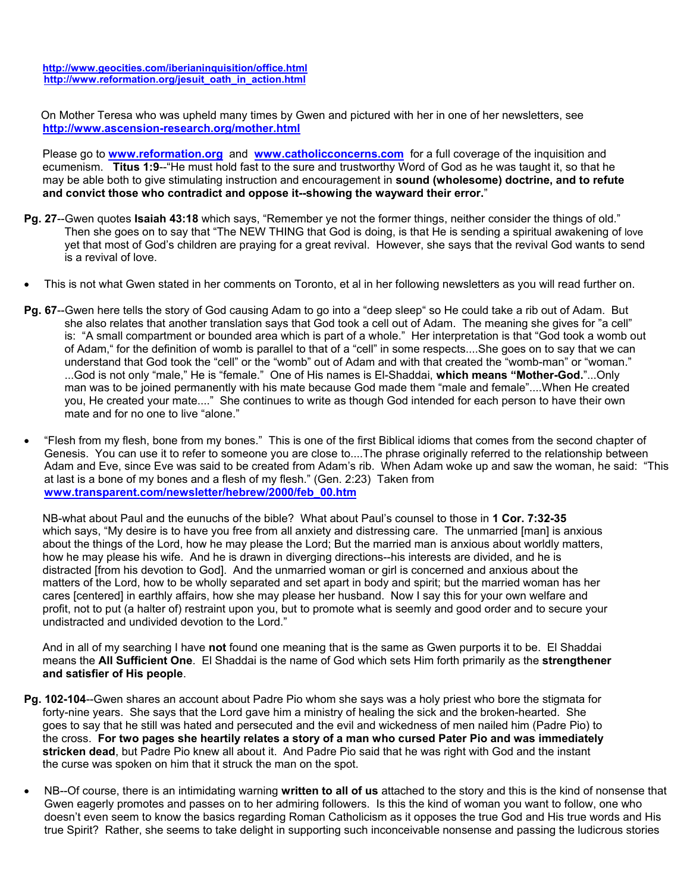http://www.geocities.com/iberianinquisition/office.html
http://www.reformation.org/jesuit_oath_in_action.html

On Mother Teresa who was upheld many times by Gwen and pictured with her in one of her newsletters, see http://www.ascension-research.org/mother.html

Please go to **www.reformation.org** and **www.catholicconcerns.com** for a full coverage of the inquisition and ecumenism. **Titus 1:9**--"He must hold fast to the sure and trustworthy Word of God as he was taught it, so that he may be able both to give stimulating instruction and encouragement in **sound (wholesome) doctrine, and to refute and convict those who contradict and oppose it--showing the wayward their error.**"

**Pg. 27**--Gwen quotes **Isaiah 43:18** which says, "Remember ye not the former things, neither consider the things of old." Then she goes on to say that "The NEW THING that God is doing, is that He is sending a spiritual awakening of love yet that most of God's children are praying for a great revival. However, she says that the revival God wants to send is a revival of love.

- This is not what Gwen stated in her comments on Toronto, et al in her following newsletters as you will read further on.

**Pg. 67**--Gwen here tells the story of God causing Adam to go into a "deep sleep" so He could take a rib out of Adam. But she also relates that another translation says that God took a cell out of Adam. The meaning she gives for "a cell" is: "A small compartment or bounded area which is part of a whole." Her interpretation is that "God took a womb out of Adam," for the definition of womb is parallel to that of a "cell" in some respects....She goes on to say that we can understand that God took the "cell" or the "womb" out of Adam and with that created the "womb-man" or "woman." ...God is not only "male," He is "female." One of His names is El-Shaddai, **which means "Mother-God.**"...Only man was to be joined permanently with his mate because God made them "male and female"....When He created you, He created your mate...." She continues to write as though God intended for each person to have their own mate and for no one to live "alone."

- "Flesh from my flesh, bone from my bones." This is one of the first Biblical idioms that comes from the second chapter of Genesis. You can use it to refer to someone you are close to....The phrase originally referred to the relationship between Adam and Eve, since Eve was said to be created from Adam's rib. When Adam woke up and saw the woman, he said: "This at last is a bone of my bones and a flesh of my flesh." (Gen. 2:23) Taken from **www.transparent.com/newsletter/hebrew/2000/feb_00.htm**

NB-what about Paul and the eunuchs of the bible? What about Paul's counsel to those in **1 Cor. 7:32-35** which says, "My desire is to have you free from all anxiety and distressing care. The unmarried [man] is anxious about the things of the Lord, how he may please the Lord; But the married man is anxious about worldly matters, how he may please his wife. And he is drawn in diverging directions--his interests are divided, and he is distracted [from his devotion to God]. And the unmarried woman or girl is concerned and anxious about the matters of the Lord, how to be wholly separated and set apart in body and spirit; but the married woman has her cares [centered] in earthly affairs, how she may please her husband. Now I say this for your own welfare and profit, not to put (a halter of) restraint upon you, but to promote what is seemly and good order and to secure your undistracted and undivided devotion to the Lord."

And in all of my searching I have **not** found one meaning that is the same as Gwen purports it to be. El Shaddai means the **All Sufficient One**. El Shaddai is the name of God which sets Him forth primarily as the **strengthener and satisfier of His people**.

**Pg. 102-104**--Gwen shares an account about Padre Pio whom she says was a holy priest who bore the stigmata for forty-nine years. She says that the Lord gave him a ministry of healing the sick and the broken-hearted. She goes to say that he still was hated and persecuted and the evil and wickedness of men nailed him (Padre Pio) to the cross. **For two pages she heartily relates a story of a man who cursed Pater Pio and was immediately stricken dead**, but Padre Pio knew all about it. And Padre Pio said that he was right with God and the instant the curse was spoken on him that it struck the man on the spot.

- NB--Of course, there is an intimidating warning **written to all of us** attached to the story and this is the kind of nonsense that Gwen eagerly promotes and passes on to her admiring followers. Is this the kind of woman you want to follow, one who doesn't even seem to know the basics regarding Roman Catholicism as it opposes the true God and His true words and His true Spirit? Rather, she seems to take delight in supporting such inconceivable nonsense and passing the ludicrous stories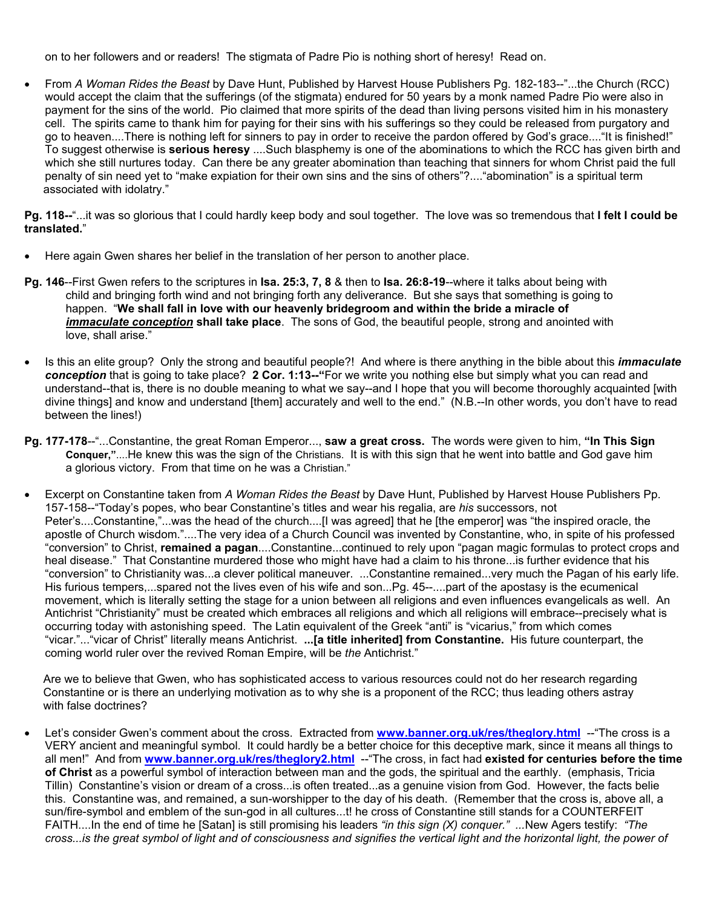on to her followers and or readers! The stigmata of Padre Pio is nothing short of heresy! Read on.

- From *A Woman Rides the Beast* by Dave Hunt, Published by Harvest House Publishers Pg. 182-183--"...the Church (RCC) would accept the claim that the sufferings (of the stigmata) endured for 50 years by a monk named Padre Pio were also in payment for the sins of the world. Pio claimed that more spirits of the dead than living persons visited him in his monastery cell. The spirits came to thank him for paying for their sins with his sufferings so they could be released from purgatory and go to heaven....There is nothing left for sinners to pay in order to receive the pardon offered by God's grace...."It is finished!" To suggest otherwise is **serious heresy** ....Such blasphemy is one of the abominations to which the RCC has given birth and which she still nurtures today. Can there be any greater abomination than teaching that sinners for whom Christ paid the full penalty of sin need yet to "make expiation for their own sins and the sins of others"?...."abomination" is a spiritual term associated with idolatry."

**Pg. 118--**"...it was so glorious that I could hardly keep body and soul together. The love was so tremendous that **I felt I could be translated.**"

- Here again Gwen shares her belief in the translation of her person to another place.

**Pg. 146**--First Gwen refers to the scriptures in **Isa. 25:3, 7, 8** & then to **Isa. 26:8-19**--where it talks about being with child and bringing forth wind and not bringing forth any deliverance. But she says that something is going to happen. "**We shall fall in love with our heavenly bridegroom and within the bride a miracle of *immaculate conception* shall take place**. The sons of God, the beautiful people, strong and anointed with love, shall arise."

- Is this an elite group? Only the strong and beautiful people?! And where is there anything in the bible about this ***immaculate conception*** that is going to take place? **2 Cor. 1:13--"**For we write you nothing else but simply what you can read and understand--that is, there is no double meaning to what we say--and I hope that you will become thoroughly acquainted [with divine things] and know and understand [them] accurately and well to the end." (N.B.--In other words, you don't have to read between the lines!)

**Pg. 177-178**--"...Constantine, the great Roman Emperor..., **saw a great cross.** The words were given to him, **"In This Sign Conquer,"**....He knew this was the sign of the Christians. It is with this sign that he went into battle and God gave him a glorious victory. From that time on he was a Christian."

- Excerpt on Constantine taken from *A Woman Rides the Beast* by Dave Hunt, Published by Harvest House Publishers Pp. 157-158--"Today's popes, who bear Constantine's titles and wear his regalia, are *his* successors, not Peter's....Constantine,"...was the head of the church....[I was agreed] that he [the emperor] was "the inspired oracle, the apostle of Church wisdom."....The very idea of a Church Council was invented by Constantine, who, in spite of his professed "conversion" to Christ, **remained a pagan**....Constantine...continued to rely upon "pagan magic formulas to protect crops and heal disease." That Constantine murdered those who might have had a claim to his throne...is further evidence that his "conversion" to Christianity was...a clever political maneuver. ...Constantine remained...very much the Pagan of his early life. His furious tempers,...spared not the lives even of his wife and son...Pg. 45--....part of the apostasy is the ecumenical movement, which is literally setting the stage for a union between all religions and even influences evangelicals as well. An Antichrist "Christianity" must be created which embraces all religions and which all religions will embrace--precisely what is occurring today with astonishing speed. The Latin equivalent of the Greek "anti" is "vicarius," from which comes "vicar."..."vicar of Christ" literally means Antichrist. **...[a title inherited] from Constantine.** His future counterpart, the coming world ruler over the revived Roman Empire, will be *the* Antichrist."

Are we to believe that Gwen, who has sophisticated access to various resources could not do her research regarding Constantine or is there an underlying motivation as to why she is a proponent of the RCC; thus leading others astray with false doctrines?

- Let's consider Gwen's comment about the cross. Extracted from **www.banner.org.uk/res/theglory.html** --"The cross is a VERY ancient and meaningful symbol. It could hardly be a better choice for this deceptive mark, since it means all things to all men!" And from **www.banner.org.uk/res/theglory2.html** --"The cross, in fact had **existed for centuries before the time of Christ** as a powerful symbol of interaction between man and the gods, the spiritual and the earthly. (emphasis, Tricia Tillin) Constantine's vision or dream of a cross...is often treated...as a genuine vision from God. However, the facts belie this. Constantine was, and remained, a sun-worshipper to the day of his death. (Remember that the cross is, above all, a sun/fire-symbol and emblem of the sun-god in all cultures...t! he cross of Constantine still stands for a COUNTERFEIT FAITH....In the end of time he [Satan] is still promising his leaders *"in this sign (X) conquer."* ...New Agers testify: *"The cross...is the great symbol of light and of consciousness and signifies the vertical light and the horizontal light, the power of*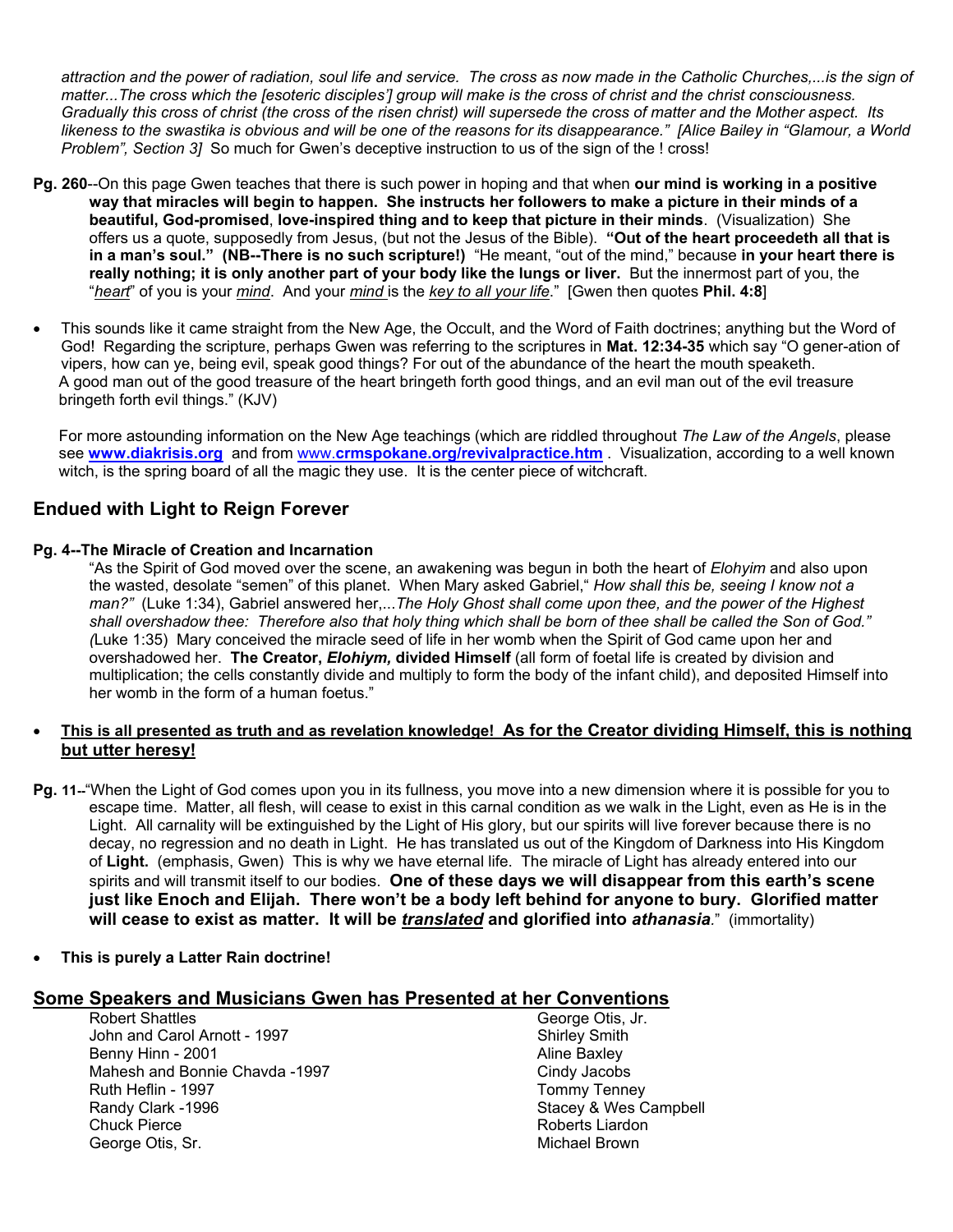*attraction and the power of radiation, soul life and service. The cross as now made in the Catholic Churches,...is the sign of matter...The cross which the [esoteric disciples'] group will make is the cross of christ and the christ consciousness. Gradually this cross of christ (the cross of the risen christ) will supersede the cross of matter and the Mother aspect. Its likeness to the swastika is obvious and will be one of the reasons for its disappearance." [Alice Bailey in "Glamour, a World Problem", Section 3]* So much for Gwen's deceptive instruction to us of the sign of the ! cross!

**Pg. 260**--On this page Gwen teaches that there is such power in hoping and that when **our mind is working in a positive way that miracles will begin to happen. She instructs her followers to make a picture in their minds of a beautiful, God-promised**, **love-inspired thing and to keep that picture in their minds**. (Visualization) She offers us a quote, supposedly from Jesus, (but not the Jesus of the Bible). **"Out of the heart proceedeth all that is in a man's soul." (NB--There is no such scripture!)** "He meant, "out of the mind," because **in your heart there is really nothing; it is only another part of your body like the lungs or liver.** But the innermost part of you, the "*heart*" of you is your *mind*. And your *mind* is the *key to all your life*." [Gwen then quotes **Phil. 4:8**]

- This sounds like it came straight from the New Age, the Occult, and the Word of Faith doctrines; anything but the Word of God! Regarding the scripture, perhaps Gwen was referring to the scriptures in **Mat. 12:34-35** which say "O gener-ation of vipers, how can ye, being evil, speak good things? For out of the abundance of the heart the mouth speaketh. A good man out of the good treasure of the heart bringeth forth good things, and an evil man out of the evil treasure bringeth forth evil things." (KJV)

  For more astounding information on the New Age teachings (which are riddled throughout *The Law of the Angels*, please see **www.diakrisis.org** and from www.**crmspokane.org/revivalpractice.htm** . Visualization, according to a well known witch, is the spring board of all the magic they use. It is the center piece of witchcraft.

## Endued with Light to Reign Forever

**Pg. 4--The Miracle of Creation and Incarnation**

"As the Spirit of God moved over the scene, an awakening was begun in both the heart of *Elohyim* and also upon the wasted, desolate "semen" of this planet. When Mary asked Gabriel," *How shall this be, seeing I know not a man?"* (Luke 1:34), Gabriel answered her,...*The Holy Ghost shall come upon thee, and the power of the Highest shall overshadow thee: Therefore also that holy thing which shall be born of thee shall be called the Son of God." (*Luke 1:35) Mary conceived the miracle seed of life in her womb when the Spirit of God came upon her and overshadowed her. **The Creator, *Elohiym,* divided Himself** (all form of foetal life is created by division and multiplication; the cells constantly divide and multiply to form the body of the infant child), and deposited Himself into her womb in the form of a human foetus."

- **<u>This is all presented as truth and as revelation knowledge! As for the Creator dividing Himself, this is nothing but utter heresy!</u>**

**Pg. 11--**"When the Light of God comes upon you in its fullness, you move into a new dimension where it is possible for you to escape time. Matter, all flesh, will cease to exist in this carnal condition as we walk in the Light, even as He is in the Light. All carnality will be extinguished by the Light of His glory, but our spirits will live forever because there is no decay, no regression and no death in Light. He has translated us out of the Kingdom of Darkness into His Kingdom of **Light.** (emphasis, Gwen) This is why we have eternal life. The miracle of Light has already entered into our spirits and will transmit itself to our bodies. **One of these days we will disappear from this earth's scene just like Enoch and Elijah. There won't be a body left behind for anyone to bury. Glorified matter will cease to exist as matter. It will be *<u>translated</u>* and glorified into *athanasia*.**" (immortality)

- **This is purely a Latter Rain doctrine!**

## <u>Some Speakers and Musicians Gwen has Presented at her Conventions</u>

Robert Shattles
John and Carol Arnott - 1997
Benny Hinn - 2001
Mahesh and Bonnie Chavda -1997
Ruth Heflin - 1997
Randy Clark -1996
Chuck Pierce
George Otis, Sr.
George Otis, Jr.
Shirley Smith
Aline Baxley
Cindy Jacobs
Tommy Tenney
Stacey & Wes Campbell
Roberts Liardon
Michael Brown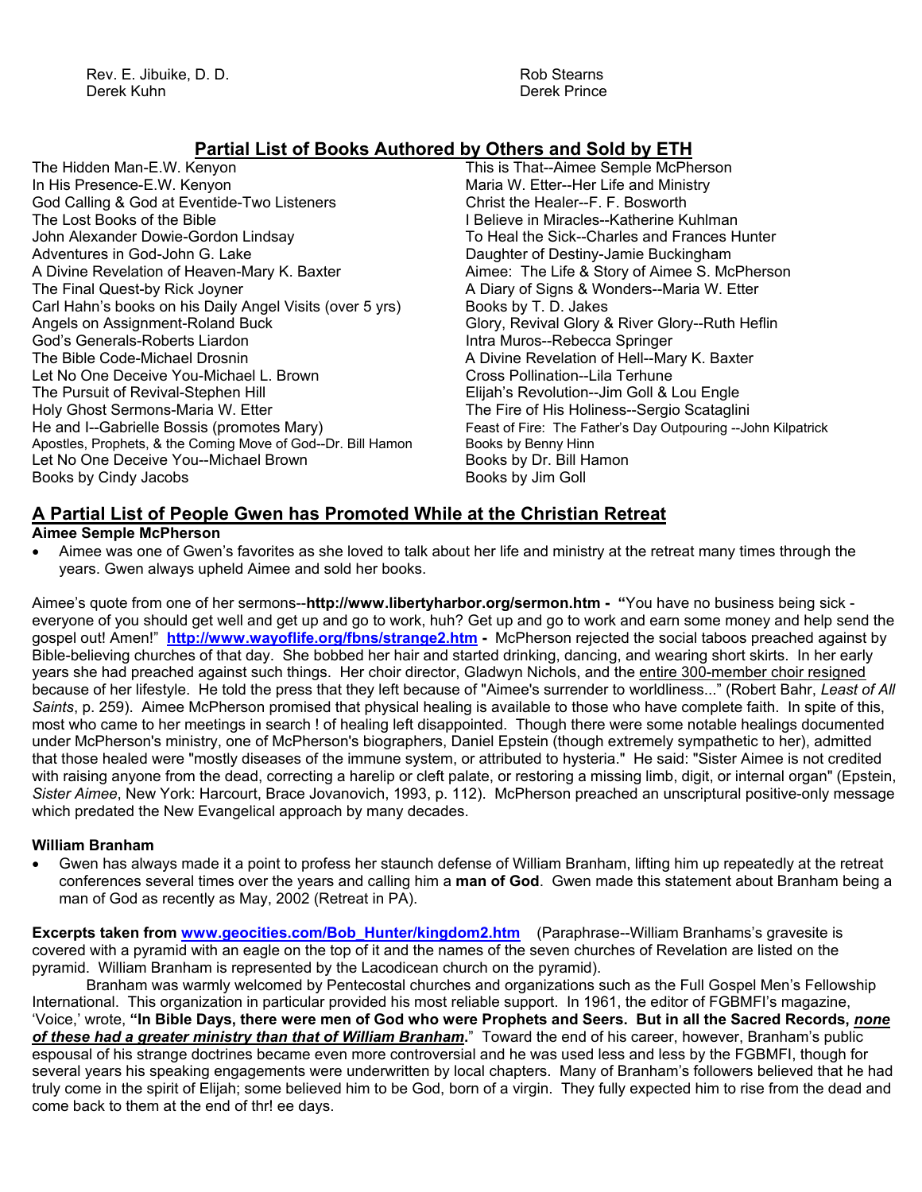Rev. E. Jibuike, D. D.
Derek Kuhn

Rob Stearns
Derek Prince

## Partial List of Books Authored by Others and Sold by ETH

The Hidden Man-E.W. Kenyon
In His Presence-E.W. Kenyon
God Calling & God at Eventide-Two Listeners
The Lost Books of the Bible
John Alexander Dowie-Gordon Lindsay
Adventures in God-John G. Lake
A Divine Revelation of Heaven-Mary K. Baxter
The Final Quest-by Rick Joyner
Carl Hahn's books on his Daily Angel Visits (over 5 yrs)
Angels on Assignment-Roland Buck
God's Generals-Roberts Liardon
The Bible Code-Michael Drosnin
Let No One Deceive You-Michael L. Brown
The Pursuit of Revival-Stephen Hill
Holy Ghost Sermons-Maria W. Etter
He and I--Gabrielle Bossis (promotes Mary)
Apostles, Prophets, & the Coming Move of God--Dr. Bill Hamon
Let No One Deceive You--Michael Brown
Books by Cindy Jacobs
This is That--Aimee Semple McPherson
Maria W. Etter--Her Life and Ministry
Christ the Healer--F. F. Bosworth
I Believe in Miracles--Katherine Kuhlman
To Heal the Sick--Charles and Frances Hunter
Daughter of Destiny-Jamie Buckingham
Aimee: The Life & Story of Aimee S. McPherson
A Diary of Signs & Wonders--Maria W. Etter
Books by T. D. Jakes
Glory, Revival Glory & River Glory--Ruth Heflin
Intra Muros--Rebecca Springer
A Divine Revelation of Hell--Mary K. Baxter
Cross Pollination--Lila Terhune
Elijah's Revolution--Jim Goll & Lou Engle
The Fire of His Holiness--Sergio Scataglini
Feast of Fire: The Father's Day Outpouring --John Kilpatrick
Books by Benny Hinn
Books by Dr. Bill Hamon
Books by Jim Goll

## A Partial List of People Gwen has Promoted While at the Christian Retreat

**Aimee Semple McPherson**

- Aimee was one of Gwen's favorites as she loved to talk about her life and ministry at the retreat many times through the years. Gwen always upheld Aimee and sold her books.

Aimee's quote from one of her sermons--**http://www.libertyharbor.org/sermon.htm - "**You have no business being sick - everyone of you should get well and get up and go to work, huh? Get up and go to work and earn some money and help send the gospel out! Amen!" **http://www.wayoflife.org/fbns/strange2.htm -** McPherson rejected the social taboos preached against by Bible-believing churches of that day. She bobbed her hair and started drinking, dancing, and wearing short skirts. In her early years she had preached against such things. Her choir director, Gladwyn Nichols, and the entire 300-member choir resigned because of her lifestyle. He told the press that they left because of "Aimee's surrender to worldliness..." (Robert Bahr, *Least of All Saints*, p. 259). Aimee McPherson promised that physical healing is available to those who have complete faith. In spite of this, most who came to her meetings in search ! of healing left disappointed. Though there were some notable healings documented under McPherson's ministry, one of McPherson's biographers, Daniel Epstein (though extremely sympathetic to her), admitted that those healed were "mostly diseases of the immune system, or attributed to hysteria." He said: "Sister Aimee is not credited with raising anyone from the dead, correcting a harelip or cleft palate, or restoring a missing limb, digit, or internal organ" (Epstein, *Sister Aimee*, New York: Harcourt, Brace Jovanovich, 1993, p. 112). McPherson preached an unscriptural positive-only message which predated the New Evangelical approach by many decades.

**William Branham**

- Gwen has always made it a point to profess her staunch defense of William Branham, lifting him up repeatedly at the retreat conferences several times over the years and calling him a **man of God**. Gwen made this statement about Branham being a man of God as recently as May, 2002 (Retreat in PA).

**Excerpts taken from www.geocities.com/Bob_Hunter/kingdom2.htm** (Paraphrase--William Branhams's gravesite is covered with a pyramid with an eagle on the top of it and the names of the seven churches of Revelation are listed on the pyramid. William Branham is represented by the Lacodicean church on the pyramid).

Branham was warmly welcomed by Pentecostal churches and organizations such as the Full Gospel Men's Fellowship International. This organization in particular provided his most reliable support. In 1961, the editor of FGBMFI's magazine, 'Voice,' wrote, **"In Bible Days, there were men of God who were Prophets and Seers. But in all the Sacred Records, *none of these had a greater ministry than that of William Branham*.**" Toward the end of his career, however, Branham's public espousal of his strange doctrines became even more controversial and he was used less and less by the FGBMFI, though for several years his speaking engagements were underwritten by local chapters. Many of Branham's followers believed that he had truly come in the spirit of Elijah; some believed him to be God, born of a virgin. They fully expected him to rise from the dead and come back to them at the end of thr! ee days.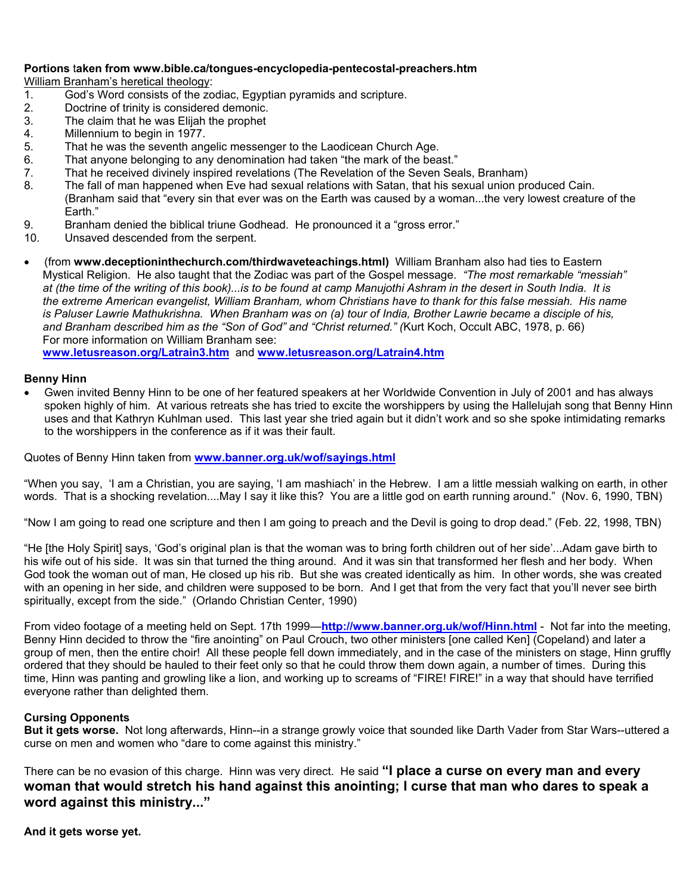**Portions taken from www.bible.ca/tongues-encyclopedia-pentecostal-preachers.htm**

William Branham's heretical theology:

1. God's Word consists of the zodiac, Egyptian pyramids and scripture.
2. Doctrine of trinity is considered demonic.
3. The claim that he was Elijah the prophet
4. Millennium to begin in 1977.
5. That he was the seventh angelic messenger to the Laodicean Church Age.
6. That anyone belonging to any denomination had taken "the mark of the beast."
7. That he received divinely inspired revelations (The Revelation of the Seven Seals, Branham)
8. The fall of man happened when Eve had sexual relations with Satan, that his sexual union produced Cain. (Branham said that "every sin that ever was on the Earth was caused by a woman...the very lowest creature of the Earth."
9. Branham denied the biblical triune Godhead. He pronounced it a "gross error."
10. Unsaved descended from the serpent.

- (from **www.deceptioninthechurch.com/thirdwaveteachings.html)** William Branham also had ties to Eastern Mystical Religion. He also taught that the Zodiac was part of the Gospel message. *"The most remarkable "messiah" at (the time of the writing of this book)...is to be found at camp Manujothi Ashram in the desert in South India. It is the extreme American evangelist, William Branham, whom Christians have to thank for this false messiah. His name is Paluser Lawrie Mathukrishna. When Branham was on (a) tour of India, Brother Lawrie became a disciple of his, and Branham described him as the "Son of God" and "Christ returned." (*Kurt Koch, Occult ABC, 1978, p. 66)
  For more information on William Branham see:
  **www.letusreason.org/Latrain3.htm** and **www.letusreason.org/Latrain4.htm**

**Benny Hinn**

- Gwen invited Benny Hinn to be one of her featured speakers at her Worldwide Convention in July of 2001 and has always spoken highly of him. At various retreats she has tried to excite the worshippers by using the Hallelujah song that Benny Hinn uses and that Kathryn Kuhlman used. This last year she tried again but it didn't work and so she spoke intimidating remarks to the worshippers in the conference as if it was their fault.

Quotes of Benny Hinn taken from **www.banner.org.uk/wof/sayings.html**

"When you say, 'I am a Christian, you are saying, 'I am mashiach' in the Hebrew. I am a little messiah walking on earth, in other words. That is a shocking revelation....May I say it like this? You are a little god on earth running around." (Nov. 6, 1990, TBN)

"Now I am going to read one scripture and then I am going to preach and the Devil is going to drop dead." (Feb. 22, 1998, TBN)

"He [the Holy Spirit] says, 'God's original plan is that the woman was to bring forth children out of her side'...Adam gave birth to his wife out of his side. It was sin that turned the thing around. And it was sin that transformed her flesh and her body. When God took the woman out of man, He closed up his rib. But she was created identically as him. In other words, she was created with an opening in her side, and children were supposed to be born. And I get that from the very fact that you'll never see birth spiritually, except from the side." (Orlando Christian Center, 1990)

From video footage of a meeting held on Sept. 17th 1999—**http://www.banner.org.uk/wof/Hinn.html** - Not far into the meeting, Benny Hinn decided to throw the "fire anointing" on Paul Crouch, two other ministers [one called Ken] (Copeland) and later a group of men, then the entire choir! All these people fell down immediately, and in the case of the ministers on stage, Hinn gruffly ordered that they should be hauled to their feet only so that he could throw them down again, a number of times. During this time, Hinn was panting and growling like a lion, and working up to screams of "FIRE! FIRE!" in a way that should have terrified everyone rather than delighted them.

**Cursing Opponents**

**But it gets worse.** Not long afterwards, Hinn--in a strange growly voice that sounded like Darth Vader from Star Wars--uttered a curse on men and women who "dare to come against this ministry."

There can be no evasion of this charge. Hinn was very direct. He said **"I place a curse on every man and every woman that would stretch his hand against this anointing; I curse that man who dares to speak a word against this ministry..."**

**And it gets worse yet.**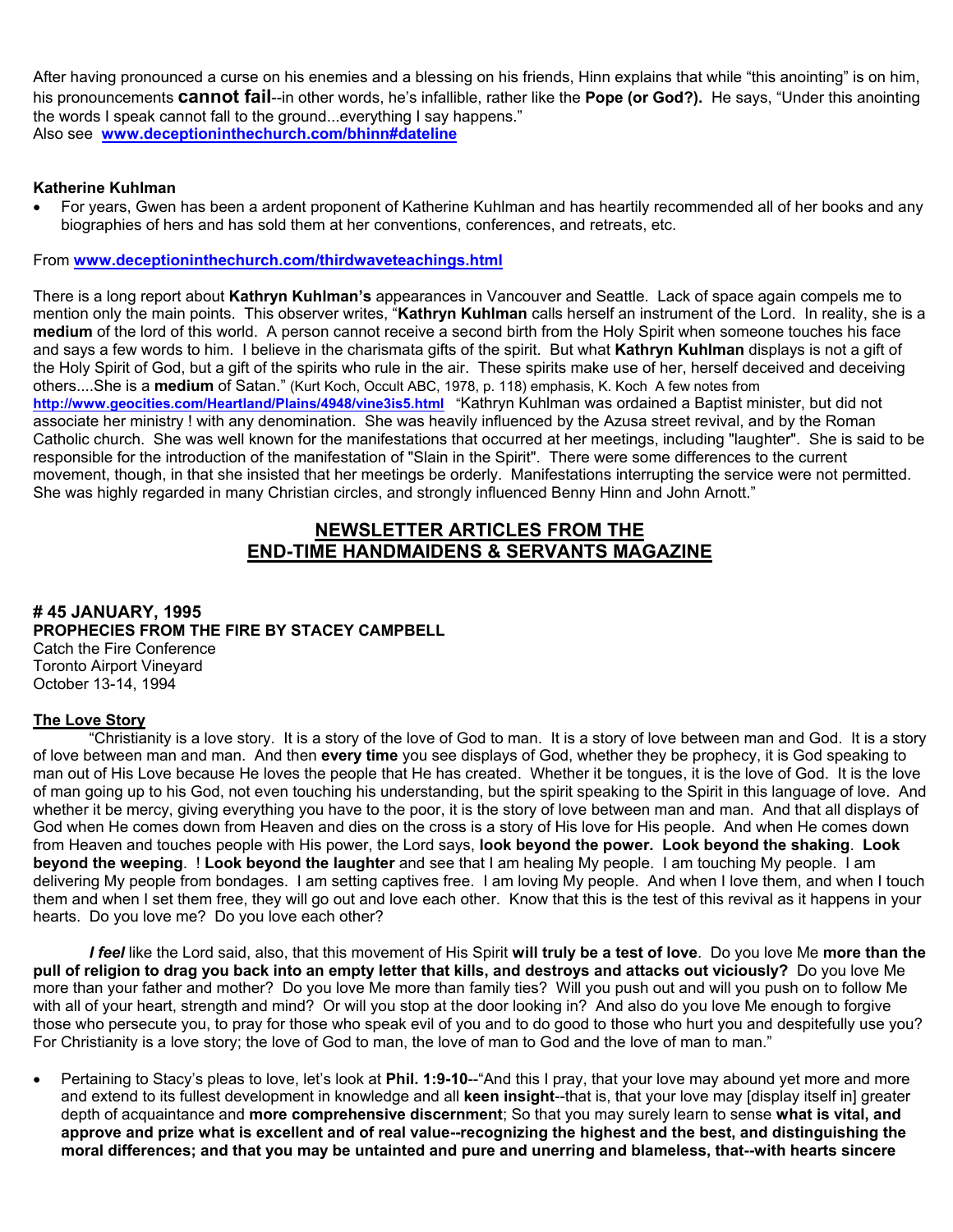After having pronounced a curse on his enemies and a blessing on his friends, Hinn explains that while "this anointing" is on him, his pronouncements **cannot fail**--in other words, he's infallible, rather like the **Pope (or God?).** He says, "Under this anointing the words I speak cannot fall to the ground...everything I say happens."
Also see **www.deceptioninthechurch.com/bhinn#dateline**

**Katherine Kuhlman**

- For years, Gwen has been a ardent proponent of Katherine Kuhlman and has heartily recommended all of her books and any biographies of hers and has sold them at her conventions, conferences, and retreats, etc.

From **www.deceptioninthechurch.com/thirdwaveteachings.html**

There is a long report about **Kathryn Kuhlman's** appearances in Vancouver and Seattle. Lack of space again compels me to mention only the main points. This observer writes, "**Kathryn Kuhlman** calls herself an instrument of the Lord. In reality, she is a **medium** of the lord of this world. A person cannot receive a second birth from the Holy Spirit when someone touches his face and says a few words to him. I believe in the charismata gifts of the spirit. But what **Kathryn Kuhlman** displays is not a gift of the Holy Spirit of God, but a gift of the spirits who rule in the air. These spirits make use of her, herself deceived and deceiving others....She is a **medium** of Satan." (Kurt Koch, Occult ABC, 1978, p. 118) emphasis, K. Koch A few notes from **http://www.geocities.com/Heartland/Plains/4948/vine3is5.html** "Kathryn Kuhlman was ordained a Baptist minister, but did not associate her ministry ! with any denomination. She was heavily influenced by the Azusa street revival, and by the Roman Catholic church. She was well known for the manifestations that occurred at her meetings, including "laughter". She is said to be responsible for the introduction of the manifestation of "Slain in the Spirit". There were some differences to the current movement, though, in that she insisted that her meetings be orderly. Manifestations interrupting the service were not permitted. She was highly regarded in many Christian circles, and strongly influenced Benny Hinn and John Arnott."

## NEWSLETTER ARTICLES FROM THE END-TIME HANDMAIDENS & SERVANTS MAGAZINE

**# 45 JANUARY, 1995**
**PROPHECIES FROM THE FIRE BY STACEY CAMPBELL**
Catch the Fire Conference
Toronto Airport Vineyard
October 13-14, 1994

**The Love Story**

"Christianity is a love story. It is a story of the love of God to man. It is a story of love between man and God. It is a story of love between man and man. And then **every time** you see displays of God, whether they be prophecy, it is God speaking to man out of His Love because He loves the people that He has created. Whether it be tongues, it is the love of God. It is the love of man going up to his God, not even touching his understanding, but the spirit speaking to the Spirit in this language of love. And whether it be mercy, giving everything you have to the poor, it is the story of love between man and man. And that all displays of God when He comes down from Heaven and dies on the cross is a story of His love for His people. And when He comes down from Heaven and touches people with His power, the Lord says, **look beyond the power. Look beyond the shaking**. **Look beyond the weeping**. ! **Look beyond the laughter** and see that I am healing My people. I am touching My people. I am delivering My people from bondages. I am setting captives free. I am loving My people. And when I love them, and when I touch them and when I set them free, they will go out and love each other. Know that this is the test of this revival as it happens in your hearts. Do you love me? Do you love each other?

***I feel*** like the Lord said, also, that this movement of His Spirit **will truly be a test of love**. Do you love Me **more than the pull of religion to drag you back into an empty letter that kills, and destroys and attacks out viciously?** Do you love Me more than your father and mother? Do you love Me more than family ties? Will you push out and will you push on to follow Me with all of your heart, strength and mind? Or will you stop at the door looking in? And also do you love Me enough to forgive those who persecute you, to pray for those who speak evil of you and to do good to those who hurt you and despitefully use you? For Christianity is a love story; the love of God to man, the love of man to God and the love of man to man."

- Pertaining to Stacy's pleas to love, let's look at **Phil. 1:9-10**--"And this I pray, that your love may abound yet more and more and extend to its fullest development in knowledge and all **keen insight**--that is, that your love may [display itself in] greater depth of acquaintance and **more comprehensive discernment**; So that you may surely learn to sense **what is vital, and approve and prize what is excellent and of real value--recognizing the highest and the best, and distinguishing the moral differences; and that you may be untainted and pure and unerring and blameless, that--with hearts sincere**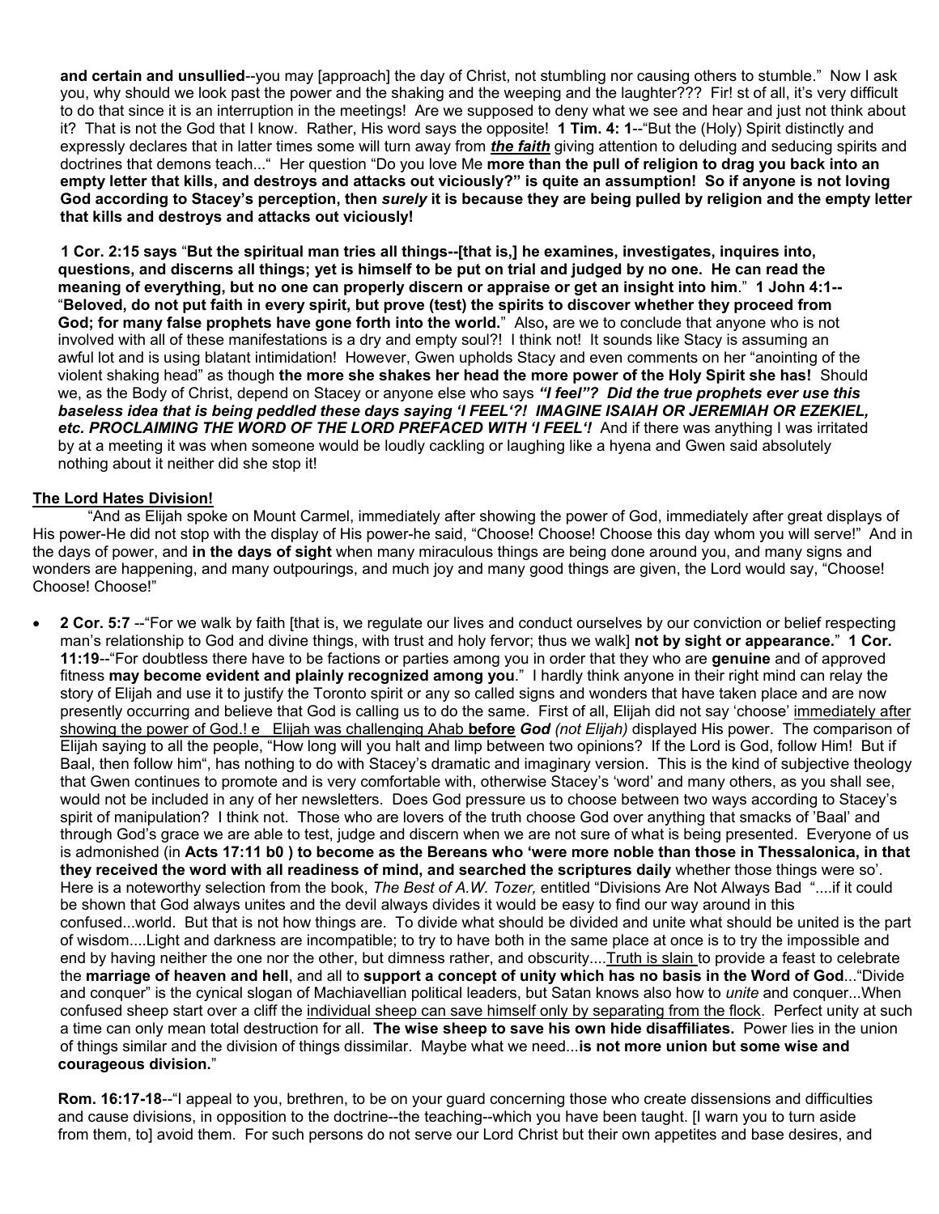**and certain and unsullied**--you may [approach] the day of Christ, not stumbling nor causing others to stumble." Now I ask you, why should we look past the power and the shaking and the weeping and the laughter??? Fir! st of all, it's very difficult to do that since it is an interruption in the meetings! Are we supposed to deny what we see and hear and just not think about it? That is not the God that I know. Rather, His word says the opposite! **1 Tim. 4: 1**--"But the (Holy) Spirit distinctly and expressly declares that in latter times some will turn away from ***the faith*** giving attention to deluding and seducing spirits and doctrines that demons teach..." Her question "Do you love Me **more than the pull of religion to drag you back into an empty letter that kills, and destroys and attacks out viciously?" is quite an assumption! So if anyone is not loving God according to Stacey's perception, then *surely* it is because they are being pulled by religion and the empty letter that kills and destroys and attacks out viciously!**

**1 Cor. 2:15 says** "**But the spiritual man tries all things--[that is,] he examines, investigates, inquires into, questions, and discerns all things; yet is himself to be put on trial and judged by no one. He can read the meaning of everything, but no one can properly discern or appraise or get an insight into him**." **1 John 4:1--** "**Beloved, do not put faith in every spirit, but prove (test) the spirits to discover whether they proceed from God; for many false prophets have gone forth into the world.**" Also, are we to conclude that anyone who is not involved with all of these manifestations is a dry and empty soul?! I think not! It sounds like Stacy is assuming an awful lot and is using blatant intimidation! However, Gwen upholds Stacy and even comments on her "anointing of the violent shaking head" as though **the more she shakes her head the more power of the Holy Spirit she has!** Should we, as the Body of Christ, depend on Stacey or anyone else who says ***"I feel"? Did the true prophets ever use this baseless idea that is being peddled these days saying 'I FEEL'?! IMAGINE ISAIAH OR JEREMIAH OR EZEKIEL, etc. PROCLAIMING THE WORD OF THE LORD PREFACED WITH 'I FEEL'!*** And if there was anything I was irritated by at a meeting it was when someone would be loudly cackling or laughing like a hyena and Gwen said absolutely nothing about it neither did she stop it!

**The Lord Hates Division!**

"And as Elijah spoke on Mount Carmel, immediately after showing the power of God, immediately after great displays of His power-He did not stop with the display of His power-he said, "Choose! Choose! Choose this day whom you will serve!" And in the days of power, and **in the days of sight** when many miraculous things are being done around you, and many signs and wonders are happening, and many outpourings, and much joy and many good things are given, the Lord would say, "Choose! Choose! Choose!"

- **2 Cor. 5:7** --"For we walk by faith [that is, we regulate our lives and conduct ourselves by our conviction or belief respecting man's relationship to God and divine things, with trust and holy fervor; thus we walk] **not by sight or appearance.**" **1 Cor. 11:19**--"For doubtless there have to be factions or parties among you in order that they who are **genuine** and of approved fitness **may become evident and plainly recognized among you**." I hardly think anyone in their right mind can relay the story of Elijah and use it to justify the Toronto spirit or any so called signs and wonders that have taken place and are now presently occurring and believe that God is calling us to do the same. First of all, Elijah did not say 'choose' immediately after showing the power of God.! e Elijah was challenging Ahab **before** ***God*** *(not Elijah)* displayed His power. The comparison of Elijah saying to all the people, "How long will you halt and limp between two opinions? If the Lord is God, follow Him! But if Baal, then follow him", has nothing to do with Stacey's dramatic and imaginary version. This is the kind of subjective theology that Gwen continues to promote and is very comfortable with, otherwise Stacey's 'word' and many others, as you shall see, would not be included in any of her newsletters. Does God pressure us to choose between two ways according to Stacey's spirit of manipulation? I think not. Those who are lovers of the truth choose God over anything that smacks of 'Baal' and through God's grace we are able to test, judge and discern when we are not sure of what is being presented. Everyone of us is admonished (in **Acts 17:11 b0 ) to become as the Bereans who 'were more noble than those in Thessalonica, in that they received the word with all readiness of mind, and searched the scriptures daily** whether those things were so'. Here is a noteworthy selection from the book, *The Best of A.W. Tozer,* entitled "Divisions Are Not Always Bad "....if it could be shown that God always unites and the devil always divides it would be easy to find our way around in this confused...world. But that is not how things are. To divide what should be divided and unite what should be united is the part of wisdom....Light and darkness are incompatible; to try to have both in the same place at once is to try the impossible and end by having neither the one nor the other, but dimness rather, and obscurity....Truth is slain to provide a feast to celebrate the **marriage of heaven and hell**, and all to **support a concept of unity which has no basis in the Word of God**..."Divide and conquer" is the cynical slogan of Machiavellian political leaders, but Satan knows also how to *unite* and conquer...When confused sheep start over a cliff the individual sheep can save himself only by separating from the flock. Perfect unity at such a time can only mean total destruction for all. **The wise sheep to save his own hide disaffiliates.** Power lies in the union of things similar and the division of things dissimilar. Maybe what we need...**is not more union but some wise and courageous division.**"

**Rom. 16:17-18**--"I appeal to you, brethren, to be on your guard concerning those who create dissensions and difficulties and cause divisions, in opposition to the doctrine--the teaching--which you have been taught. [I warn you to turn aside from them, to] avoid them. For such persons do not serve our Lord Christ but their own appetites and base desires, and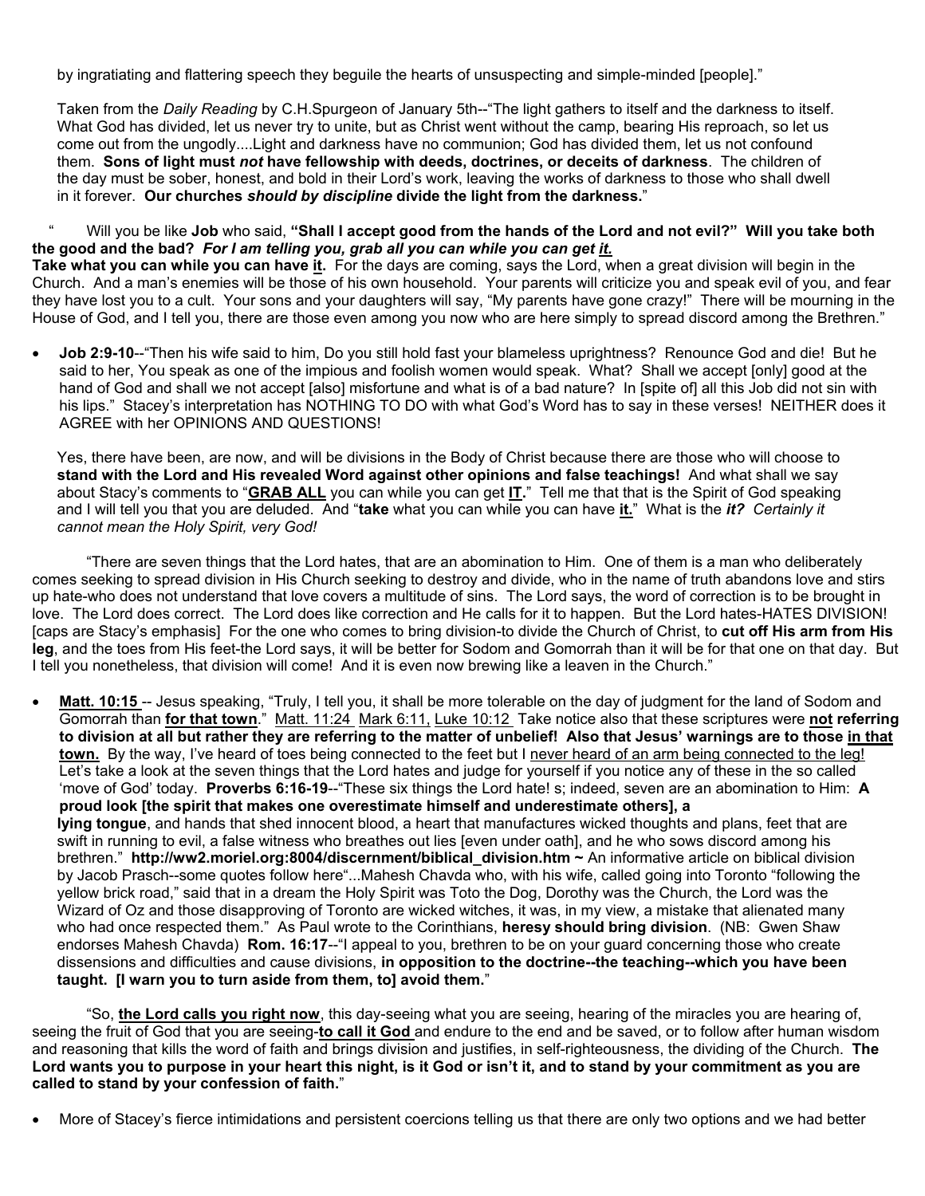by ingratiating and flattering speech they beguile the hearts of unsuspecting and simple-minded [people]."

Taken from the *Daily Reading* by C.H.Spurgeon of January 5th--"The light gathers to itself and the darkness to itself. What God has divided, let us never try to unite, but as Christ went without the camp, bearing His reproach, so let us come out from the ungodly....Light and darkness have no communion; God has divided them, let us not confound them. **Sons of light must *not* have fellowship with deeds, doctrines, or deceits of darkness**. The children of the day must be sober, honest, and bold in their Lord's work, leaving the works of darkness to those who shall dwell in it forever. **Our churches *should by discipline* divide the light from the darkness.**"

" Will you be like **Job** who said, **"Shall I accept good from the hands of the Lord and not evil?" Will you take both the good and the bad? *For I am telling you, grab all you can while you can get <u>it.</u>***
**Take what you can while you can have <u>it</u>.** For the days are coming, says the Lord, when a great division will begin in the Church. And a man's enemies will be those of his own household. Your parents will criticize you and speak evil of you, and fear they have lost you to a cult. Your sons and your daughters will say, "My parents have gone crazy!" There will be mourning in the House of God, and I tell you, there are those even among you now who are here simply to spread discord among the Brethren."

- **Job 2:9-10**--"Then his wife said to him, Do you still hold fast your blameless uprightness? Renounce God and die! But he said to her, You speak as one of the impious and foolish women would speak. What? Shall we accept [only] good at the hand of God and shall we not accept [also] misfortune and what is of a bad nature? In [spite of] all this Job did not sin with his lips." Stacey's interpretation has NOTHING TO DO with what God's Word has to say in these verses! NEITHER does it AGREE with her OPINIONS AND QUESTIONS!

Yes, there have been, are now, and will be divisions in the Body of Christ because there are those who will choose to **stand with the Lord and His revealed Word against other opinions and false teachings!** And what shall we say about Stacy's comments to "**<u>GRAB ALL</u>** you can while you can get **<u>IT</u>**." Tell me that that is the Spirit of God speaking and I will tell you that you are deluded. And "**take** what you can while you can have **<u>it.</u>**" What is the ***it?*** *Certainly it cannot mean the Holy Spirit, very God!*

"There are seven things that the Lord hates, that are an abomination to Him. One of them is a man who deliberately comes seeking to spread division in His Church seeking to destroy and divide, who in the name of truth abandons love and stirs up hate-who does not understand that love covers a multitude of sins. The Lord says, the word of correction is to be brought in love. The Lord does correct. The Lord does like correction and He calls for it to happen. But the Lord hates-HATES DIVISION! [caps are Stacy's emphasis] For the one who comes to bring division-to divide the Church of Christ, to **cut off His arm from His leg**, and the toes from His feet-the Lord says, it will be better for Sodom and Gomorrah than it will be for that one on that day. But I tell you nonetheless, that division will come! And it is even now brewing like a leaven in the Church."

- **<u>Matt. 10:15</u>** -- Jesus speaking, "Truly, I tell you, it shall be more tolerable on the day of judgment for the land of Sodom and Gomorrah than **<u>for that town</u>**." <u>Matt. 11:24</u> <u>Mark 6:11,</u> <u>Luke 10:12</u> Take notice also that these scriptures were **<u>not</u> referring to division at all but rather they are referring to the matter of unbelief! Also that Jesus' warnings are to those <u>in that town.</u>** By the way, I've heard of toes being connected to the feet but I <u>never heard of an arm being connected to the leg!</u> Let's take a look at the seven things that the Lord hates and judge for yourself if you notice any of these in the so called 'move of God' today. **Proverbs 6:16-19**--"These six things the Lord hate! s; indeed, seven are an abomination to Him: **A proud look [the spirit that makes one overestimate himself and underestimate others], a lying tongue**, and hands that shed innocent blood, a heart that manufactures wicked thoughts and plans, feet that are swift in running to evil, a false witness who breathes out lies [even under oath], and he who sows discord among his brethren." **http://ww2.moriel.org:8004/discernment/biblical_division.htm ~** An informative article on biblical division by Jacob Prasch--some quotes follow here"...Mahesh Chavda who, with his wife, called going into Toronto "following the yellow brick road," said that in a dream the Holy Spirit was Toto the Dog, Dorothy was the Church, the Lord was the Wizard of Oz and those disapproving of Toronto are wicked witches, it was, in my view, a mistake that alienated many who had once respected them." As Paul wrote to the Corinthians, **heresy should bring division**. (NB: Gwen Shaw endorses Mahesh Chavda) **Rom. 16:17**--"I appeal to you, brethren to be on your guard concerning those who create dissensions and difficulties and cause divisions, **in opposition to the doctrine--the teaching--which you have been taught. [I warn you to turn aside from them, to] avoid them.**"

"So, **<u>the Lord calls you right now</u>**, this day-seeing what you are seeing, hearing of the miracles you are hearing of, seeing the fruit of God that you are seeing-**<u>to call it God</u>** and endure to the end and be saved, or to follow after human wisdom and reasoning that kills the word of faith and brings division and justifies, in self-righteousness, the dividing of the Church. **The Lord wants you to purpose in your heart this night, is it God or isn't it, and to stand by your commitment as you are called to stand by your confession of faith.**"

- More of Stacey's fierce intimidations and persistent coercions telling us that there are only two options and we had better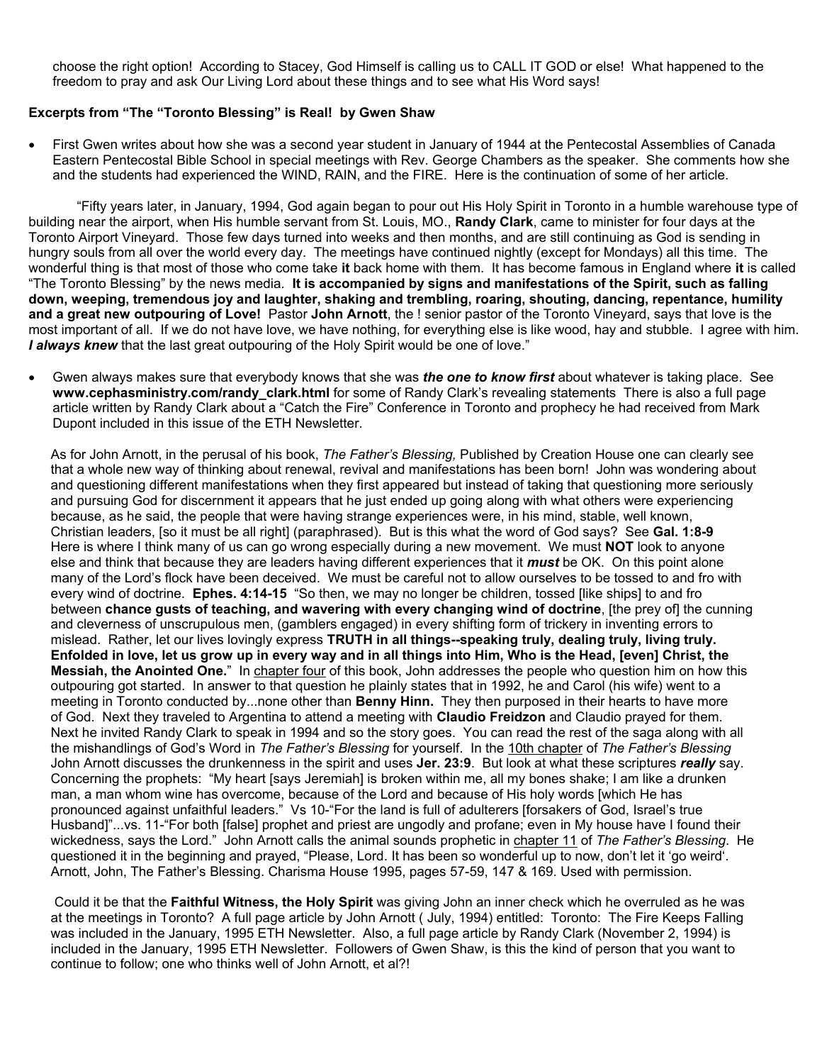choose the right option! According to Stacey, God Himself is calling us to CALL IT GOD or else! What happened to the freedom to pray and ask Our Living Lord about these things and to see what His Word says!

**Excerpts from "The "Toronto Blessing" is Real! by Gwen Shaw**

- First Gwen writes about how she was a second year student in January of 1944 at the Pentecostal Assemblies of Canada Eastern Pentecostal Bible School in special meetings with Rev. George Chambers as the speaker. She comments how she and the students had experienced the WIND, RAIN, and the FIRE. Here is the continuation of some of her article.

"Fifty years later, in January, 1994, God again began to pour out His Holy Spirit in Toronto in a humble warehouse type of building near the airport, when His humble servant from St. Louis, MO., **Randy Clark**, came to minister for four days at the Toronto Airport Vineyard. Those few days turned into weeks and then months, and are still continuing as God is sending in hungry souls from all over the world every day. The meetings have continued nightly (except for Mondays) all this time. The wonderful thing is that most of those who come take **it** back home with them. It has become famous in England where **it** is called "The Toronto Blessing" by the news media. **It is accompanied by signs and manifestations of the Spirit, such as falling down, weeping, tremendous joy and laughter, shaking and trembling, roaring, shouting, dancing, repentance, humility and a great new outpouring of Love!** Pastor **John Arnott**, the ! senior pastor of the Toronto Vineyard, says that love is the most important of all. If we do not have love, we have nothing, for everything else is like wood, hay and stubble. I agree with him. ***I always knew*** that the last great outpouring of the Holy Spirit would be one of love."

- Gwen always makes sure that everybody knows that she was ***the one to know first*** about whatever is taking place. See **www.cephasministry.com/randy_clark.html** for some of Randy Clark's revealing statements There is also a full page article written by Randy Clark about a "Catch the Fire" Conference in Toronto and prophecy he had received from Mark Dupont included in this issue of the ETH Newsletter.

As for John Arnott, in the perusal of his book, *The Father's Blessing,* Published by Creation House one can clearly see that a whole new way of thinking about renewal, revival and manifestations has been born! John was wondering about and questioning different manifestations when they first appeared but instead of taking that questioning more seriously and pursuing God for discernment it appears that he just ended up going along with what others were experiencing because, as he said, the people that were having strange experiences were, in his mind, stable, well known, Christian leaders, [so it must be all right] (paraphrased). But is this what the word of God says? See **Gal. 1:8-9** Here is where I think many of us can go wrong especially during a new movement. We must **NOT** look to anyone else and think that because they are leaders having different experiences that it ***must*** be OK. On this point alone many of the Lord's flock have been deceived. We must be careful not to allow ourselves to be tossed to and fro with every wind of doctrine. **Ephes. 4:14-15** "So then, we may no longer be children, tossed [like ships] to and fro between **chance gusts of teaching, and wavering with every changing wind of doctrine**, [the prey of] the cunning and cleverness of unscrupulous men, (gamblers engaged) in every shifting form of trickery in inventing errors to mislead. Rather, let our lives lovingly express **TRUTH in all things--speaking truly, dealing truly, living truly. Enfolded in love, let us grow up in every way and in all things into Him, Who is the Head, [even] Christ, the Messiah, the Anointed One.**" In chapter four of this book, John addresses the people who question him on how this outpouring got started. In answer to that question he plainly states that in 1992, he and Carol (his wife) went to a meeting in Toronto conducted by...none other than **Benny Hinn.** They then purposed in their hearts to have more of God. Next they traveled to Argentina to attend a meeting with **Claudio Freidzon** and Claudio prayed for them. Next he invited Randy Clark to speak in 1994 and so the story goes. You can read the rest of the saga along with all the mishandlings of God's Word in *The Father's Blessing* for yourself. In the 10th chapter of *The Father's Blessing* John Arnott discusses the drunkenness in the spirit and uses **Jer. 23:9**. But look at what these scriptures ***really*** say. Concerning the prophets: "My heart [says Jeremiah] is broken within me, all my bones shake; I am like a drunken man, a man whom wine has overcome, because of the Lord and because of His holy words [which He has pronounced against unfaithful leaders." Vs 10-"For the land is full of adulterers [forsakers of God, Israel's true Husband]"...vs. 11-"For both [false] prophet and priest are ungodly and profane; even in My house have I found their wickedness, says the Lord." John Arnott calls the animal sounds prophetic in chapter 11 of *The Father's Blessing.* He questioned it in the beginning and prayed, "Please, Lord. It has been so wonderful up to now, don't let it 'go weird'. Arnott, John, The Father's Blessing. Charisma House 1995, pages 57-59, 147 & 169. Used with permission.

Could it be that the **Faithful Witness, the Holy Spirit** was giving John an inner check which he overruled as he was at the meetings in Toronto? A full page article by John Arnott ( July, 1994) entitled: Toronto: The Fire Keeps Falling was included in the January, 1995 ETH Newsletter. Also, a full page article by Randy Clark (November 2, 1994) is included in the January, 1995 ETH Newsletter. Followers of Gwen Shaw, is this the kind of person that you want to continue to follow; one who thinks well of John Arnott, et al?!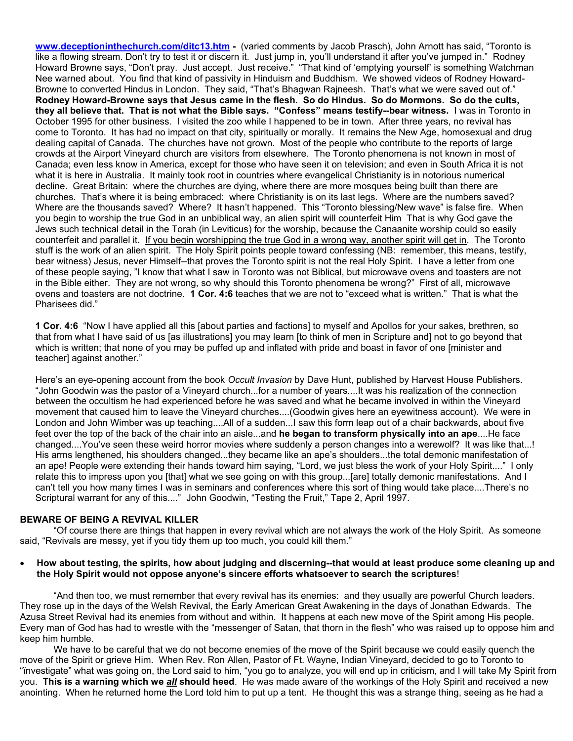**www.deceptioninthechurch.com/ditc13.htm -** (varied comments by Jacob Prasch), John Arnott has said, "Toronto is like a flowing stream. Don't try to test it or discern it. Just jump in, you'll understand it after you've jumped in." Rodney Howard Browne says, "Don't pray. Just accept. Just receive." "That kind of 'emptying yourself' is something Watchman Nee warned about. You find that kind of passivity in Hinduism and Buddhism. We showed videos of Rodney Howard-Browne to converted Hindus in London. They said, "That's Bhagwan Rajneesh. That's what we were saved out of." **Rodney Howard-Browne says that Jesus came in the flesh. So do Hindus. So do Mormons. So do the cults, they all believe that. That is not what the Bible says. "Confess" means testify--bear witness.** I was in Toronto in October 1995 for other business. I visited the zoo while I happened to be in town. After three years, no revival has come to Toronto. It has had no impact on that city, spiritually or morally. It remains the New Age, homosexual and drug dealing capital of Canada. The churches have not grown. Most of the people who contribute to the reports of large crowds at the Airport Vineyard church are visitors from elsewhere. The Toronto phenomena is not known in most of Canada; even less know in America, except for those who have seen it on television; and even in South Africa it is not what it is here in Australia. It mainly took root in countries where evangelical Christianity is in notorious numerical decline. Great Britain: where the churches are dying, where there are more mosques being built than there are churches. That's where it is being embraced: where Christianity is on its last legs. Where are the numbers saved? Where are the thousands saved? Where? It hasn't happened. This "Toronto blessing/New wave" is false fire. When you begin to worship the true God in an unbiblical way, an alien spirit will counterfeit Him That is why God gave the Jews such technical detail in the Torah (in Leviticus) for the worship, because the Canaanite worship could so easily counterfeit and parallel it. <u>If you begin worshipping the true God in a wrong way, another spirit will get in</u>. The Toronto stuff is the work of an alien spirit. The Holy Spirit points people toward confessing (NB: remember, this means, testify, bear witness) Jesus, never Himself--that proves the Toronto spirit is not the real Holy Spirit. I have a letter from one of these people saying, "I know that what I saw in Toronto was not Biblical, but microwave ovens and toasters are not in the Bible either. They are not wrong, so why should this Toronto phenomena be wrong?" First of all, microwave ovens and toasters are not doctrine. **1 Cor. 4:6** teaches that we are not to "exceed what is written." That is what the Pharisees did."

**1 Cor. 4:6** "Now I have applied all this [about parties and factions] to myself and Apollos for your sakes, brethren, so that from what I have said of us [as illustrations] you may learn [to think of men in Scripture and] not to go beyond that which is written; that none of you may be puffed up and inflated with pride and boast in favor of one [minister and teacher] against another."

Here's an eye-opening account from the book *Occult Invasion* by Dave Hunt, published by Harvest House Publishers. "John Goodwin was the pastor of a Vineyard church...for a number of years....It was his realization of the connection between the occultism he had experienced before he was saved and what he became involved in within the Vineyard movement that caused him to leave the Vineyard churches....(Goodwin gives here an eyewitness account). We were in London and John Wimber was up teaching....All of a sudden...I saw this form leap out of a chair backwards, about five feet over the top of the back of the chair into an aisle...and **he began to transform physically into an ape**....He face changed....You've seen these weird horror movies where suddenly a person changes into a werewolf? It was like that...! His arms lengthened, his shoulders changed...they became like an ape's shoulders...the total demonic manifestation of an ape! People were extending their hands toward him saying, "Lord, we just bless the work of your Holy Spirit...." I only relate this to impress upon you [that] what we see going on with this group...[are] totally demonic manifestations. And I can't tell you how many times I was in seminars and conferences where this sort of thing would take place....There's no Scriptural warrant for any of this...." John Goodwin, "Testing the Fruit," Tape 2, April 1997.

**BEWARE OF BEING A REVIVAL KILLER**

"Of course there are things that happen in every revival which are not always the work of the Holy Spirit. As someone said, "Revivals are messy, yet if you tidy them up too much, you could kill them."

- **How about testing, the spirits, how about judging and discerning--that would at least produce some cleaning up and the Holy Spirit would not oppose anyone's sincere efforts whatsoever to search the scriptures**!

"And then too, we must remember that every revival has its enemies: and they usually are powerful Church leaders. They rose up in the days of the Welsh Revival, the Early American Great Awakening in the days of Jonathan Edwards. The Azusa Street Revival had its enemies from without and within. It happens at each new move of the Spirit among His people. Every man of God has had to wrestle with the "messenger of Satan, that thorn in the flesh" who was raised up to oppose him and keep him humble.

We have to be careful that we do not become enemies of the move of the Spirit because we could easily quench the move of the Spirit or grieve Him. When Rev. Ron Allen, Pastor of Ft. Wayne, Indian Vineyard, decided to go to Toronto to "investigate" what was going on, the Lord said to him, "you go to analyze, you will end up in criticism, and I will take My Spirit from you. **This is a warning which we *<u>all</u>* should heed**. He was made aware of the workings of the Holy Spirit and received a new anointing. When he returned home the Lord told him to put up a tent. He thought this was a strange thing, seeing as he had a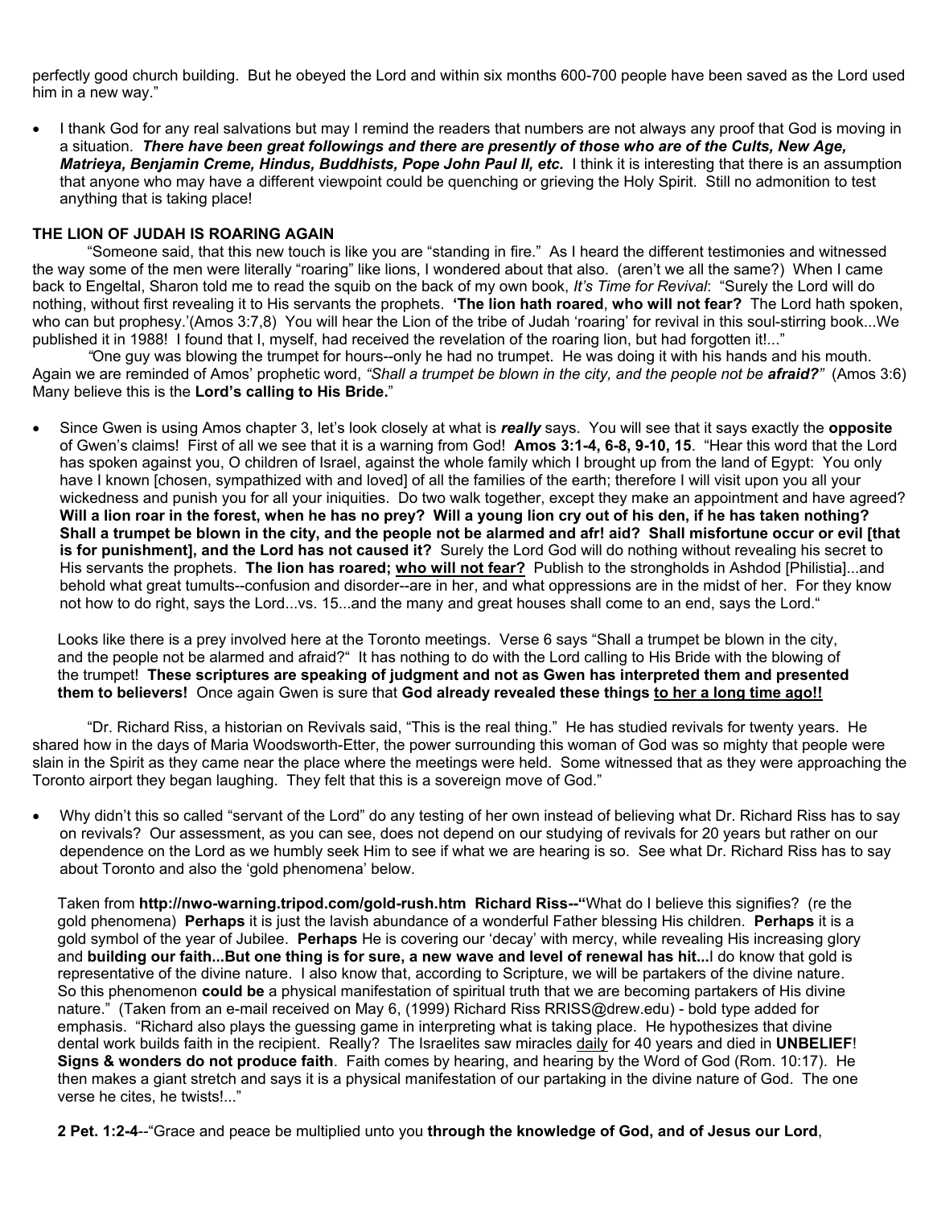perfectly good church building. But he obeyed the Lord and within six months 600-700 people have been saved as the Lord used him in a new way."

- I thank God for any real salvations but may I remind the readers that numbers are not always any proof that God is moving in a situation. ***There have been great followings and there are presently of those who are of the Cults, New Age, Matrieya, Benjamin Creme, Hindus, Buddhists, Pope John Paul II, etc.*** I think it is interesting that there is an assumption that anyone who may have a different viewpoint could be quenching or grieving the Holy Spirit. Still no admonition to test anything that is taking place!

**THE LION OF JUDAH IS ROARING AGAIN**

"Someone said, that this new touch is like you are "standing in fire." As I heard the different testimonies and witnessed the way some of the men were literally "roaring" like lions, I wondered about that also. (aren't we all the same?) When I came back to Engeltal, Sharon told me to read the squib on the back of my own book, *It's Time for Revival*: "Surely the Lord will do nothing, without first revealing it to His servants the prophets. **'The lion hath roared**, **who will not fear?** The Lord hath spoken, who can but prophesy.'(Amos 3:7,8) You will hear the Lion of the tribe of Judah 'roaring' for revival in this soul-stirring book...We published it in 1988! I found that I, myself, had received the revelation of the roaring lion, but had forgotten it!..."

*"*One guy was blowing the trumpet for hours--only he had no trumpet. He was doing it with his hands and his mouth. Again we are reminded of Amos' prophetic word, *"Shall a trumpet be blown in the city, and the people not be **afraid?**"* (Amos 3:6) Many believe this is the **Lord's calling to His Bride.**"

- Since Gwen is using Amos chapter 3, let's look closely at what is ***really*** says. You will see that it says exactly the **opposite** of Gwen's claims! First of all we see that it is a warning from God! **Amos 3:1-4, 6-8, 9-10, 15**. "Hear this word that the Lord has spoken against you, O children of Israel, against the whole family which I brought up from the land of Egypt: You only have I known [chosen, sympathized with and loved] of all the families of the earth; therefore I will visit upon you all your wickedness and punish you for all your iniquities. Do two walk together, except they make an appointment and have agreed? **Will a lion roar in the forest, when he has no prey? Will a young lion cry out of his den, if he has taken nothing? Shall a trumpet be blown in the city, and the people not be alarmed and afr! aid? Shall misfortune occur or evil [that is for punishment], and the Lord has not caused it?** Surely the Lord God will do nothing without revealing his secret to His servants the prophets. **The lion has roared; <u>who will not fear?</u>** Publish to the strongholds in Ashdod [Philistia]...and behold what great tumults--confusion and disorder--are in her, and what oppressions are in the midst of her. For they know not how to do right, says the Lord...vs. 15...and the many and great houses shall come to an end, says the Lord."

  Looks like there is a prey involved here at the Toronto meetings. Verse 6 says "Shall a trumpet be blown in the city, and the people not be alarmed and afraid?" It has nothing to do with the Lord calling to His Bride with the blowing of the trumpet! **These scriptures are speaking of judgment and not as Gwen has interpreted them and presented them to believers!** Once again Gwen is sure that **God already revealed these things <u>to her a long time ago!!</u>**

"Dr. Richard Riss, a historian on Revivals said, "This is the real thing." He has studied revivals for twenty years. He shared how in the days of Maria Woodsworth-Etter, the power surrounding this woman of God was so mighty that people were slain in the Spirit as they came near the place where the meetings were held. Some witnessed that as they were approaching the Toronto airport they began laughing. They felt that this is a sovereign move of God."

- Why didn't this so called "servant of the Lord" do any testing of her own instead of believing what Dr. Richard Riss has to say on revivals? Our assessment, as you can see, does not depend on our studying of revivals for 20 years but rather on our dependence on the Lord as we humbly seek Him to see if what we are hearing is so. See what Dr. Richard Riss has to say about Toronto and also the 'gold phenomena' below.

  Taken from **http://nwo-warning.tripod.com/gold-rush.htm Richard Riss--"**What do I believe this signifies? (re the gold phenomena) **Perhaps** it is just the lavish abundance of a wonderful Father blessing His children. **Perhaps** it is a gold symbol of the year of Jubilee. **Perhaps** He is covering our 'decay' with mercy, while revealing His increasing glory and **building our faith...But one thing is for sure, a new wave and level of renewal has hit...**I do know that gold is representative of the divine nature. I also know that, according to Scripture, we will be partakers of the divine nature. So this phenomenon **could be** a physical manifestation of spiritual truth that we are becoming partakers of His divine nature." (Taken from an e-mail received on May 6, (1999) Richard Riss RRISS@drew.edu) - bold type added for emphasis. "Richard also plays the guessing game in interpreting what is taking place. He hypothesizes that divine dental work builds faith in the recipient. Really? The Israelites saw miracles <u>daily</u> for 40 years and died in **UNBELIEF**! **Signs & wonders do not produce faith**. Faith comes by hearing, and hearing by the Word of God (Rom. 10:17). He then makes a giant stretch and says it is a physical manifestation of our partaking in the divine nature of God. The one verse he cites, he twists!..."

  **2 Pet. 1:2-4**--"Grace and peace be multiplied unto you **through the knowledge of God, and of Jesus our Lord**,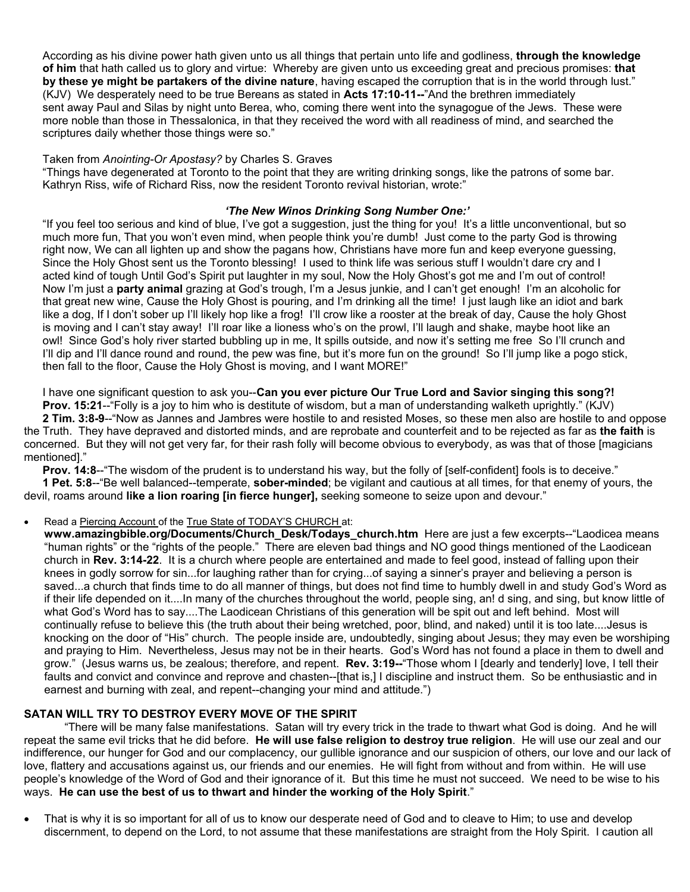According as his divine power hath given unto us all things that pertain unto life and godliness, **through the knowledge of him** that hath called us to glory and virtue: Whereby are given unto us exceeding great and precious promises: **that by these ye might be partakers of the divine nature**, having escaped the corruption that is in the world through lust." (KJV) We desperately need to be true Bereans as stated in **Acts 17:10-11--**"And the brethren immediately sent away Paul and Silas by night unto Berea, who, coming there went into the synagogue of the Jews. These were more noble than those in Thessalonica, in that they received the word with all readiness of mind, and searched the scriptures daily whether those things were so."

Taken from *Anointing-Or Apostasy?* by Charles S. Graves
"Things have degenerated at Toronto to the point that they are writing drinking songs, like the patrons of some bar. Kathryn Riss, wife of Richard Riss, now the resident Toronto revival historian, wrote:"

***'The New Winos Drinking Song Number One:'***

"If you feel too serious and kind of blue, I've got a suggestion, just the thing for you! It's a little unconventional, but so much more fun, That you won't even mind, when people think you're dumb! Just come to the party God is throwing right now, We can all lighten up and show the pagans how, Christians have more fun and keep everyone guessing, Since the Holy Ghost sent us the Toronto blessing! I used to think life was serious stuff I wouldn't dare cry and I acted kind of tough Until God's Spirit put laughter in my soul, Now the Holy Ghost's got me and I'm out of control! Now I'm just a **party animal** grazing at God's trough, I'm a Jesus junkie, and I can't get enough! I'm an alcoholic for that great new wine, Cause the Holy Ghost is pouring, and I'm drinking all the time! I just laugh like an idiot and bark like a dog, If I don't sober up I'll likely hop like a frog! I'll crow like a rooster at the break of day, Cause the holy Ghost is moving and I can't stay away! I'll roar like a lioness who's on the prowl, I'll laugh and shake, maybe hoot like an owl! Since God's holy river started bubbling up in me, It spills outside, and now it's setting me free So I'll crunch and I'll dip and I'll dance round and round, the pew was fine, but it's more fun on the ground! So I'll jump like a pogo stick, then fall to the floor, Cause the Holy Ghost is moving, and I want MORE!"

I have one significant question to ask you--**Can you ever picture Our True Lord and Savior singing this song?!**

**Prov. 15:21**--"Folly is a joy to him who is destitute of wisdom, but a man of understanding walketh uprightly." (KJV)

**2 Tim. 3:8-9**--"Now as Jannes and Jambres were hostile to and resisted Moses, so these men also are hostile to and oppose the Truth. They have depraved and distorted minds, and are reprobate and counterfeit and to be rejected as far as **the faith** is concerned. But they will not get very far, for their rash folly will become obvious to everybody, as was that of those [magicians mentioned]."

**Prov. 14:8**--"The wisdom of the prudent is to understand his way, but the folly of [self-confident] fools is to deceive."

**1 Pet. 5:8**--"Be well balanced--temperate, **sober-minded**; be vigilant and cautious at all times, for that enemy of yours, the devil, roams around **like a lion roaring [in fierce hunger],** seeking someone to seize upon and devour."

- Read a Piercing Account of the True State of TODAY'S CHURCH at: **www.amazingbible.org/Documents/Church_Desk/Todays_church.htm** Here are just a few excerpts--"Laodicea means "human rights" or the "rights of the people." There are eleven bad things and NO good things mentioned of the Laodicean church in **Rev. 3:14-22**. It is a church where people are entertained and made to feel good, instead of falling upon their knees in godly sorrow for sin...for laughing rather than for crying...of saying a sinner's prayer and believing a person is saved...a church that finds time to do all manner of things, but does not find time to humbly dwell in and study God's Word as if their life depended on it....In many of the churches throughout the world, people sing, an! d sing, and sing, but know little of what God's Word has to say....The Laodicean Christians of this generation will be spit out and left behind. Most will continually refuse to believe this (the truth about their being wretched, poor, blind, and naked) until it is too late....Jesus is knocking on the door of "His" church. The people inside are, undoubtedly, singing about Jesus; they may even be worshiping and praying to Him. Nevertheless, Jesus may not be in their hearts. God's Word has not found a place in them to dwell and grow." (Jesus warns us, be zealous; therefore, and repent. **Rev. 3:19--**"Those whom I [dearly and tenderly] love, I tell their faults and convict and convince and reprove and chasten--[that is,] I discipline and instruct them. So be enthusiastic and in earnest and burning with zeal, and repent--changing your mind and attitude.")

**SATAN WILL TRY TO DESTROY EVERY MOVE OF THE SPIRIT**

"There will be many false manifestations. Satan will try every trick in the trade to thwart what God is doing. And he will repeat the same evil tricks that he did before. **He will use false religion to destroy true religion**. He will use our zeal and our indifference, our hunger for God and our complacency, our gullible ignorance and our suspicion of others, our love and our lack of love, flattery and accusations against us, our friends and our enemies. He will fight from without and from within. He will use people's knowledge of the Word of God and their ignorance of it. But this time he must not succeed. We need to be wise to his ways. **He can use the best of us to thwart and hinder the working of the Holy Spirit**."

- That is why it is so important for all of us to know our desperate need of God and to cleave to Him; to use and develop discernment, to depend on the Lord, to not assume that these manifestations are straight from the Holy Spirit. I caution all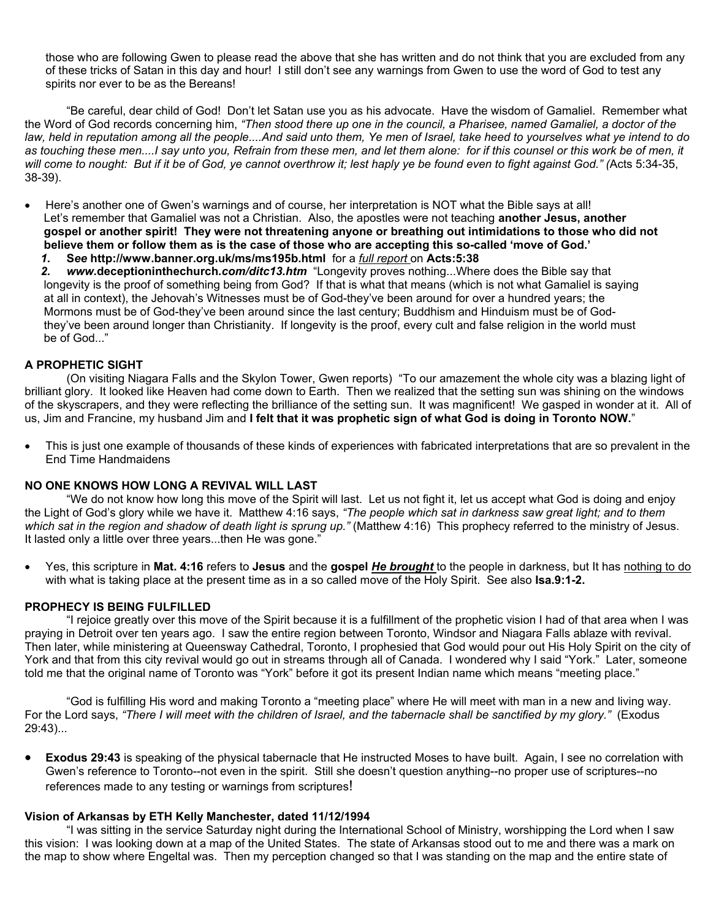those who are following Gwen to please read the above that she has written and do not think that you are excluded from any of these tricks of Satan in this day and hour! I still don't see any warnings from Gwen to use the word of God to test any spirits nor ever to be as the Bereans!

"Be careful, dear child of God! Don't let Satan use you as his advocate. Have the wisdom of Gamaliel. Remember what the Word of God records concerning him, *"Then stood there up one in the council, a Pharisee, named Gamaliel, a doctor of the law, held in reputation among all the people....And said unto them, Ye men of Israel, take heed to yourselves what ye intend to do as touching these men....I say unto you, Refrain from these men, and let them alone: for if this counsel or this work be of men, it will come to nought: But if it be of God, ye cannot overthrow it; lest haply ye be found even to fight against God." (*Acts 5:34-35, 38-39).

- Here's another one of Gwen's warnings and of course, her interpretation is NOT what the Bible says at all! Let's remember that Gamaliel was not a Christian. Also, the apostles were not teaching **another Jesus, another gospel or another spirit! They were not threatening anyone or breathing out intimidations to those who did not believe them or follow them as is the case of those who are accepting this so-called 'move of God.'**
  1. **See http://www.banner.org.uk/ms/ms195b.html** for a <u>*full report*</u> on **Acts:5:38**
  2. ***www*.deceptioninthechurch*.com/ditc13.htm*** "Longevity proves nothing...Where does the Bible say that longevity is the proof of something being from God? If that is what that means (which is not what Gamaliel is saying at all in context), the Jehovah's Witnesses must be of God-they've been around for over a hundred years; the Mormons must be of God-they've been around since the last century; Buddhism and Hinduism must be of God-they've been around longer than Christianity. If longevity is the proof, every cult and false religion in the world must be of God..."

**A PROPHETIC SIGHT**

(On visiting Niagara Falls and the Skylon Tower, Gwen reports) "To our amazement the whole city was a blazing light of brilliant glory. It looked like Heaven had come down to Earth. Then we realized that the setting sun was shining on the windows of the skyscrapers, and they were reflecting the brilliance of the setting sun. It was magnificent! We gasped in wonder at it. All of us, Jim and Francine, my husband Jim and **I felt that it was prophetic sign of what God is doing in Toronto NOW.**"

- This is just one example of thousands of these kinds of experiences with fabricated interpretations that are so prevalent in the End Time Handmaidens

**NO ONE KNOWS HOW LONG A REVIVAL WILL LAST**

"We do not know how long this move of the Spirit will last. Let us not fight it, let us accept what God is doing and enjoy the Light of God's glory while we have it. Matthew 4:16 says, *"The people which sat in darkness saw great light; and to them which sat in the region and shadow of death light is sprung up."* (Matthew 4:16) This prophecy referred to the ministry of Jesus. It lasted only a little over three years...then He was gone."

- Yes, this scripture in **Mat. 4:16** refers to **Jesus** and the **gospel <u>*He brought*</u>** to the people in darkness, but It has <u>nothing to do</u> with what is taking place at the present time as in a so called move of the Holy Spirit. See also **Isa.9:1-2.**

**PROPHECY IS BEING FULFILLED**

"I rejoice greatly over this move of the Spirit because it is a fulfillment of the prophetic vision I had of that area when I was praying in Detroit over ten years ago. I saw the entire region between Toronto, Windsor and Niagara Falls ablaze with revival. Then later, while ministering at Queensway Cathedral, Toronto, I prophesied that God would pour out His Holy Spirit on the city of York and that from this city revival would go out in streams through all of Canada. I wondered why I said "York." Later, someone told me that the original name of Toronto was "York" before it got its present Indian name which means "meeting place."

"God is fulfilling His word and making Toronto a "meeting place" where He will meet with man in a new and living way. For the Lord says, *"There I will meet with the children of Israel, and the tabernacle shall be sanctified by my glory."* (Exodus 29:43)...

- **Exodus 29:43** is speaking of the physical tabernacle that He instructed Moses to have built. Again, I see no correlation with Gwen's reference to Toronto--not even in the spirit. Still she doesn't question anything--no proper use of scriptures--no references made to any testing or warnings from scriptures!

**Vision of Arkansas by ETH Kelly Manchester, dated 11/12/1994**

"I was sitting in the service Saturday night during the International School of Ministry, worshipping the Lord when I saw this vision: I was looking down at a map of the United States. The state of Arkansas stood out to me and there was a mark on the map to show where Engeltal was. Then my perception changed so that I was standing on the map and the entire state of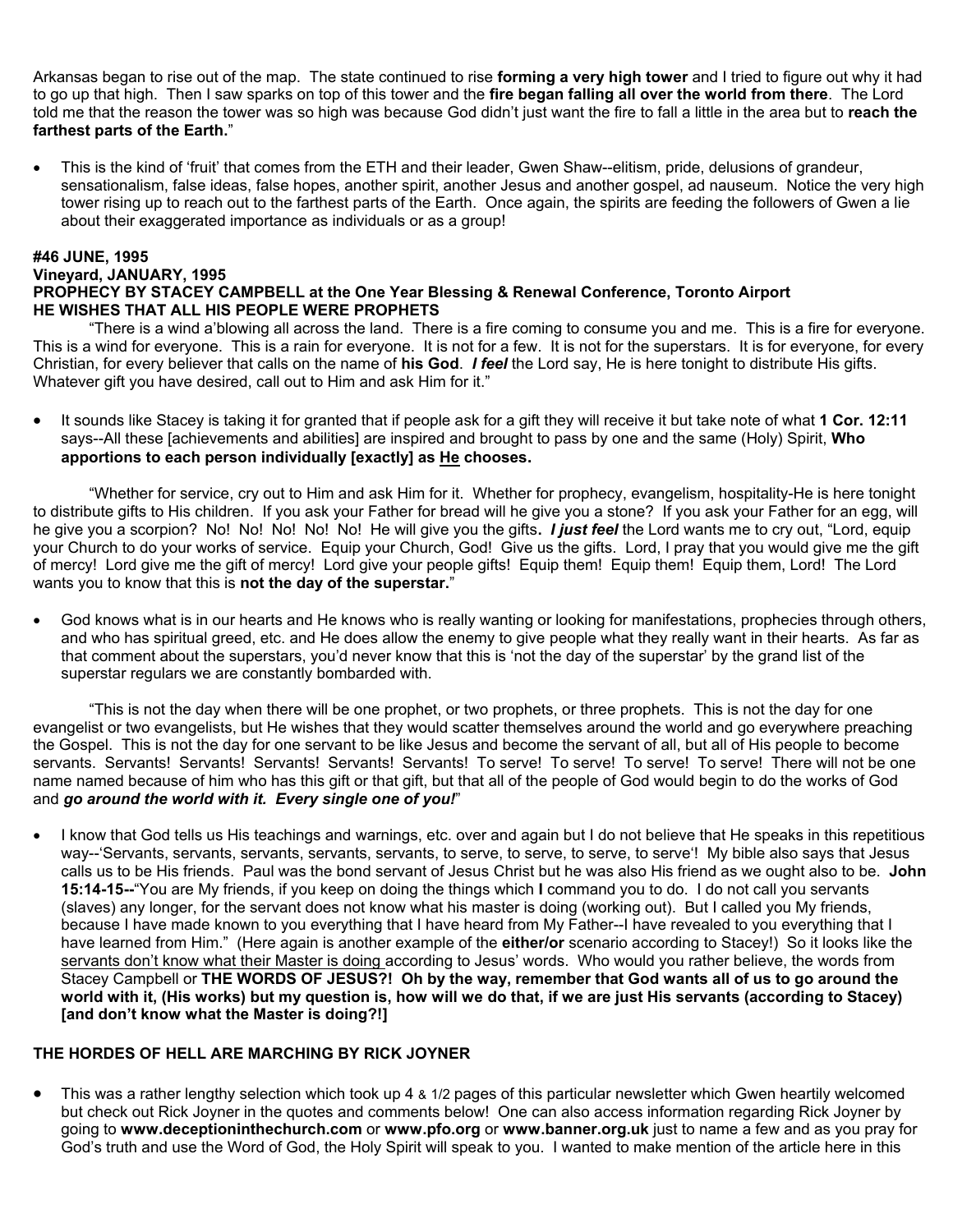Arkansas began to rise out of the map. The state continued to rise **forming a very high tower** and I tried to figure out why it had to go up that high. Then I saw sparks on top of this tower and the **fire began falling all over the world from there**. The Lord told me that the reason the tower was so high was because God didn't just want the fire to fall a little in the area but to **reach the farthest parts of the Earth.**"

- This is the kind of 'fruit' that comes from the ETH and their leader, Gwen Shaw--elitism, pride, delusions of grandeur, sensationalism, false ideas, false hopes, another spirit, another Jesus and another gospel, ad nauseum. Notice the very high tower rising up to reach out to the farthest parts of the Earth. Once again, the spirits are feeding the followers of Gwen a lie about their exaggerated importance as individuals or as a group!

**#46 JUNE, 1995**
**Vineyard, JANUARY, 1995**
**PROPHECY BY STACEY CAMPBELL at the One Year Blessing & Renewal Conference, Toronto Airport**
**HE WISHES THAT ALL HIS PEOPLE WERE PROPHETS**

"There is a wind a'blowing all across the land. There is a fire coming to consume you and me. This is a fire for everyone. This is a wind for everyone. This is a rain for everyone. It is not for a few. It is not for the superstars. It is for everyone, for every Christian, for every believer that calls on the name of **his God**. ***I feel*** the Lord say, He is here tonight to distribute His gifts. Whatever gift you have desired, call out to Him and ask Him for it."

- It sounds like Stacey is taking it for granted that if people ask for a gift they will receive it but take note of what **1 Cor. 12:11** says--All these [achievements and abilities] are inspired and brought to pass by one and the same (Holy) Spirit, **Who apportions to each person individually [exactly] as <u>He</u> chooses.**

"Whether for service, cry out to Him and ask Him for it. Whether for prophecy, evangelism, hospitality-He is here tonight to distribute gifts to His children. If you ask your Father for bread will he give you a stone? If you ask your Father for an egg, will he give you a scorpion? No! No! No! No! No! He will give you the gifts**.** ***I just feel*** the Lord wants me to cry out, "Lord, equip your Church to do your works of service. Equip your Church, God! Give us the gifts. Lord, I pray that you would give me the gift of mercy! Lord give me the gift of mercy! Lord give your people gifts! Equip them! Equip them! Equip them, Lord! The Lord wants you to know that this is **not the day of the superstar.**"

- God knows what is in our hearts and He knows who is really wanting or looking for manifestations, prophecies through others, and who has spiritual greed, etc. and He does allow the enemy to give people what they really want in their hearts. As far as that comment about the superstars, you'd never know that this is 'not the day of the superstar' by the grand list of the superstar regulars we are constantly bombarded with.

"This is not the day when there will be one prophet, or two prophets, or three prophets. This is not the day for one evangelist or two evangelists, but He wishes that they would scatter themselves around the world and go everywhere preaching the Gospel. This is not the day for one servant to be like Jesus and become the servant of all, but all of His people to become servants. Servants! Servants! Servants! Servants! Servants! To serve! To serve! To serve! To serve! There will not be one name named because of him who has this gift or that gift, but that all of the people of God would begin to do the works of God and ***go around the world with it. Every single one of you!***"

- I know that God tells us His teachings and warnings, etc. over and again but I do not believe that He speaks in this repetitious way--'Servants, servants, servants, servants, servants, to serve, to serve, to serve, to serve'! My bible also says that Jesus calls us to be His friends. Paul was the bond servant of Jesus Christ but he was also His friend as we ought also to be. **John 15:14-15--**"You are My friends, if you keep on doing the things which **I** command you to do. I do not call you servants (slaves) any longer, for the servant does not know what his master is doing (working out). But I called you My friends, because I have made known to you everything that I have heard from My Father--I have revealed to you everything that I have learned from Him." (Here again is another example of the **either/or** scenario according to Stacey!) So it looks like the <u>servants don't know what their Master is doing</u> according to Jesus' words. Who would you rather believe, the words from Stacey Campbell or **THE WORDS OF JESUS?! Oh by the way, remember that God wants all of us to go around the world with it, (His works) but my question is, how will we do that, if we are just His servants (according to Stacey) [and don't know what the Master is doing?!]**

**THE HORDES OF HELL ARE MARCHING BY RICK JOYNER**

- This was a rather lengthy selection which took up 4 & 1/2 pages of this particular newsletter which Gwen heartily welcomed but check out Rick Joyner in the quotes and comments below! One can also access information regarding Rick Joyner by going to **www.deceptioninthechurch.com** or **www.pfo.org** or **www.banner.org.uk** just to name a few and as you pray for God's truth and use the Word of God, the Holy Spirit will speak to you. I wanted to make mention of the article here in this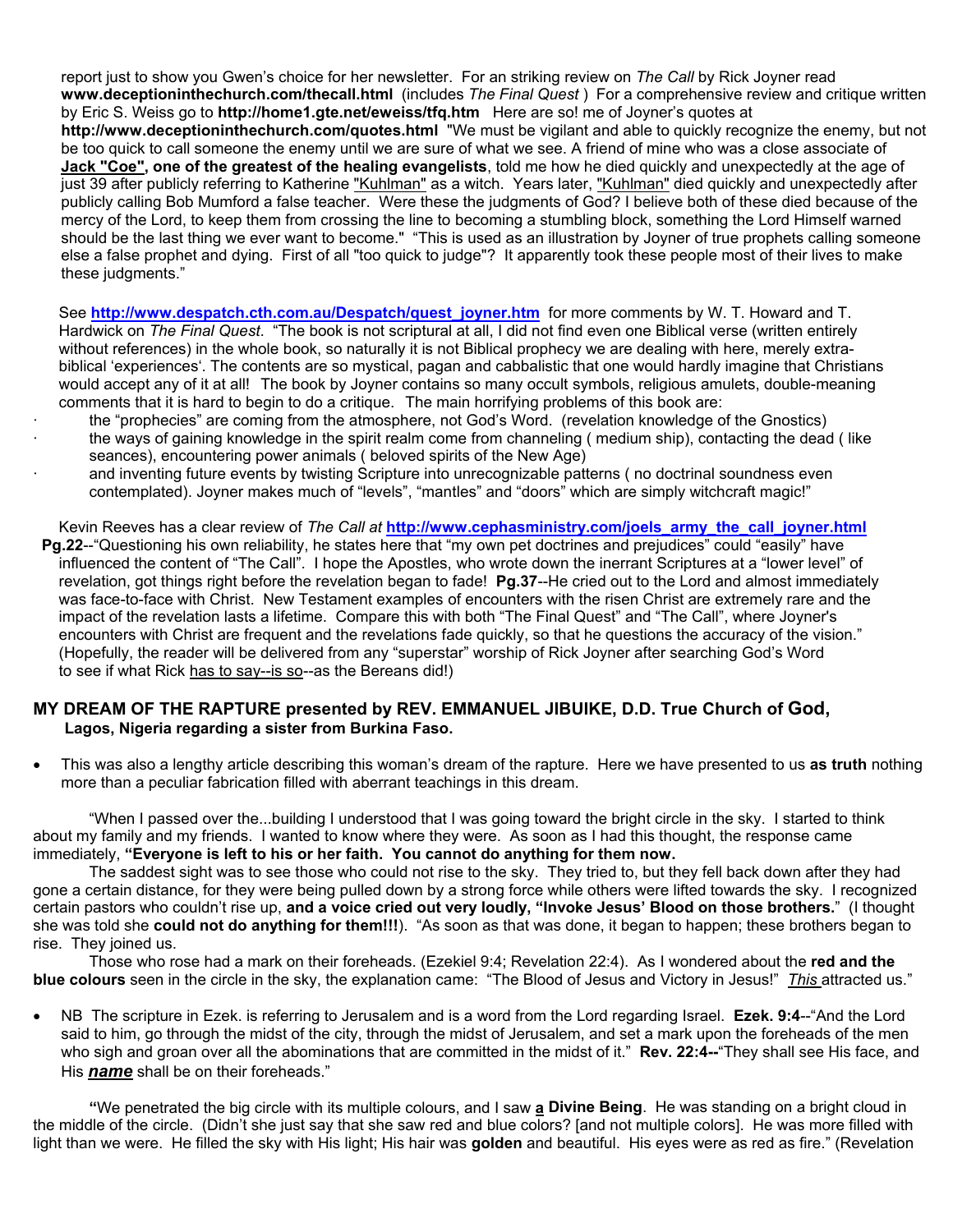report just to show you Gwen's choice for her newsletter. For an striking review on *The Call* by Rick Joyner read **www.deceptioninthechurch.com/thecall.html** (includes *The Final Quest* ) For a comprehensive review and critique written by Eric S. Weiss go to **http://home1.gte.net/eweiss/tfq.htm** Here are so! me of Joyner's quotes at **http://www.deceptioninthechurch.com/quotes.html** "We must be vigilant and able to quickly recognize the enemy, but not be too quick to call someone the enemy until we are sure of what we see. A friend of mine who was a close associate of **Jack "Coe", one of the greatest of the healing evangelists**, told me how he died quickly and unexpectedly at the age of just 39 after publicly referring to Katherine "Kuhlman" as a witch. Years later, "Kuhlman" died quickly and unexpectedly after publicly calling Bob Mumford a false teacher. Were these the judgments of God? I believe both of these died because of the mercy of the Lord, to keep them from crossing the line to becoming a stumbling block, something the Lord Himself warned should be the last thing we ever want to become." "This is used as an illustration by Joyner of true prophets calling someone else a false prophet and dying. First of all "too quick to judge"? It apparently took these people most of their lives to make these judgments."

See **http://www.despatch.cth.com.au/Despatch/quest_joyner.htm** for more comments by W. T. Howard and T. Hardwick on *The Final Quest*. "The book is not scriptural at all, I did not find even one Biblical verse (written entirely without references) in the whole book, so naturally it is not Biblical prophecy we are dealing with here, merely extra-biblical 'experiences'. The contents are so mystical, pagan and cabbalistic that one would hardly imagine that Christians would accept any of it at all! The book by Joyner contains so many occult symbols, religious amulets, double-meaning comments that it is hard to begin to do a critique. The main horrifying problems of this book are:

- the "prophecies" are coming from the atmosphere, not God's Word. (revelation knowledge of the Gnostics)
- the ways of gaining knowledge in the spirit realm come from channeling ( medium ship), contacting the dead ( like seances), encountering power animals ( beloved spirits of the New Age)
- and inventing future events by twisting Scripture into unrecognizable patterns ( no doctrinal soundness even contemplated). Joyner makes much of "levels", "mantles" and "doors" which are simply witchcraft magic!"

Kevin Reeves has a clear review of *The Call at* **http://www.cephasministry.com/joels_army_the_call_joyner.html** **Pg.22**--"Questioning his own reliability, he states here that "my own pet doctrines and prejudices" could "easily" have influenced the content of "The Call". I hope the Apostles, who wrote down the inerrant Scriptures at a "lower level" of revelation, got things right before the revelation began to fade! **Pg.37**--He cried out to the Lord and almost immediately was face-to-face with Christ. New Testament examples of encounters with the risen Christ are extremely rare and the impact of the revelation lasts a lifetime. Compare this with both "The Final Quest" and "The Call", where Joyner's encounters with Christ are frequent and the revelations fade quickly, so that he questions the accuracy of the vision." (Hopefully, the reader will be delivered from any "superstar" worship of Rick Joyner after searching God's Word to see if what Rick has to say--is so--as the Bereans did!)

## MY DREAM OF THE RAPTURE presented by REV. EMMANUEL JIBUIKE, D.D. True Church of God, Lagos, Nigeria regarding a sister from Burkina Faso.

- This was also a lengthy article describing this woman's dream of the rapture. Here we have presented to us **as truth** nothing more than a peculiar fabrication filled with aberrant teachings in this dream.

"When I passed over the...building I understood that I was going toward the bright circle in the sky. I started to think about my family and my friends. I wanted to know where they were. As soon as I had this thought, the response came immediately, **"Everyone is left to his or her faith. You cannot do anything for them now.**

The saddest sight was to see those who could not rise to the sky. They tried to, but they fell back down after they had gone a certain distance, for they were being pulled down by a strong force while others were lifted towards the sky. I recognized certain pastors who couldn't rise up, **and a voice cried out very loudly, "Invoke Jesus' Blood on those brothers."** (I thought she was told she **could not do anything for them!!!**). "As soon as that was done, it began to happen; these brothers began to rise. They joined us.

Those who rose had a mark on their foreheads. (Ezekiel 9:4; Revelation 22:4). As I wondered about the **red and the blue colours** seen in the circle in the sky, the explanation came: "The Blood of Jesus and Victory in Jesus!" *This* attracted us."

- NB The scripture in Ezek. is referring to Jerusalem and is a word from the Lord regarding Israel. **Ezek. 9:4**--"And the Lord said to him, go through the midst of the city, through the midst of Jerusalem, and set a mark upon the foreheads of the men who sigh and groan over all the abominations that are committed in the midst of it." **Rev. 22:4--**"They shall see His face, and His ***name*** shall be on their foreheads."

**"**We penetrated the big circle with its multiple colours, and I saw **a Divine Being**. He was standing on a bright cloud in the middle of the circle. (Didn't she just say that she saw red and blue colors? [and not multiple colors]. He was more filled with light than we were. He filled the sky with His light; His hair was **golden** and beautiful. His eyes were as red as fire." (Revelation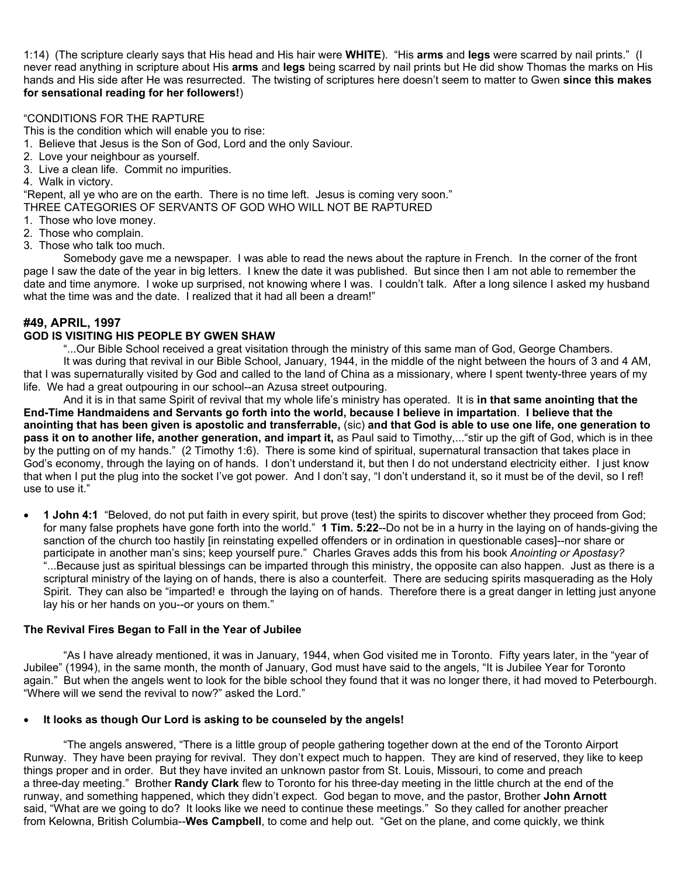1:14) (The scripture clearly says that His head and His hair were **WHITE**). "His **arms** and **legs** were scarred by nail prints." (I never read anything in scripture about His **arms** and **legs** being scarred by nail prints but He did show Thomas the marks on His hands and His side after He was resurrected. The twisting of scriptures here doesn't seem to matter to Gwen **since this makes for sensational reading for her followers!**)

"CONDITIONS FOR THE RAPTURE
This is the condition which will enable you to rise:

1. Believe that Jesus is the Son of God, Lord and the only Saviour.
2. Love your neighbour as yourself.
3. Live a clean life. Commit no impurities.
4. Walk in victory.

"Repent, all ye who are on the earth. There is no time left. Jesus is coming very soon."
THREE CATEGORIES OF SERVANTS OF GOD WHO WILL NOT BE RAPTURED

1. Those who love money.
2. Those who complain.
3. Those who talk too much.

Somebody gave me a newspaper. I was able to read the news about the rapture in French. In the corner of the front page I saw the date of the year in big letters. I knew the date it was published. But since then I am not able to remember the date and time anymore. I woke up surprised, not knowing where I was. I couldn't talk. After a long silence I asked my husband what the time was and the date. I realized that it had all been a dream!"

### #49, APRIL, 1997
### GOD IS VISITING HIS PEOPLE BY GWEN SHAW

"...Our Bible School received a great visitation through the ministry of this same man of God, George Chambers.

It was during that revival in our Bible School, January, 1944, in the middle of the night between the hours of 3 and 4 AM, that I was supernaturally visited by God and called to the land of China as a missionary, where I spent twenty-three years of my life. We had a great outpouring in our school--an Azusa street outpouring.

And it is in that same Spirit of revival that my whole life's ministry has operated. It is **in that same anointing that the End-Time Handmaidens and Servants go forth into the world, because I believe in impartation**. **I believe that the anointing that has been given is apostolic and transferrable,** (sic) **and that God is able to use one life, one generation to pass it on to another life, another generation, and impart it,** as Paul said to Timothy,..."stir up the gift of God, which is in thee by the putting on of my hands." (2 Timothy 1:6). There is some kind of spiritual, supernatural transaction that takes place in God's economy, through the laying on of hands. I don't understand it, but then I do not understand electricity either. I just know that when I put the plug into the socket I've got power. And I don't say, "I don't understand it, so it must be of the devil, so I ref! use to use it."

- **1 John 4:1** "Beloved, do not put faith in every spirit, but prove (test) the spirits to discover whether they proceed from God; for many false prophets have gone forth into the world." **1 Tim. 5:22**--Do not be in a hurry in the laying on of hands-giving the sanction of the church too hastily [in reinstating expelled offenders or in ordination in questionable cases]--nor share or participate in another man's sins; keep yourself pure." Charles Graves adds this from his book *Anointing or Apostasy?* "...Because just as spiritual blessings can be imparted through this ministry, the opposite can also happen. Just as there is a scriptural ministry of the laying on of hands, there is also a counterfeit. There are seducing spirits masquerading as the Holy Spirit. They can also be "imparted! e through the laying on of hands. Therefore there is a great danger in letting just anyone lay his or her hands on you--or yours on them."

**The Revival Fires Began to Fall in the Year of Jubilee**

"As I have already mentioned, it was in January, 1944, when God visited me in Toronto. Fifty years later, in the "year of Jubilee" (1994), in the same month, the month of January, God must have said to the angels, "It is Jubilee Year for Toronto again." But when the angels went to look for the bible school they found that it was no longer there, it had moved to Peterbourgh. "Where will we send the revival to now?" asked the Lord."

- **It looks as though Our Lord is asking to be counseled by the angels!**

"The angels answered, "There is a little group of people gathering together down at the end of the Toronto Airport Runway. They have been praying for revival. They don't expect much to happen. They are kind of reserved, they like to keep things proper and in order. But they have invited an unknown pastor from St. Louis, Missouri, to come and preach a three-day meeting." Brother **Randy Clark** flew to Toronto for his three-day meeting in the little church at the end of the runway, and something happened, which they didn't expect. God began to move, and the pastor, Brother **John Arnott** said, "What are we going to do? It looks like we need to continue these meetings." So they called for another preacher from Kelowna, British Columbia--**Wes Campbell**, to come and help out. "Get on the plane, and come quickly, we think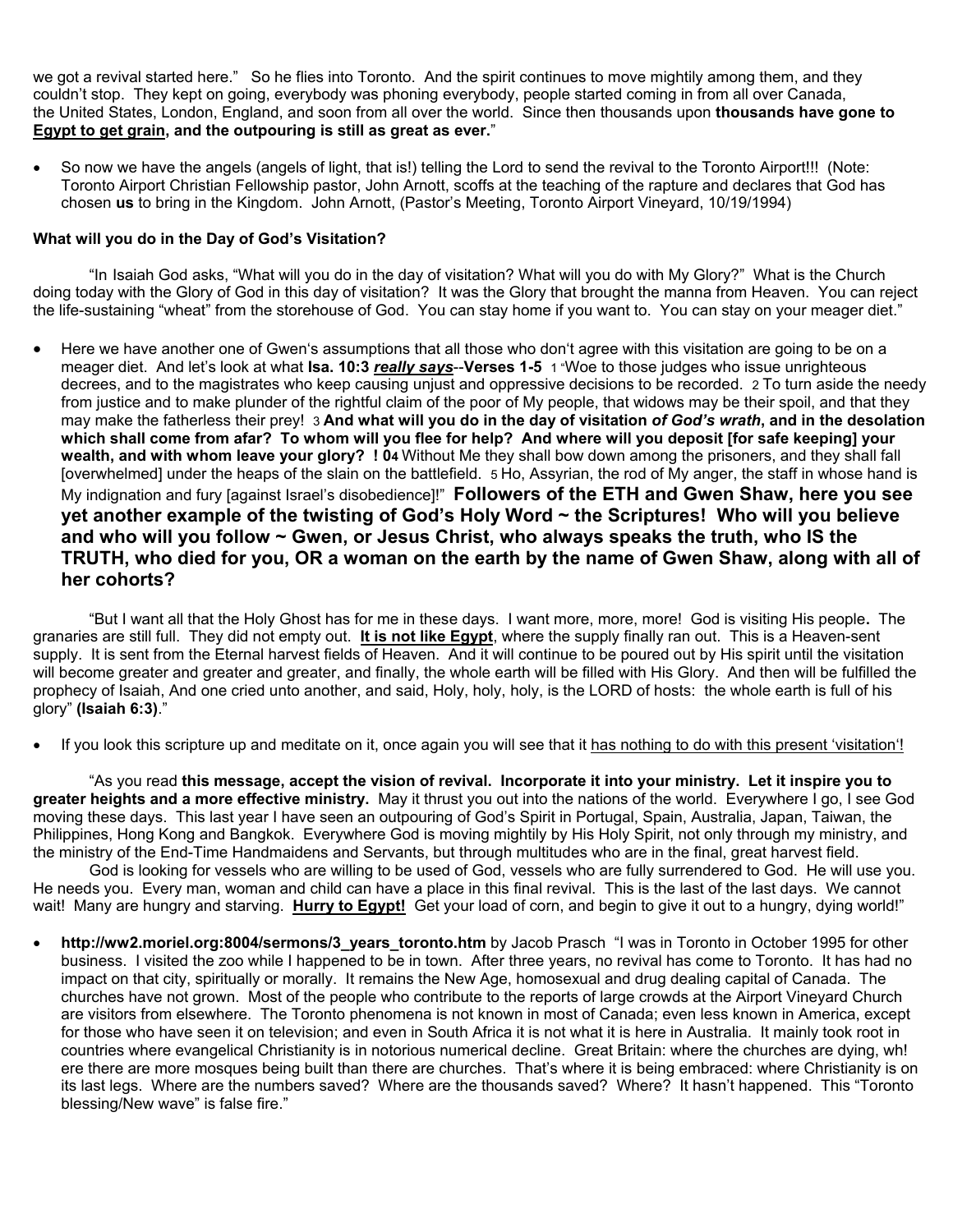we got a revival started here." So he flies into Toronto. And the spirit continues to move mightily among them, and they couldn't stop. They kept on going, everybody was phoning everybody, people started coming in from all over Canada, the United States, London, England, and soon from all over the world. Since then thousands upon **thousands have gone to <u>Egypt to get grain</u>, and the outpouring is still as great as ever.**"

- So now we have the angels (angels of light, that is!) telling the Lord to send the revival to the Toronto Airport!!! (Note: Toronto Airport Christian Fellowship pastor, John Arnott, scoffs at the teaching of the rapture and declares that God has chosen **us** to bring in the Kingdom. John Arnott, (Pastor's Meeting, Toronto Airport Vineyard, 10/19/1994)

**What will you do in the Day of God's Visitation?**

"In Isaiah God asks, "What will you do in the day of visitation? What will you do with My Glory?" What is the Church doing today with the Glory of God in this day of visitation? It was the Glory that brought the manna from Heaven. You can reject the life-sustaining "wheat" from the storehouse of God. You can stay home if you want to. You can stay on your meager diet."

- Here we have another one of Gwen's assumptions that all those who don't agree with this visitation are going to be on a meager diet. And let's look at what **Isa. 10:3 *<u>really says</u>*--Verses 1-5** 1 "Woe to those judges who issue unrighteous decrees, and to the magistrates who keep causing unjust and oppressive decisions to be recorded. 2 To turn aside the needy from justice and to make plunder of the rightful claim of the poor of My people, that widows may be their spoil, and that they may make the fatherless their prey! 3 **And what will you do in the day of visitation *of God's wrath*, and in the desolation which shall come from afar? To whom will you flee for help? And where will you deposit [for safe keeping] your wealth, and with whom leave your glory? ! 0**4 Without Me they shall bow down among the prisoners, and they shall fall [overwhelmed] under the heaps of the slain on the battlefield. 5 Ho, Assyrian, the rod of My anger, the staff in whose hand is My indignation and fury [against Israel's disobedience]!" **Followers of the ETH and Gwen Shaw, here you see yet another example of the twisting of God's Holy Word ~ the Scriptures! Who will you believe and who will you follow ~ Gwen, or Jesus Christ, who always speaks the truth, who IS the TRUTH, who died for you, OR a woman on the earth by the name of Gwen Shaw, along with all of her cohorts?**

"But I want all that the Holy Ghost has for me in these days. I want more, more, more! God is visiting His people**.** The granaries are still full. They did not empty out. **<u>It is not like Egypt</u>**, where the supply finally ran out. This is a Heaven-sent supply. It is sent from the Eternal harvest fields of Heaven. And it will continue to be poured out by His spirit until the visitation will become greater and greater and greater, and finally, the whole earth will be filled with His Glory. And then will be fulfilled the prophecy of Isaiah, And one cried unto another, and said, Holy, holy, holy, is the LORD of hosts: the whole earth is full of his glory" **(Isaiah 6:3)**."

- If you look this scripture up and meditate on it, once again you will see that it <u>has nothing to do with this present 'visitation'!</u>

"As you read **this message, accept the vision of revival. Incorporate it into your ministry. Let it inspire you to greater heights and a more effective ministry.** May it thrust you out into the nations of the world. Everywhere I go, I see God moving these days. This last year I have seen an outpouring of God's Spirit in Portugal, Spain, Australia, Japan, Taiwan, the Philippines, Hong Kong and Bangkok. Everywhere God is moving mightily by His Holy Spirit, not only through my ministry, and the ministry of the End-Time Handmaidens and Servants, but through multitudes who are in the final, great harvest field.

God is looking for vessels who are willing to be used of God, vessels who are fully surrendered to God. He will use you. He needs you. Every man, woman and child can have a place in this final revival. This is the last of the last days. We cannot wait! Many are hungry and starving. **<u>Hurry to Egypt!</u>** Get your load of corn, and begin to give it out to a hungry, dying world!"

- **http://ww2.moriel.org:8004/sermons/3_years_toronto.htm** by Jacob Prasch "I was in Toronto in October 1995 for other business. I visited the zoo while I happened to be in town. After three years, no revival has come to Toronto. It has had no impact on that city, spiritually or morally. It remains the New Age, homosexual and drug dealing capital of Canada. The churches have not grown. Most of the people who contribute to the reports of large crowds at the Airport Vineyard Church are visitors from elsewhere. The Toronto phenomena is not known in most of Canada; even less known in America, except for those who have seen it on television; and even in South Africa it is not what it is here in Australia. It mainly took root in countries where evangelical Christianity is in notorious numerical decline. Great Britain: where the churches are dying, wh! ere there are more mosques being built than there are churches. That's where it is being embraced: where Christianity is on its last legs. Where are the numbers saved? Where are the thousands saved? Where? It hasn't happened. This "Toronto blessing/New wave" is false fire."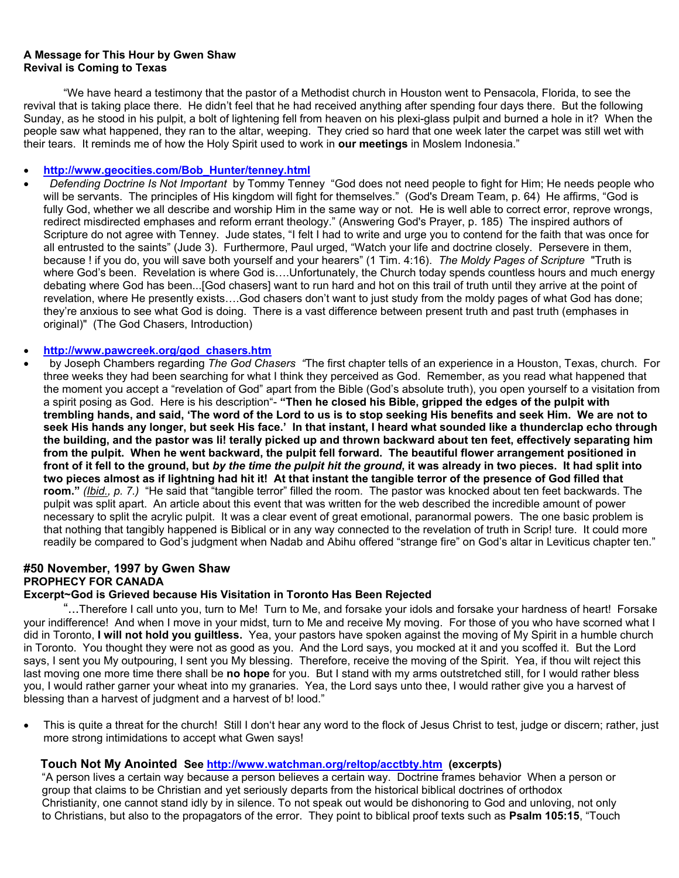**A Message for This Hour by Gwen Shaw**
**Revival is Coming to Texas**

"We have heard a testimony that the pastor of a Methodist church in Houston went to Pensacola, Florida, to see the revival that is taking place there. He didn't feel that he had received anything after spending four days there. But the following Sunday, as he stood in his pulpit, a bolt of lightening fell from heaven on his plexi-glass pulpit and burned a hole in it? When the people saw what happened, they ran to the altar, weeping. They cried so hard that one week later the carpet was still wet with their tears. It reminds me of how the Holy Spirit used to work in **our meetings** in Moslem Indonesia."

- **http://www.geocities.com/Bob_Hunter/tenney.html**
- *Defending Doctrine Is Not Important* by Tommy Tenney "God does not need people to fight for Him; He needs people who will be servants. The principles of His kingdom will fight for themselves." (God's Dream Team, p. 64) He affirms, "God is fully God, whether we all describe and worship Him in the same way or not. He is well able to correct error, reprove wrongs, redirect misdirected emphases and reform errant theology." (Answering God's Prayer, p. 185) The inspired authors of Scripture do not agree with Tenney. Jude states, "I felt I had to write and urge you to contend for the faith that was once for all entrusted to the saints" (Jude 3). Furthermore, Paul urged, "Watch your life and doctrine closely. Persevere in them, because ! if you do, you will save both yourself and your hearers" (1 Tim. 4:16). *The Moldy Pages of Scripture* "Truth is where God's been. Revelation is where God is….Unfortunately, the Church today spends countless hours and much energy debating where God has been...[God chasers] want to run hard and hot on this trail of truth until they arrive at the point of revelation, where He presently exists….God chasers don't want to just study from the moldy pages of what God has done; they're anxious to see what God is doing. There is a vast difference between present truth and past truth (emphases in original)" (The God Chasers, Introduction)

- **http://www.pawcreek.org/god_chasers.htm**
- by Joseph Chambers regarding *The God Chasers* "The first chapter tells of an experience in a Houston, Texas, church. For three weeks they had been searching for what I think they perceived as God. Remember, as you read what happened that the moment you accept a "revelation of God" apart from the Bible (God's absolute truth), you open yourself to a visitation from a spirit posing as God. Here is his description"- **"Then he closed his Bible, gripped the edges of the pulpit with trembling hands, and said, 'The word of the Lord to us is to stop seeking His benefits and seek Him. We are not to seek His hands any longer, but seek His face.' In that instant, I heard what sounded like a thunderclap echo through the building, and the pastor was li! terally picked up and thrown backward about ten feet, effectively separating him from the pulpit. When he went backward, the pulpit fell forward. The beautiful flower arrangement positioned in front of it fell to the ground, but *by the time the pulpit hit the ground*, it was already in two pieces. It had split into two pieces almost as if lightning had hit it! At that instant the tangible terror of the presence of God filled that room."** *(Ibid., p. 7.)* "He said that "tangible terror" filled the room. The pastor was knocked about ten feet backwards. The pulpit was split apart. An article about this event that was written for the web described the incredible amount of power necessary to split the acrylic pulpit. It was a clear event of great emotional, paranormal powers. The one basic problem is that nothing that tangibly happened is Biblical or in any way connected to the revelation of truth in Scrip! ture. It could more readily be compared to God's judgment when Nadab and Abihu offered "strange fire" on God's altar in Leviticus chapter ten."

### #50 November, 1997 by Gwen Shaw
**PROPHECY FOR CANADA**
**Excerpt~God is Grieved because His Visitation in Toronto Has Been Rejected**

"…Therefore I call unto you, turn to Me! Turn to Me, and forsake your idols and forsake your hardness of heart! Forsake your indifference! And when I move in your midst, turn to Me and receive My moving. For those of you who have scorned what I did in Toronto, **I will not hold you guiltless.** Yea, your pastors have spoken against the moving of My Spirit in a humble church in Toronto. You thought they were not as good as you. And the Lord says, you mocked at it and you scoffed it. But the Lord says, I sent you My outpouring, I sent you My blessing. Therefore, receive the moving of the Spirit. Yea, if thou wilt reject this last moving one more time there shall be **no hope** for you. But I stand with my arms outstretched still, for I would rather bless you, I would rather garner your wheat into my granaries. Yea, the Lord says unto thee, I would rather give you a harvest of blessing than a harvest of judgment and a harvest of b! lood."

- This is quite a threat for the church! Still I don't hear any word to the flock of Jesus Christ to test, judge or discern; rather, just more strong intimidations to accept what Gwen says!

**Touch Not My Anointed** **See http://www.watchman.org/reltop/acctbty.htm (excerpts)**
"A person lives a certain way because a person believes a certain way. Doctrine frames behavior When a person or group that claims to be Christian and yet seriously departs from the historical biblical doctrines of orthodox Christianity, one cannot stand idly by in silence. To not speak out would be dishonoring to God and unloving, not only to Christians, but also to the propagators of the error. They point to biblical proof texts such as **Psalm 105:15**, "Touch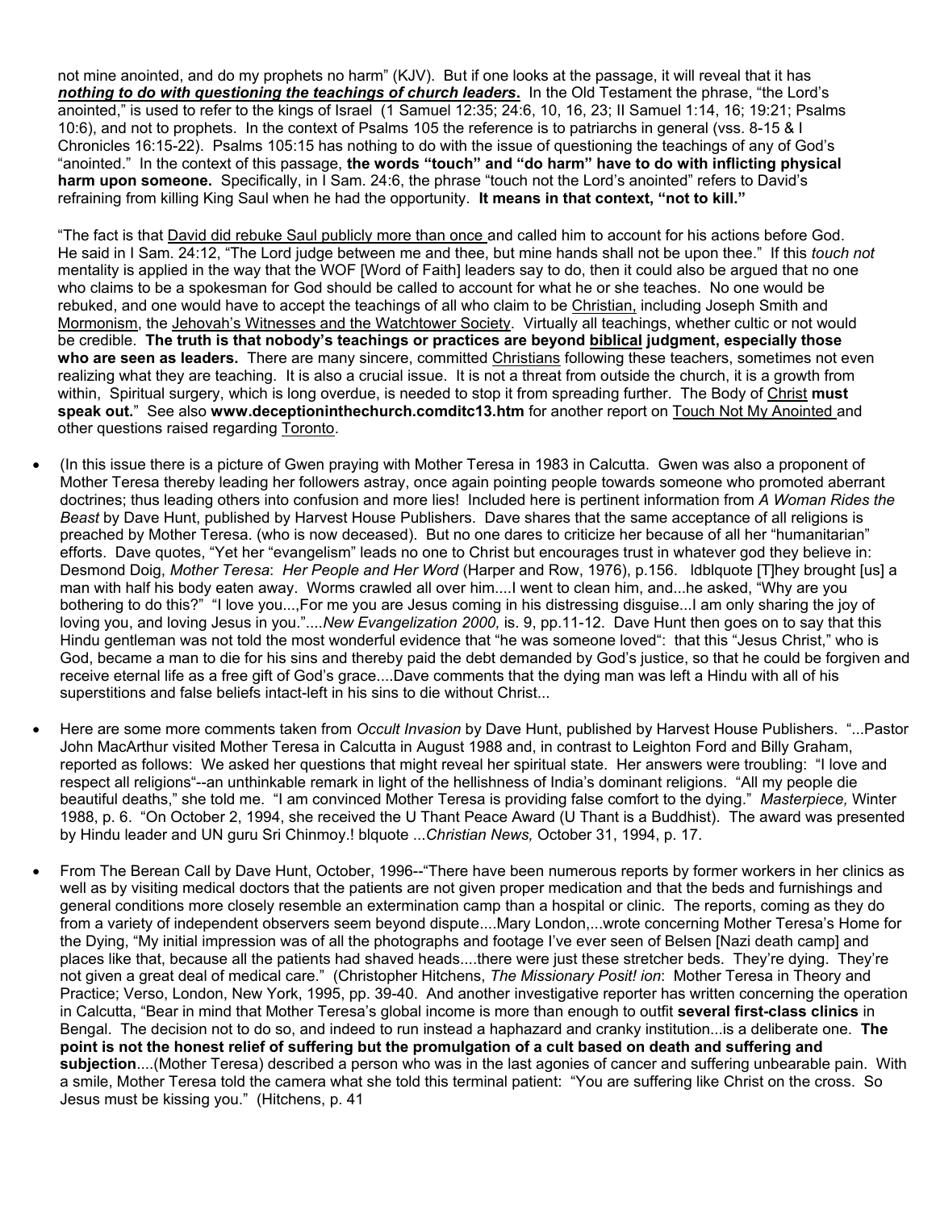not mine anointed, and do my prophets no harm" (KJV). But if one looks at the passage, it will reveal that it has ***nothing to do with questioning the teachings of church leaders*.** In the Old Testament the phrase, "the Lord's anointed," is used to refer to the kings of Israel (1 Samuel 12:35; 24:6, 10, 16, 23; II Samuel 1:14, 16; 19:21; Psalms 10:6), and not to prophets. In the context of Psalms 105 the reference is to patriarchs in general (vss. 8-15 & I Chronicles 16:15-22). Psalms 105:15 has nothing to do with the issue of questioning the teachings of any of God's "anointed." In the context of this passage, **the words "touch" and "do harm" have to do with inflicting physical harm upon someone.** Specifically, in I Sam. 24:6, the phrase "touch not the Lord's anointed" refers to David's refraining from killing King Saul when he had the opportunity. **It means in that context, "not to kill."**

"The fact is that David did rebuke Saul publicly more than once and called him to account for his actions before God. He said in I Sam. 24:12, "The Lord judge between me and thee, but mine hands shall not be upon thee." If this *touch not* mentality is applied in the way that the WOF [Word of Faith] leaders say to do, then it could also be argued that no one who claims to be a spokesman for God should be called to account for what he or she teaches. No one would be rebuked, and one would have to accept the teachings of all who claim to be Christian, including Joseph Smith and Mormonism, the Jehovah's Witnesses and the Watchtower Society. Virtually all teachings, whether cultic or not would be credible. **The truth is that nobody's teachings or practices are beyond biblical judgment, especially those who are seen as leaders.** There are many sincere, committed Christians following these teachers, sometimes not even realizing what they are teaching. It is also a crucial issue. It is not a threat from outside the church, it is a growth from within, Spiritual surgery, which is long overdue, is needed to stop it from spreading further. The Body of Christ **must speak out.**" See also **www.deceptioninthechurch.comditc13.htm** for another report on Touch Not My Anointed and other questions raised regarding Toronto.

- (In this issue there is a picture of Gwen praying with Mother Teresa in 1983 in Calcutta. Gwen was also a proponent of Mother Teresa thereby leading her followers astray, once again pointing people towards someone who promoted aberrant doctrines; thus leading others into confusion and more lies! Included here is pertinent information from *A Woman Rides the Beast* by Dave Hunt, published by Harvest House Publishers. Dave shares that the same acceptance of all religions is preached by Mother Teresa. (who is now deceased). But no one dares to criticize her because of all her "humanitarian" efforts. Dave quotes, "Yet her "evangelism" leads no one to Christ but encourages trust in whatever god they believe in: Desmond Doig, *Mother Teresa*: *Her People and Her Word* (Harper and Row, 1976), p.156. ldblquote [T]hey brought [us] a man with half his body eaten away. Worms crawled all over him....I went to clean him, and...he asked, "Why are you bothering to do this?" "I love you...,For me you are Jesus coming in his distressing disguise...I am only sharing the joy of loving you, and loving Jesus in you."....*New Evangelization 2000,* is. 9, pp.11-12. Dave Hunt then goes on to say that this Hindu gentleman was not told the most wonderful evidence that "he was someone loved": that this "Jesus Christ," who is God, became a man to die for his sins and thereby paid the debt demanded by God's justice, so that he could be forgiven and receive eternal life as a free gift of God's grace....Dave comments that the dying man was left a Hindu with all of his superstitions and false beliefs intact-left in his sins to die without Christ...

- Here are some more comments taken from *Occult Invasion* by Dave Hunt, published by Harvest House Publishers. "...Pastor John MacArthur visited Mother Teresa in Calcutta in August 1988 and, in contrast to Leighton Ford and Billy Graham, reported as follows: We asked her questions that might reveal her spiritual state. Her answers were troubling: "I love and respect all religions"--an unthinkable remark in light of the hellishness of India's dominant religions. "All my people die beautiful deaths," she told me. "I am convinced Mother Teresa is providing false comfort to the dying." *Masterpiece,* Winter 1988, p. 6. "On October 2, 1994, she received the U Thant Peace Award (U Thant is a Buddhist). The award was presented by Hindu leader and UN guru Sri Chinmoy.! blquote ...*Christian News,* October 31, 1994, p. 17.

- From The Berean Call by Dave Hunt, October, 1996--"There have been numerous reports by former workers in her clinics as well as by visiting medical doctors that the patients are not given proper medication and that the beds and furnishings and general conditions more closely resemble an extermination camp than a hospital or clinic. The reports, coming as they do from a variety of independent observers seem beyond dispute....Mary London,...wrote concerning Mother Teresa's Home for the Dying, "My initial impression was of all the photographs and footage I've ever seen of Belsen [Nazi death camp] and places like that, because all the patients had shaved heads....there were just these stretcher beds. They're dying. They're not given a great deal of medical care." (Christopher Hitchens, *The Missionary Posit! ion*: Mother Teresa in Theory and Practice; Verso, London, New York, 1995, pp. 39-40. And another investigative reporter has written concerning the operation in Calcutta, "Bear in mind that Mother Teresa's global income is more than enough to outfit **several first-class clinics** in Bengal. The decision not to do so, and indeed to run instead a haphazard and cranky institution...is a deliberate one. **The point is not the honest relief of suffering but the promulgation of a cult based on death and suffering and subjection**....(Mother Teresa) described a person who was in the last agonies of cancer and suffering unbearable pain. With a smile, Mother Teresa told the camera what she told this terminal patient: "You are suffering like Christ on the cross. So Jesus must be kissing you." (Hitchens, p. 41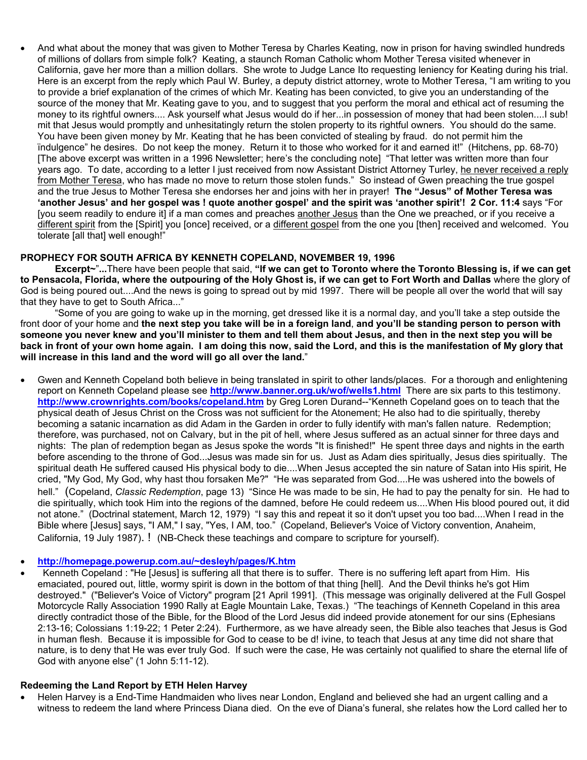- And what about the money that was given to Mother Teresa by Charles Keating, now in prison for having swindled hundreds of millions of dollars from simple folk? Keating, a staunch Roman Catholic whom Mother Teresa visited whenever in California, gave her more than a million dollars. She wrote to Judge Lance Ito requesting leniency for Keating during his trial. Here is an excerpt from the reply which Paul W. Burley, a deputy district attorney, wrote to Mother Teresa, "I am writing to you to provide a brief explanation of the crimes of which Mr. Keating has been convicted, to give you an understanding of the source of the money that Mr. Keating gave to you, and to suggest that you perform the moral and ethical act of resuming the money to its rightful owners.... Ask yourself what Jesus would do if her...in possession of money that had been stolen....I sub! mit that Jesus would promptly and unhesitatingly return the stolen property to its rightful owners. You should do the same. You have been given money by Mr. Keating that he has been convicted of stealing by fraud. do not permit him the ïndulgence" he desires. Do not keep the money. Return it to those who worked for it and earned it!" (Hitchens, pp. 68-70) [The above excerpt was written in a 1996 Newsletter; here's the concluding note] "That letter was written more than four years ago. To date, according to a letter I just received from now Assistant District Attorney Turley, <u>he never received a reply from Mother Teresa</u>, who has made no move to return those stolen funds." So instead of Gwen preaching the true gospel and the true Jesus to Mother Teresa she endorses her and joins with her in prayer! **The "Jesus" of Mother Teresa was 'another Jesus' and her gospel was ! quote another gospel' and the spirit was 'another spirit'! 2 Cor. 11:4** says "For [you seem readily to endure it] if a man comes and preaches <u>another Jesus</u> than the One we preached, or if you receive a <u>different spirit</u> from the [Spirit] you [once] received, or a <u>different gospel</u> from the one you [then] received and welcomed. You tolerate [all that] well enough!"

**PROPHECY FOR SOUTH AFRICA BY KENNETH COPELAND, NOVEMBER 19, 1996**

**Excerpt~**"**...**There have been people that said, **"If we can get to Toronto where the Toronto Blessing is, if we can get to Pensacola, Florida, where the outpouring of the Holy Ghost is, if we can get to Fort Worth and Dallas** where the glory of God is being poured out....And the news is going to spread out by mid 1997. There will be people all over the world that will say that they have to get to South Africa..."

"Some of you are going to wake up in the morning, get dressed like it is a normal day, and you'll take a step outside the front door of your home and **the next step you take will be in a foreign land**, **and you'll be standing person to person with someone you never knew and you'll minister to them and tell them about Jesus, and then in the next step you will be back in front of your own home again. I am doing this now, said the Lord, and this is the manifestation of My glory that will increase in this land and the word will go all over the land.**"

- Gwen and Kenneth Copeland both believe in being translated in spirit to other lands/places. For a thorough and enlightening report on Kenneth Copeland please see **http://www.banner.org.uk/wof/wells1.html** There are six parts to this testimony. **http://www.crownrights.com/books/copeland.htm** by Greg Loren Durand--"Kenneth Copeland goes on to teach that the physical death of Jesus Christ on the Cross was not sufficient for the Atonement; He also had to die spiritually, thereby becoming a satanic incarnation as did Adam in the Garden in order to fully identify with man's fallen nature. Redemption; therefore, was purchased, not on Calvary, but in the pit of hell, where Jesus suffered as an actual sinner for three days and nights: The plan of redemption began as Jesus spoke the words "It is finished!" He spent three days and nights in the earth before ascending to the throne of God...Jesus was made sin for us. Just as Adam dies spiritually, Jesus dies spiritually. The spiritual death He suffered caused His physical body to die....When Jesus accepted the sin nature of Satan into His spirit, He cried, "My God, My God, why hast thou forsaken Me?" "He was separated from God....He was ushered into the bowels of hell." (Copeland, *Classic Redemption*, page 13) "Since He was made to be sin, He had to pay the penalty for sin. He had to die spiritually, which took Him into the regions of the damned, before He could redeem us....When His blood poured out, it did not atone." (Doctrinal statement, March 12, 1979) "I say this and repeat it so it don't upset you too bad....When I read in the Bible where [Jesus] says, "I AM," I say, "Yes, I AM, too." (Copeland, Believer's Voice of Victory convention, Anaheim, California, 19 July 1987). ! (NB-Check these teachings and compare to scripture for yourself).

- **http://homepage.powerup.com.au/~desleyh/pages/K.htm**
- Kenneth Copeland : "He [Jesus] is suffering all that there is to suffer. There is no suffering left apart from Him. His emaciated, poured out, little, wormy spirit is down in the bottom of that thing [hell]. And the Devil thinks he's got Him destroyed." ("Believer's Voice of Victory" program [21 April 1991]. (This message was originally delivered at the Full Gospel Motorcycle Rally Association 1990 Rally at Eagle Mountain Lake, Texas.) "The teachings of Kenneth Copeland in this area directly contradict those of the Bible, for the Blood of the Lord Jesus did indeed provide atonement for our sins (Ephesians 2:13-16; Colossians 1:19-22; 1 Peter 2:24). Furthermore, as we have already seen, the Bible also teaches that Jesus is God in human flesh. Because it is impossible for God to cease to be d! ivine, to teach that Jesus at any time did not share that nature, is to deny that He was ever truly God. If such were the case, He was certainly not qualified to share the eternal life of God with anyone else" (1 John 5:11-12).

**Redeeming the Land Report by ETH Helen Harvey**

- Helen Harvey is a End-Time Handmaiden who lives near London, England and believed she had an urgent calling and a witness to redeem the land where Princess Diana died. On the eve of Diana's funeral, she relates how the Lord called her to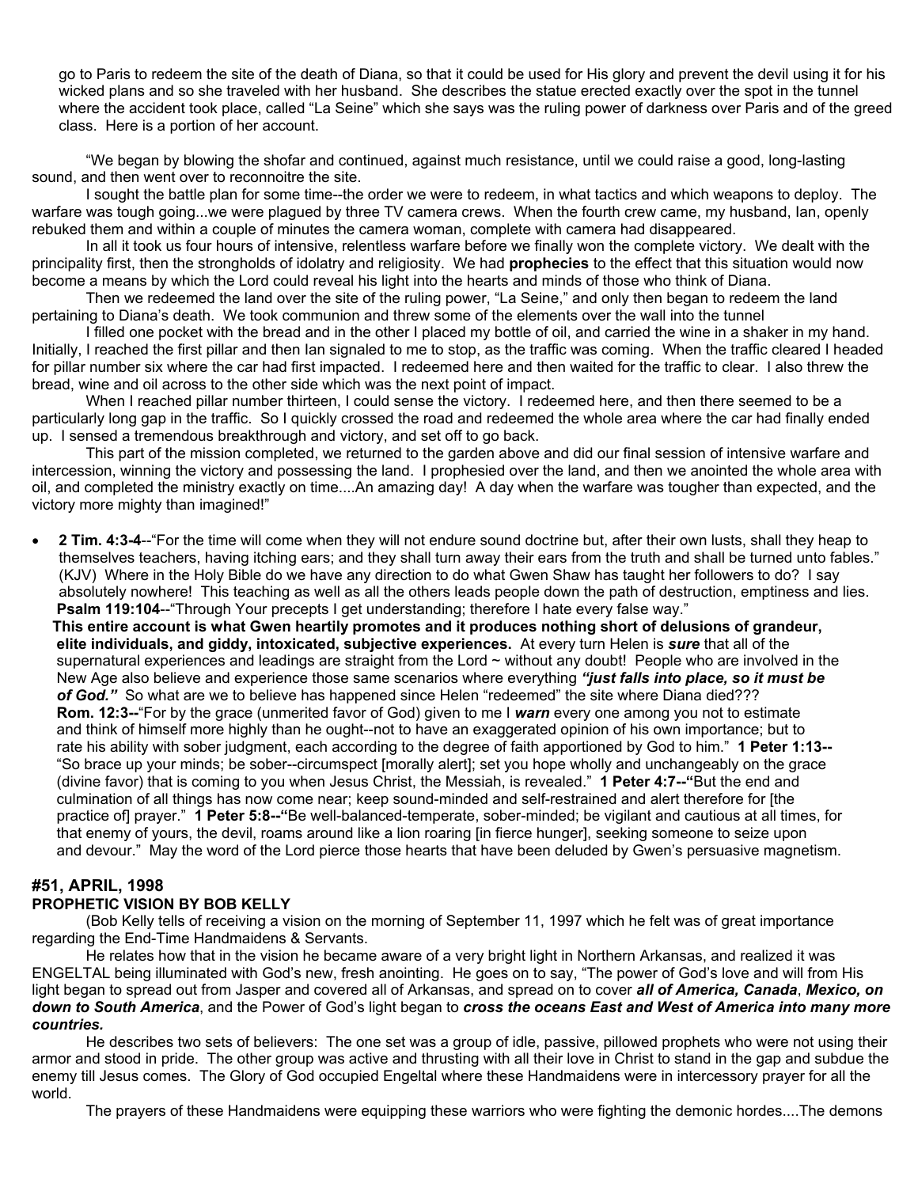go to Paris to redeem the site of the death of Diana, so that it could be used for His glory and prevent the devil using it for his wicked plans and so she traveled with her husband. She describes the statue erected exactly over the spot in the tunnel where the accident took place, called "La Seine" which she says was the ruling power of darkness over Paris and of the greed class. Here is a portion of her account.

"We began by blowing the shofar and continued, against much resistance, until we could raise a good, long-lasting sound, and then went over to reconnoitre the site.

I sought the battle plan for some time--the order we were to redeem, in what tactics and which weapons to deploy. The warfare was tough going...we were plagued by three TV camera crews. When the fourth crew came, my husband, Ian, openly rebuked them and within a couple of minutes the camera woman, complete with camera had disappeared.

In all it took us four hours of intensive, relentless warfare before we finally won the complete victory. We dealt with the principality first, then the strongholds of idolatry and religiosity. We had **prophecies** to the effect that this situation would now become a means by which the Lord could reveal his light into the hearts and minds of those who think of Diana.

Then we redeemed the land over the site of the ruling power, "La Seine," and only then began to redeem the land pertaining to Diana's death. We took communion and threw some of the elements over the wall into the tunnel

I filled one pocket with the bread and in the other I placed my bottle of oil, and carried the wine in a shaker in my hand. Initially, I reached the first pillar and then Ian signaled to me to stop, as the traffic was coming. When the traffic cleared I headed for pillar number six where the car had first impacted. I redeemed here and then waited for the traffic to clear. I also threw the bread, wine and oil across to the other side which was the next point of impact.

When I reached pillar number thirteen, I could sense the victory. I redeemed here, and then there seemed to be a particularly long gap in the traffic. So I quickly crossed the road and redeemed the whole area where the car had finally ended up. I sensed a tremendous breakthrough and victory, and set off to go back.

This part of the mission completed, we returned to the garden above and did our final session of intensive warfare and intercession, winning the victory and possessing the land. I prophesied over the land, and then we anointed the whole area with oil, and completed the ministry exactly on time....An amazing day! A day when the warfare was tougher than expected, and the victory more mighty than imagined!"

- **2 Tim. 4:3-4**--"For the time will come when they will not endure sound doctrine but, after their own lusts, shall they heap to themselves teachers, having itching ears; and they shall turn away their ears from the truth and shall be turned unto fables." (KJV) Where in the Holy Bible do we have any direction to do what Gwen Shaw has taught her followers to do? I say absolutely nowhere! This teaching as well as all the others leads people down the path of destruction, emptiness and lies. **Psalm 119:104**--"Through Your precepts I get understanding; therefore I hate every false way."

**This entire account is what Gwen heartily promotes and it produces nothing short of delusions of grandeur, elite individuals, and giddy, intoxicated, subjective experiences.** At every turn Helen is ***sure*** that all of the supernatural experiences and leadings are straight from the Lord ~ without any doubt! People who are involved in the New Age also believe and experience those same scenarios where everything ***"just falls into place, so it must be of God."*** So what are we to believe has happened since Helen "redeemed" the site where Diana died??? **Rom. 12:3--**"For by the grace (unmerited favor of God) given to me I ***warn*** every one among you not to estimate and think of himself more highly than he ought--not to have an exaggerated opinion of his own importance; but to rate his ability with sober judgment, each according to the degree of faith apportioned by God to him." **1 Peter 1:13--** "So brace up your minds; be sober--circumspect [morally alert]; set you hope wholly and unchangeably on the grace (divine favor) that is coming to you when Jesus Christ, the Messiah, is revealed." **1 Peter 4:7--"**But the end and culmination of all things has now come near; keep sound-minded and self-restrained and alert therefore for [the practice of] prayer." **1 Peter 5:8--"**Be well-balanced-temperate, sober-minded; be vigilant and cautious at all times, for that enemy of yours, the devil, roams around like a lion roaring [in fierce hunger], seeking someone to seize upon and devour." May the word of the Lord pierce those hearts that have been deluded by Gwen's persuasive magnetism.

### #51, APRIL, 1998
### PROPHETIC VISION BY BOB KELLY

(Bob Kelly tells of receiving a vision on the morning of September 11, 1997 which he felt was of great importance regarding the End-Time Handmaidens & Servants.

He relates how that in the vision he became aware of a very bright light in Northern Arkansas, and realized it was ENGELTAL being illuminated with God's new, fresh anointing. He goes on to say, "The power of God's love and will from His light began to spread out from Jasper and covered all of Arkansas, and spread on to cover ***all of America, Canada***, ***Mexico, on down to South America***, and the Power of God's light began to ***cross the oceans East and West of America into many more countries.***

He describes two sets of believers: The one set was a group of idle, passive, pillowed prophets who were not using their armor and stood in pride. The other group was active and thrusting with all their love in Christ to stand in the gap and subdue the enemy till Jesus comes. The Glory of God occupied Engeltal where these Handmaidens were in intercessory prayer for all the world.

The prayers of these Handmaidens were equipping these warriors who were fighting the demonic hordes....The demons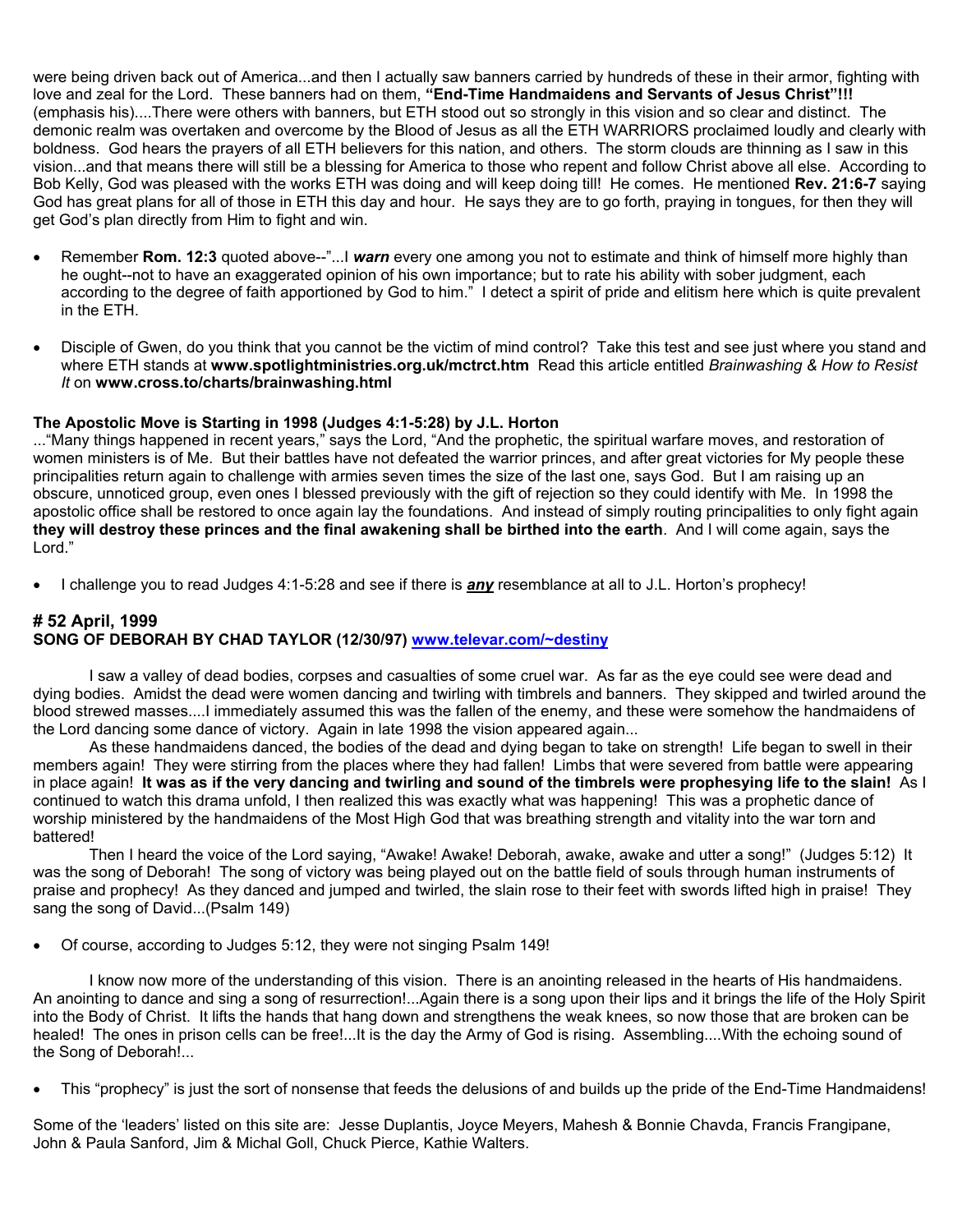were being driven back out of America...and then I actually saw banners carried by hundreds of these in their armor, fighting with love and zeal for the Lord. These banners had on them, **"End-Time Handmaidens and Servants of Jesus Christ"!!!** (emphasis his)....There were others with banners, but ETH stood out so strongly in this vision and so clear and distinct. The demonic realm was overtaken and overcome by the Blood of Jesus as all the ETH WARRIORS proclaimed loudly and clearly with boldness. God hears the prayers of all ETH believers for this nation, and others. The storm clouds are thinning as I saw in this vision...and that means there will still be a blessing for America to those who repent and follow Christ above all else. According to Bob Kelly, God was pleased with the works ETH was doing and will keep doing till! He comes. He mentioned **Rev. 21:6-7** saying God has great plans for all of those in ETH this day and hour. He says they are to go forth, praying in tongues, for then they will get God's plan directly from Him to fight and win.

- Remember **Rom. 12:3** quoted above--"...I ***warn*** every one among you not to estimate and think of himself more highly than he ought--not to have an exaggerated opinion of his own importance; but to rate his ability with sober judgment, each according to the degree of faith apportioned by God to him." I detect a spirit of pride and elitism here which is quite prevalent in the ETH.

- Disciple of Gwen, do you think that you cannot be the victim of mind control? Take this test and see just where you stand and where ETH stands at **www.spotlightministries.org.uk/mctrct.htm** Read this article entitled *Brainwashing & How to Resist It* on **www.cross.to/charts/brainwashing.html**

**The Apostolic Move is Starting in 1998 (Judges 4:1-5:28) by J.L. Horton**
..."Many things happened in recent years," says the Lord, "And the prophetic, the spiritual warfare moves, and restoration of women ministers is of Me. But their battles have not defeated the warrior princes, and after great victories for My people these principalities return again to challenge with armies seven times the size of the last one, says God. But I am raising up an obscure, unnoticed group, even ones I blessed previously with the gift of rejection so they could identify with Me. In 1998 the apostolic office shall be restored to once again lay the foundations. And instead of simply routing principalities to only fight again **they will destroy these princes and the final awakening shall be birthed into the earth**. And I will come again, says the Lord."

- I challenge you to read Judges 4:1-5:28 and see if there is ***<u>any</u>*** resemblance at all to J.L. Horton's prophecy!

### # 52 April, 1999
### SONG OF DEBORAH BY CHAD TAYLOR (12/30/97) www.televar.com/~destiny

I saw a valley of dead bodies, corpses and casualties of some cruel war. As far as the eye could see were dead and dying bodies. Amidst the dead were women dancing and twirling with timbrels and banners. They skipped and twirled around the blood strewed masses....I immediately assumed this was the fallen of the enemy, and these were somehow the handmaidens of the Lord dancing some dance of victory. Again in late 1998 the vision appeared again...

As these handmaidens danced, the bodies of the dead and dying began to take on strength! Life began to swell in their members again! They were stirring from the places where they had fallen! Limbs that were severed from battle were appearing in place again! **It was as if the very dancing and twirling and sound of the timbrels were prophesying life to the slain!** As I continued to watch this drama unfold, I then realized this was exactly what was happening! This was a prophetic dance of worship ministered by the handmaidens of the Most High God that was breathing strength and vitality into the war torn and battered!

Then I heard the voice of the Lord saying, "Awake! Awake! Deborah, awake, awake and utter a song!" (Judges 5:12) It was the song of Deborah! The song of victory was being played out on the battle field of souls through human instruments of praise and prophecy! As they danced and jumped and twirled, the slain rose to their feet with swords lifted high in praise! They sang the song of David...(Psalm 149)

- Of course, according to Judges 5:12, they were not singing Psalm 149!

I know now more of the understanding of this vision. There is an anointing released in the hearts of His handmaidens. An anointing to dance and sing a song of resurrection!...Again there is a song upon their lips and it brings the life of the Holy Spirit into the Body of Christ. It lifts the hands that hang down and strengthens the weak knees, so now those that are broken can be healed! The ones in prison cells can be free!...It is the day the Army of God is rising. Assembling....With the echoing sound of the Song of Deborah!...

- This "prophecy" is just the sort of nonsense that feeds the delusions of and builds up the pride of the End-Time Handmaidens!

Some of the 'leaders' listed on this site are: Jesse Duplantis, Joyce Meyers, Mahesh & Bonnie Chavda, Francis Frangipane, John & Paula Sanford, Jim & Michal Goll, Chuck Pierce, Kathie Walters.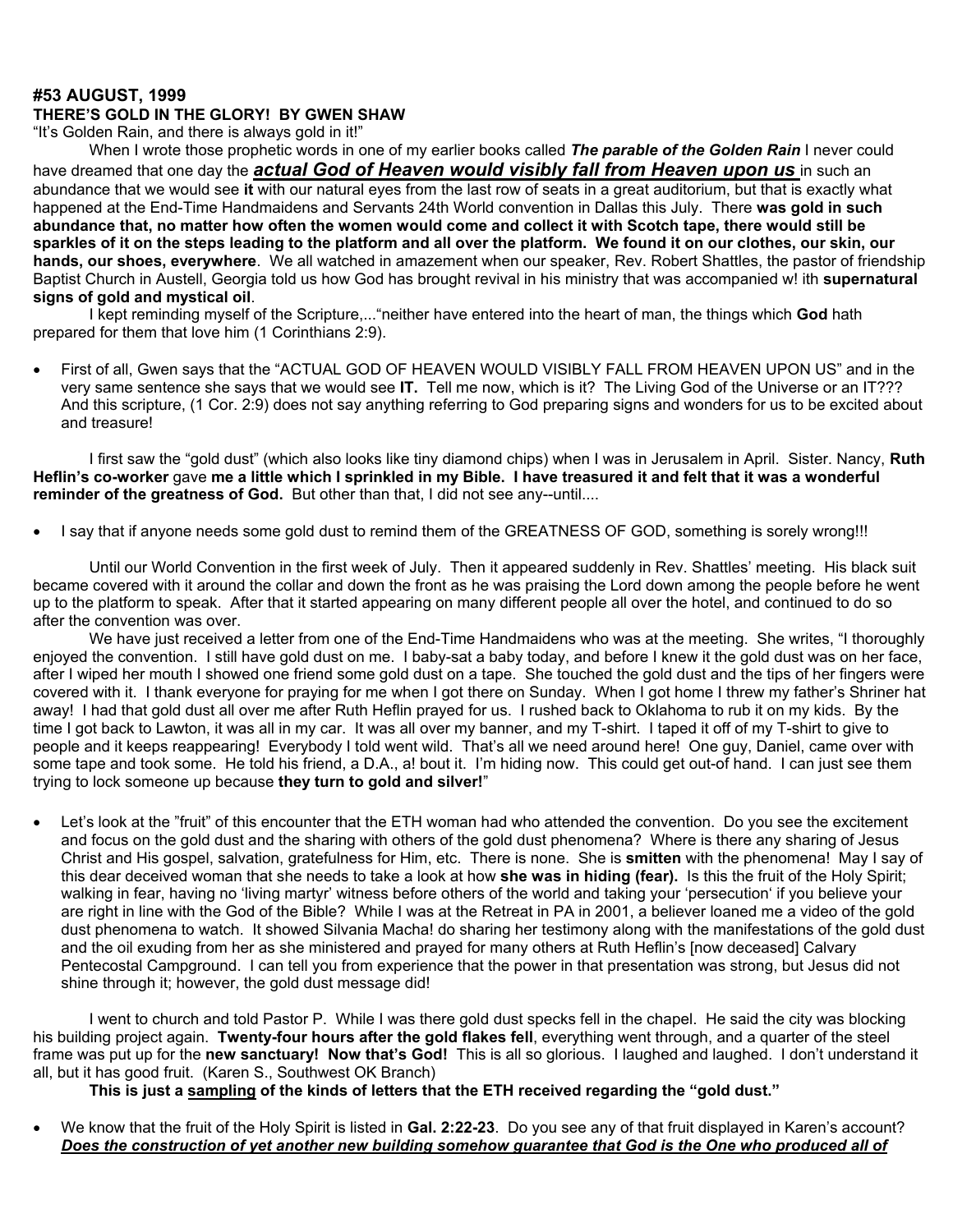**#53 AUGUST, 1999**
**THERE'S GOLD IN THE GLORY! BY GWEN SHAW**
"It's Golden Rain, and there is always gold in it!"

When I wrote those prophetic words in one of my earlier books called ***The parable of the Golden Rain*** I never could have dreamed that one day the ***actual God of Heaven would visibly fall from Heaven upon us*** in such an abundance that we would see **it** with our natural eyes from the last row of seats in a great auditorium, but that is exactly what happened at the End-Time Handmaidens and Servants 24th World convention in Dallas this July. There **was gold in such abundance that, no matter how often the women would come and collect it with Scotch tape, there would still be sparkles of it on the steps leading to the platform and all over the platform. We found it on our clothes, our skin, our hands, our shoes, everywhere**. We all watched in amazement when our speaker, Rev. Robert Shattles, the pastor of friendship Baptist Church in Austell, Georgia told us how God has brought revival in his ministry that was accompanied w! ith **supernatural signs of gold and mystical oil**.

I kept reminding myself of the Scripture,..."neither have entered into the heart of man, the things which **God** hath prepared for them that love him (1 Corinthians 2:9).

- First of all, Gwen says that the "ACTUAL GOD OF HEAVEN WOULD VISIBLY FALL FROM HEAVEN UPON US" and in the very same sentence she says that we would see **IT.** Tell me now, which is it? The Living God of the Universe or an IT??? And this scripture, (1 Cor. 2:9) does not say anything referring to God preparing signs and wonders for us to be excited about and treasure!

I first saw the "gold dust" (which also looks like tiny diamond chips) when I was in Jerusalem in April. Sister. Nancy, **Ruth Heflin's co-worker** gave **me a little which I sprinkled in my Bible. I have treasured it and felt that it was a wonderful reminder of the greatness of God.** But other than that, I did not see any--until....

- I say that if anyone needs some gold dust to remind them of the GREATNESS OF GOD, something is sorely wrong!!!

Until our World Convention in the first week of July. Then it appeared suddenly in Rev. Shattles' meeting. His black suit became covered with it around the collar and down the front as he was praising the Lord down among the people before he went up to the platform to speak. After that it started appearing on many different people all over the hotel, and continued to do so after the convention was over.

We have just received a letter from one of the End-Time Handmaidens who was at the meeting. She writes, "I thoroughly enjoyed the convention. I still have gold dust on me. I baby-sat a baby today, and before I knew it the gold dust was on her face, after I wiped her mouth I showed one friend some gold dust on a tape. She touched the gold dust and the tips of her fingers were covered with it. I thank everyone for praying for me when I got there on Sunday. When I got home I threw my father's Shriner hat away! I had that gold dust all over me after Ruth Heflin prayed for us. I rushed back to Oklahoma to rub it on my kids. By the time I got back to Lawton, it was all in my car. It was all over my banner, and my T-shirt. I taped it off of my T-shirt to give to people and it keeps reappearing! Everybody I told went wild. That's all we need around here! One guy, Daniel, came over with some tape and took some. He told his friend, a D.A., a! bout it. I'm hiding now. This could get out-of hand. I can just see them trying to lock someone up because **they turn to gold and silver!**"

- Let's look at the "fruit" of this encounter that the ETH woman had who attended the convention. Do you see the excitement and focus on the gold dust and the sharing with others of the gold dust phenomena? Where is there any sharing of Jesus Christ and His gospel, salvation, gratefulness for Him, etc. There is none. She is **smitten** with the phenomena! May I say of this dear deceived woman that she needs to take a look at how **she was in hiding (fear).** Is this the fruit of the Holy Spirit; walking in fear, having no 'living martyr' witness before others of the world and taking your 'persecution' if you believe your are right in line with the God of the Bible? While I was at the Retreat in PA in 2001, a believer loaned me a video of the gold dust phenomena to watch. It showed Silvania Macha! do sharing her testimony along with the manifestations of the gold dust and the oil exuding from her as she ministered and prayed for many others at Ruth Heflin's [now deceased] Calvary Pentecostal Campground. I can tell you from experience that the power in that presentation was strong, but Jesus did not shine through it; however, the gold dust message did!

I went to church and told Pastor P. While I was there gold dust specks fell in the chapel. He said the city was blocking his building project again. **Twenty-four hours after the gold flakes fell**, everything went through, and a quarter of the steel frame was put up for the **new sanctuary! Now that's God!** This is all so glorious. I laughed and laughed. I don't understand it all, but it has good fruit. (Karen S., Southwest OK Branch)

**This is just a <u>sampling</u> of the kinds of letters that the ETH received regarding the "gold dust."**

- We know that the fruit of the Holy Spirit is listed in **Gal. 2:22-23**. Do you see any of that fruit displayed in Karen's account? ***<u>Does the construction of yet another new building somehow guarantee that God is the One who produced all of</u>***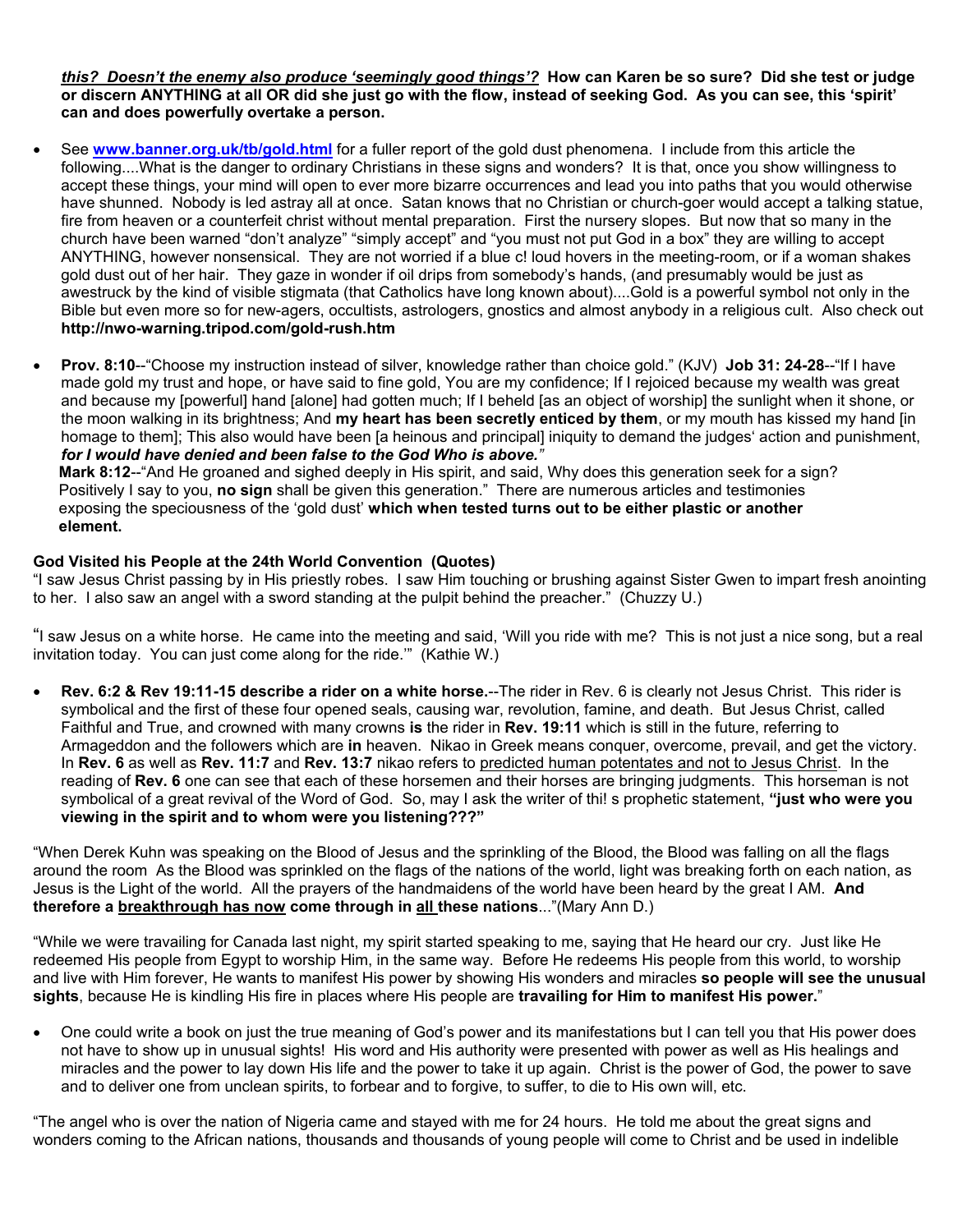***this? Doesn't the enemy also produce 'seemingly good things'?* How can Karen be so sure? Did she test or judge or discern ANYTHING at all OR did she just go with the flow, instead of seeking God. As you can see, this 'spirit' can and does powerfully overtake a person.**

- See **www.banner.org.uk/tb/gold.html** for a fuller report of the gold dust phenomena. I include from this article the following....What is the danger to ordinary Christians in these signs and wonders? It is that, once you show willingness to accept these things, your mind will open to ever more bizarre occurrences and lead you into paths that you would otherwise have shunned. Nobody is led astray all at once. Satan knows that no Christian or church-goer would accept a talking statue, fire from heaven or a counterfeit christ without mental preparation. First the nursery slopes. But now that so many in the church have been warned "don't analyze" "simply accept" and "you must not put God in a box" they are willing to accept ANYTHING, however nonsensical. They are not worried if a blue c! loud hovers in the meeting-room, or if a woman shakes gold dust out of her hair. They gaze in wonder if oil drips from somebody's hands, (and presumably would be just as awestruck by the kind of visible stigmata (that Catholics have long known about)....Gold is a powerful symbol not only in the Bible but even more so for new-agers, occultists, astrologers, gnostics and almost anybody in a religious cult. Also check out **http://nwo-warning.tripod.com/gold-rush.htm**

- **Prov. 8:10**--"Choose my instruction instead of silver, knowledge rather than choice gold." (KJV) **Job 31: 24-28**--"If I have made gold my trust and hope, or have said to fine gold, You are my confidence; If I rejoiced because my wealth was great and because my [powerful] hand [alone] had gotten much; If I beheld [as an object of worship] the sunlight when it shone, or the moon walking in its brightness; And **my heart has been secretly enticed by them**, or my mouth has kissed my hand [in homage to them]; This also would have been [a heinous and principal] iniquity to demand the judges' action and punishment, ***for I would have denied and been false to the God Who is above."***
**Mark 8:12**--"And He groaned and sighed deeply in His spirit, and said, Why does this generation seek for a sign? Positively I say to you, **no sign** shall be given this generation." There are numerous articles and testimonies exposing the speciousness of the 'gold dust' **which when tested turns out to be either plastic or another element.**

**God Visited his People at the 24th World Convention (Quotes)**

"I saw Jesus Christ passing by in His priestly robes. I saw Him touching or brushing against Sister Gwen to impart fresh anointing to her. I also saw an angel with a sword standing at the pulpit behind the preacher." (Chuzzy U.)

"I saw Jesus on a white horse. He came into the meeting and said, 'Will you ride with me? This is not just a nice song, but a real invitation today. You can just come along for the ride.'" (Kathie W.)

- **Rev. 6:2 & Rev 19:11-15 describe a rider on a white horse.**--The rider in Rev. 6 is clearly not Jesus Christ. This rider is symbolical and the first of these four opened seals, causing war, revolution, famine, and death. But Jesus Christ, called Faithful and True, and crowned with many crowns **is** the rider in **Rev. 19:11** which is still in the future, referring to Armageddon and the followers which are **in** heaven. Nikao in Greek means conquer, overcome, prevail, and get the victory. In **Rev. 6** as well as **Rev. 11:7** and **Rev. 13:7** nikao refers to <u>predicted human potentates and not to Jesus Christ</u>. In the reading of **Rev. 6** one can see that each of these horsemen and their horses are bringing judgments. This horseman is not symbolical of a great revival of the Word of God. So, may I ask the writer of thi! s prophetic statement, **"just who were you viewing in the spirit and to whom were you listening???"**

"When Derek Kuhn was speaking on the Blood of Jesus and the sprinkling of the Blood, the Blood was falling on all the flags around the room As the Blood was sprinkled on the flags of the nations of the world, light was breaking forth on each nation, as Jesus is the Light of the world. All the prayers of the handmaidens of the world have been heard by the great I AM. **And therefore a <u>breakthrough has now</u> come through in <u>all</u> these nations**..."(Mary Ann D.)

"While we were travailing for Canada last night, my spirit started speaking to me, saying that He heard our cry. Just like He redeemed His people from Egypt to worship Him, in the same way. Before He redeems His people from this world, to worship and live with Him forever, He wants to manifest His power by showing His wonders and miracles **so people will see the unusual sights**, because He is kindling His fire in places where His people are **travailing for Him to manifest His power.**"

- One could write a book on just the true meaning of God's power and its manifestations but I can tell you that His power does not have to show up in unusual sights! His word and His authority were presented with power as well as His healings and miracles and the power to lay down His life and the power to take it up again. Christ is the power of God, the power to save and to deliver one from unclean spirits, to forbear and to forgive, to suffer, to die to His own will, etc.

"The angel who is over the nation of Nigeria came and stayed with me for 24 hours. He told me about the great signs and wonders coming to the African nations, thousands and thousands of young people will come to Christ and be used in indelible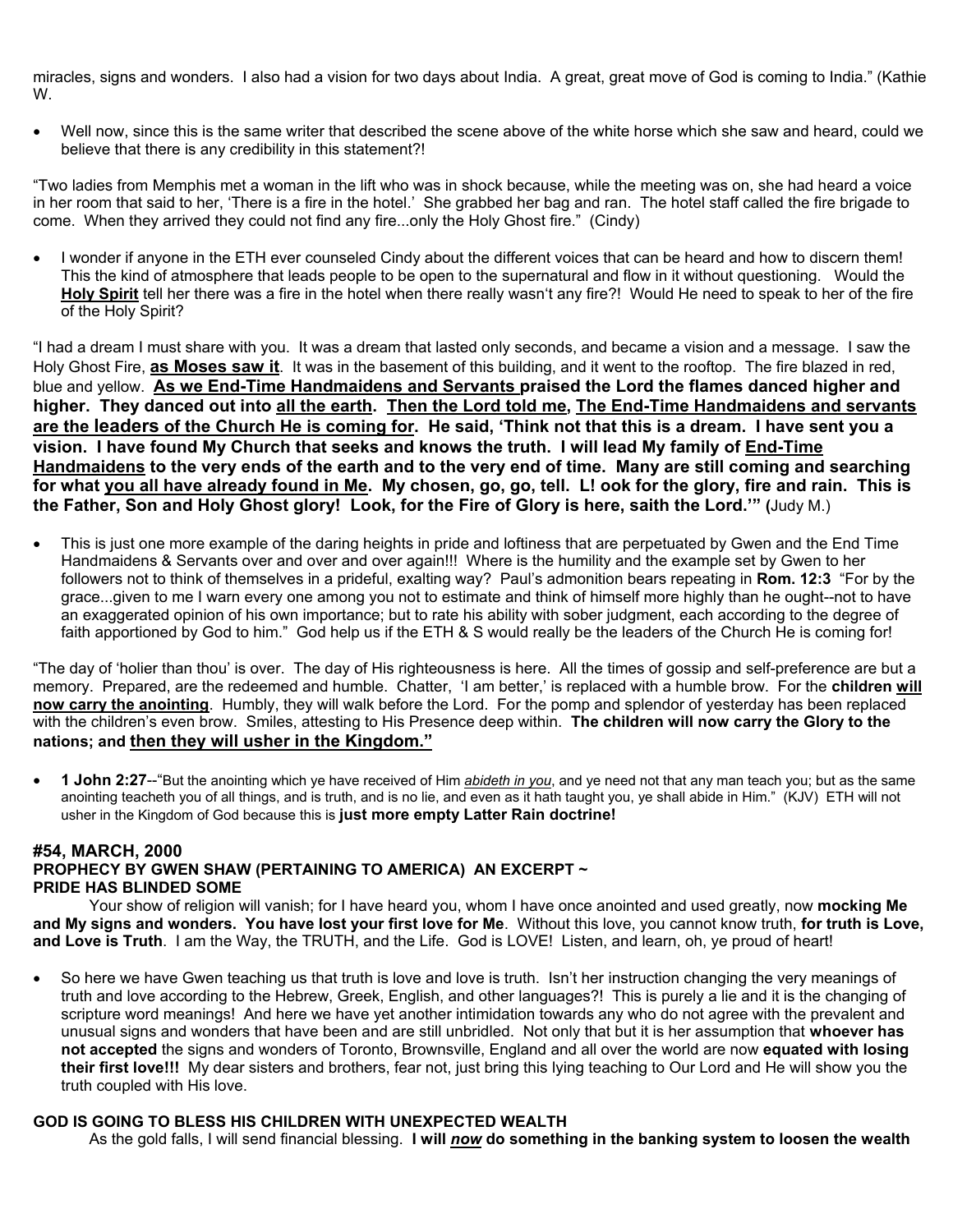miracles, signs and wonders. I also had a vision for two days about India. A great, great move of God is coming to India." (Kathie W.

- Well now, since this is the same writer that described the scene above of the white horse which she saw and heard, could we believe that there is any credibility in this statement?!

"Two ladies from Memphis met a woman in the lift who was in shock because, while the meeting was on, she had heard a voice in her room that said to her, 'There is a fire in the hotel.' She grabbed her bag and ran. The hotel staff called the fire brigade to come. When they arrived they could not find any fire...only the Holy Ghost fire." (Cindy)

- I wonder if anyone in the ETH ever counseled Cindy about the different voices that can be heard and how to discern them! This the kind of atmosphere that leads people to be open to the supernatural and flow in it without questioning. Would the **Holy Spirit** tell her there was a fire in the hotel when there really wasn't any fire?! Would He need to speak to her of the fire of the Holy Spirit?

"I had a dream I must share with you. It was a dream that lasted only seconds, and became a vision and a message. I saw the Holy Ghost Fire, **as Moses saw it**. It was in the basement of this building, and it went to the rooftop. The fire blazed in red, blue and yellow. **As we End-Time Handmaidens and Servants praised the Lord the flames danced higher and higher. They danced out into all the earth. Then the Lord told me, The End-Time Handmaidens and servants are the leaders of the Church He is coming for. He said, 'Think not that this is a dream. I have sent you a vision. I have found My Church that seeks and knows the truth. I will lead My family of End-Time Handmaidens to the very ends of the earth and to the very end of time. Many are still coming and searching for what you all have already found in Me. My chosen, go, go, tell. L! ook for the glory, fire and rain. This is the Father, Son and Holy Ghost glory! Look, for the Fire of Glory is here, saith the Lord.'" (**Judy M.)

- This is just one more example of the daring heights in pride and loftiness that are perpetuated by Gwen and the End Time Handmaidens & Servants over and over and over again!!! Where is the humility and the example set by Gwen to her followers not to think of themselves in a prideful, exalting way? Paul's admonition bears repeating in **Rom. 12:3** "For by the grace...given to me I warn every one among you not to estimate and think of himself more highly than he ought--not to have an exaggerated opinion of his own importance; but to rate his ability with sober judgment, each according to the degree of faith apportioned by God to him." God help us if the ETH & S would really be the leaders of the Church He is coming for!

"The day of 'holier than thou' is over. The day of His righteousness is here. All the times of gossip and self-preference are but a memory. Prepared, are the redeemed and humble. Chatter, 'I am better,' is replaced with a humble brow. For the **children will now carry the anointing**. Humbly, they will walk before the Lord. For the pomp and splendor of yesterday has been replaced with the children's even brow. Smiles, attesting to His Presence deep within. **The children will now carry the Glory to the nations; and then they will usher in the Kingdom."**

- **1 John 2:27**--"But the anointing which ye have received of Him *abideth in you*, and ye need not that any man teach you; but as the same anointing teacheth you of all things, and is truth, and is no lie, and even as it hath taught you, ye shall abide in Him." (KJV) ETH will not usher in the Kingdom of God because this is **just more empty Latter Rain doctrine!**

### #54, MARCH, 2000
### PROPHECY BY GWEN SHAW (PERTAINING TO AMERICA) AN EXCERPT ~
### PRIDE HAS BLINDED SOME

Your show of religion will vanish; for I have heard you, whom I have once anointed and used greatly, now **mocking Me and My signs and wonders. You have lost your first love for Me**. Without this love, you cannot know truth, **for truth is Love, and Love is Truth**. I am the Way, the TRUTH, and the Life. God is LOVE! Listen, and learn, oh, ye proud of heart!

- So here we have Gwen teaching us that truth is love and love is truth. Isn't her instruction changing the very meanings of truth and love according to the Hebrew, Greek, English, and other languages?! This is purely a lie and it is the changing of scripture word meanings! And here we have yet another intimidation towards any who do not agree with the prevalent and unusual signs and wonders that have been and are still unbridled. Not only that but it is her assumption that **whoever has not accepted** the signs and wonders of Toronto, Brownsville, England and all over the world are now **equated with losing their first love!!!** My dear sisters and brothers, fear not, just bring this lying teaching to Our Lord and He will show you the truth coupled with His love.

### GOD IS GOING TO BLESS HIS CHILDREN WITH UNEXPECTED WEALTH

As the gold falls, I will send financial blessing. **I will *now* do something in the banking system to loosen the wealth**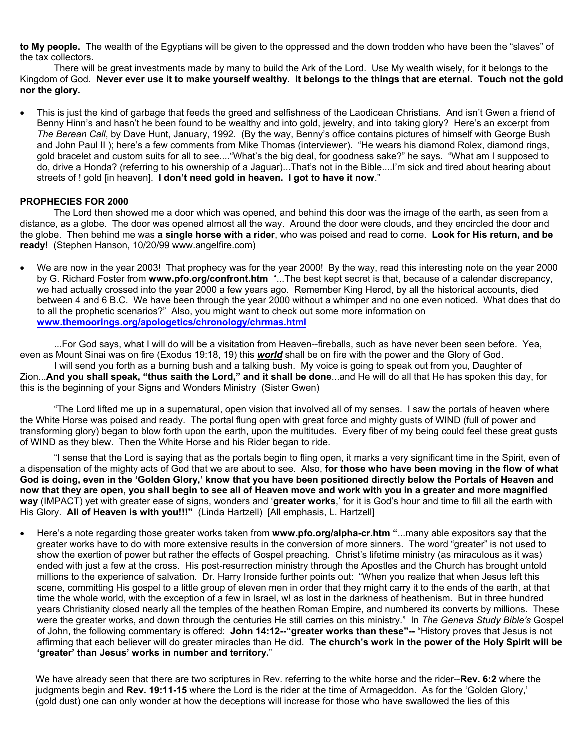**to My people.** The wealth of the Egyptians will be given to the oppressed and the down trodden who have been the "slaves" of the tax collectors.

There will be great investments made by many to build the Ark of the Lord. Use My wealth wisely, for it belongs to the Kingdom of God. **Never ever use it to make yourself wealthy. It belongs to the things that are eternal. Touch not the gold nor the glory.**

- This is just the kind of garbage that feeds the greed and selfishness of the Laodicean Christians. And isn't Gwen a friend of Benny Hinn's and hasn't he been found to be wealthy and into gold, jewelry, and into taking glory? Here's an excerpt from *The Berean Call*, by Dave Hunt, January, 1992. (By the way, Benny's office contains pictures of himself with George Bush and John Paul II ); here's a few comments from Mike Thomas (interviewer). "He wears his diamond Rolex, diamond rings, gold bracelet and custom suits for all to see...."What's the big deal, for goodness sake?" he says. "What am I supposed to do, drive a Honda? (referring to his ownership of a Jaguar)...That's not in the Bible....I'm sick and tired about hearing about streets of ! gold [in heaven]. **I don't need gold in heaven. I got to have it now**."

**PROPHECIES FOR 2000**

The Lord then showed me a door which was opened, and behind this door was the image of the earth, as seen from a distance, as a globe. The door was opened almost all the way. Around the door were clouds, and they encircled the door and the globe. Then behind me was **a single horse with a rider**, who was poised and read to come. **Look for His return, and be ready!** (Stephen Hanson, 10/20/99 www.angelfire.com)

- We are now in the year 2003! That prophecy was for the year 2000! By the way, read this interesting note on the year 2000 by G. Richard Foster from **www.pfo.org/confront.htm** "...The best kept secret is that, because of a calendar discrepancy, we had actually crossed into the year 2000 a few years ago. Remember King Herod, by all the historical accounts, died between 4 and 6 B.C. We have been through the year 2000 without a whimper and no one even noticed. What does that do to all the prophetic scenarios?" Also, you might want to check out some more information on **www.themoorings.org/apologetics/chronology/chrmas.html**

...For God says, what I will do will be a visitation from Heaven--fireballs, such as have never been seen before. Yea, even as Mount Sinai was on fire (Exodus 19:18, 19) this ***world*** shall be on fire with the power and the Glory of God.

I will send you forth as a burning bush and a talking bush. My voice is going to speak out from you, Daughter of Zion...**And you shall speak, "thus saith the Lord," and it shall be done**...and He will do all that He has spoken this day, for this is the beginning of your Signs and Wonders Ministry (Sister Gwen)

"The Lord lifted me up in a supernatural, open vision that involved all of my senses. I saw the portals of heaven where the White Horse was poised and ready. The portal flung open with great force and mighty gusts of WIND (full of power and transforming glory) began to blow forth upon the earth, upon the multitudes. Every fiber of my being could feel these great gusts of WIND as they blew. Then the White Horse and his Rider began to ride.

"I sense that the Lord is saying that as the portals begin to fling open, it marks a very significant time in the Spirit, even of a dispensation of the mighty acts of God that we are about to see. Also, **for those who have been moving in the flow of what God is doing, even in the 'Golden Glory,' know that you have been positioned directly below the Portals of Heaven and now that they are open, you shall begin to see all of Heaven move and work with you in a greater and more magnified way** (IMPACT) yet with greater ease of signs, wonders and '**greater works**,' for it is God's hour and time to fill all the earth with His Glory. **All of Heaven is with you!!!"** (Linda Hartzell) [All emphasis, L. Hartzell]

- Here's a note regarding those greater works taken from **www.pfo.org/alpha-cr.htm "**...many able expositors say that the greater works have to do with more extensive results in the conversion of more sinners. The word "greater" is not used to show the exertion of power but rather the effects of Gospel preaching. Christ's lifetime ministry (as miraculous as it was) ended with just a few at the cross. His post-resurrection ministry through the Apostles and the Church has brought untold millions to the experience of salvation. Dr. Harry Ironside further points out: "When you realize that when Jesus left this scene, committing His gospel to a little group of eleven men in order that they might carry it to the ends of the earth, at that time the whole world, with the exception of a few in Israel, w! as lost in the darkness of heathenism. But in three hundred years Christianity closed nearly all the temples of the heathen Roman Empire, and numbered its converts by millions. These were the greater works, and down through the centuries He still carries on this ministry." In *The Geneva Study Bible's* Gospel of John, the following commentary is offered: **John 14:12--"greater works than these"--** "History proves that Jesus is not affirming that each believer will do greater miracles than He did. **The church's work in the power of the Holy Spirit will be 'greater' than Jesus' works in number and territory.**"

We have already seen that there are two scriptures in Rev. referring to the white horse and the rider--**Rev. 6:2** where the judgments begin and **Rev. 19:11-15** where the Lord is the rider at the time of Armageddon. As for the 'Golden Glory,' (gold dust) one can only wonder at how the deceptions will increase for those who have swallowed the lies of this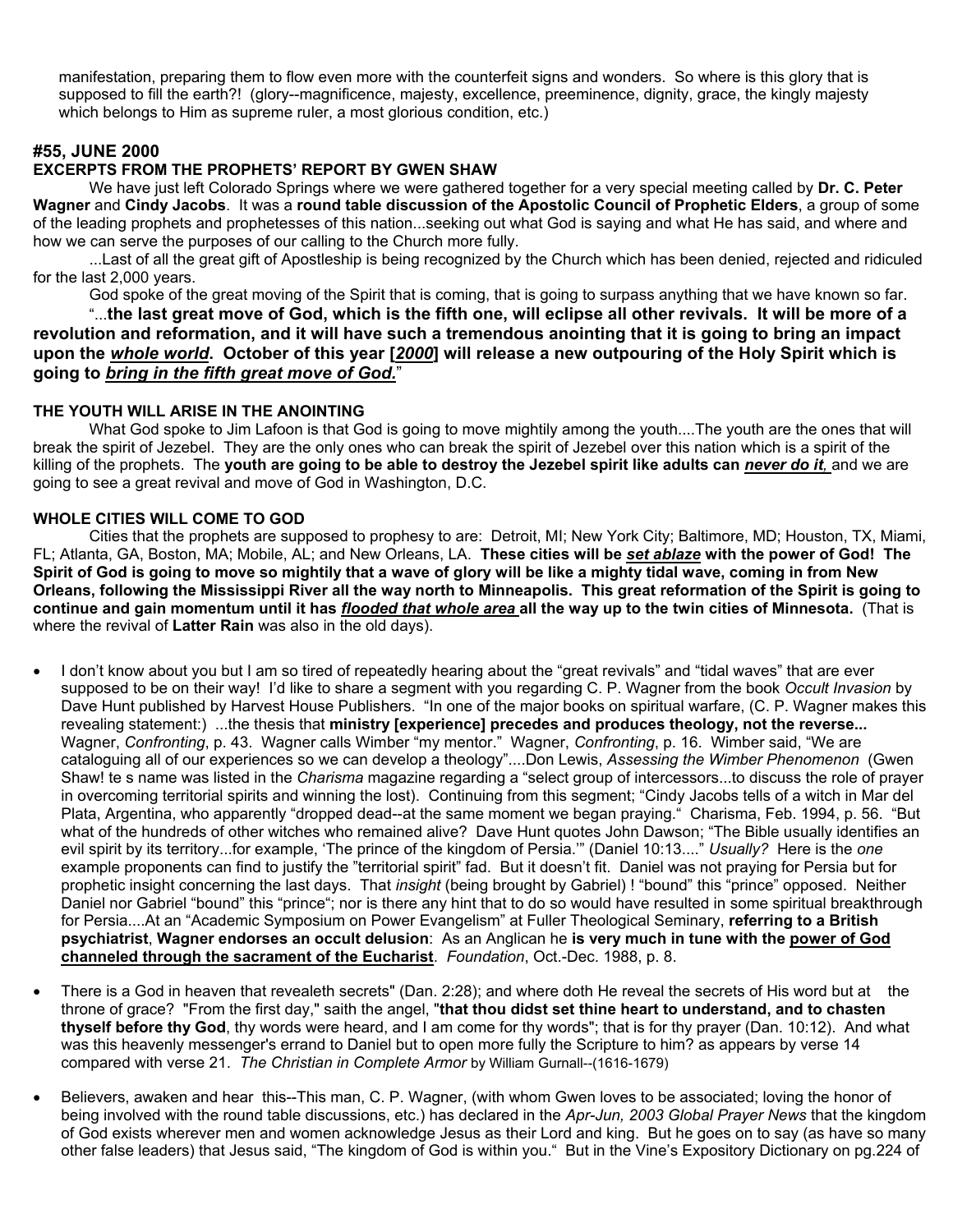manifestation, preparing them to flow even more with the counterfeit signs and wonders. So where is this glory that is supposed to fill the earth?! (glory--magnificence, majesty, excellence, preeminence, dignity, grace, the kingly majesty which belongs to Him as supreme ruler, a most glorious condition, etc.)

## #55, JUNE 2000

### EXCERPTS FROM THE PROPHETS' REPORT BY GWEN SHAW

We have just left Colorado Springs where we were gathered together for a very special meeting called by **Dr. C. Peter Wagner** and **Cindy Jacobs**. It was a **round table discussion of the Apostolic Council of Prophetic Elders**, a group of some of the leading prophets and prophetesses of this nation...seeking out what God is saying and what He has said, and where and how we can serve the purposes of our calling to the Church more fully.

...Last of all the great gift of Apostleship is being recognized by the Church which has been denied, rejected and ridiculed for the last 2,000 years.

God spoke of the great moving of the Spirit that is coming, that is going to surpass anything that we have known so far.

"...**the last great move of God, which is the fifth one, will eclipse all other revivals. It will be more of a revolution and reformation, and it will have such a tremendous anointing that it is going to bring an impact upon the *whole world*. October of this year [*2000*] will release a new outpouring of the Holy Spirit which is going to *bring in the fifth great move of God.***"

### THE YOUTH WILL ARISE IN THE ANOINTING

What God spoke to Jim Lafoon is that God is going to move mightily among the youth....The youth are the ones that will break the spirit of Jezebel. They are the only ones who can break the spirit of Jezebel over this nation which is a spirit of the killing of the prophets. The **youth are going to be able to destroy the Jezebel spirit like adults can *never do it*,** and we are going to see a great revival and move of God in Washington, D.C.

### WHOLE CITIES WILL COME TO GOD

Cities that the prophets are supposed to prophesy to are: Detroit, MI; New York City; Baltimore, MD; Houston, TX, Miami, FL; Atlanta, GA, Boston, MA; Mobile, AL; and New Orleans, LA. **These cities will be *set ablaze* with the power of God! The Spirit of God is going to move so mightily that a wave of glory will be like a mighty tidal wave, coming in from New Orleans, following the Mississippi River all the way north to Minneapolis. This great reformation of the Spirit is going to continue and gain momentum until it has *flooded that whole area* all the way up to the twin cities of Minnesota.** (That is where the revival of **Latter Rain** was also in the old days).

- I don't know about you but I am so tired of repeatedly hearing about the "great revivals" and "tidal waves" that are ever supposed to be on their way! I'd like to share a segment with you regarding C. P. Wagner from the book *Occult Invasion* by Dave Hunt published by Harvest House Publishers. "In one of the major books on spiritual warfare, (C. P. Wagner makes this revealing statement:) ...the thesis that **ministry [experience] precedes and produces theology, not the reverse...** Wagner, *Confronting*, p. 43. Wagner calls Wimber "my mentor." Wagner, *Confronting*, p. 16. Wimber said, "We are cataloguing all of our experiences so we can develop a theology"....Don Lewis, *Assessing the Wimber Phenomenon* (Gwen Shaw! te s name was listed in the *Charisma* magazine regarding a "select group of intercessors...to discuss the role of prayer in overcoming territorial spirits and winning the lost). Continuing from this segment; "Cindy Jacobs tells of a witch in Mar del Plata, Argentina, who apparently "dropped dead--at the same moment we began praying." Charisma, Feb. 1994, p. 56. "But what of the hundreds of other witches who remained alive? Dave Hunt quotes John Dawson; "The Bible usually identifies an evil spirit by its territory...for example, 'The prince of the kingdom of Persia.'" (Daniel 10:13...." *Usually?* Here is the *one* example proponents can find to justify the "territorial spirit" fad. But it doesn't fit. Daniel was not praying for Persia but for prophetic insight concerning the last days. That *insight* (being brought by Gabriel) ! "bound" this "prince" opposed. Neither Daniel nor Gabriel "bound" this "prince"; nor is there any hint that to do so would have resulted in some spiritual breakthrough for Persia....At an "Academic Symposium on Power Evangelism" at Fuller Theological Seminary, **referring to a British psychiatrist**, **Wagner endorses an occult delusion**: As an Anglican he **is very much in tune with the <u>power of God channeled through the sacrament of the Eucharist</u>**. *Foundation*, Oct.-Dec. 1988, p. 8.

- There is a God in heaven that revealeth secrets" (Dan. 2:28); and where doth He reveal the secrets of His word but at the throne of grace? "From the first day," saith the angel, "**that thou didst set thine heart to understand, and to chasten thyself before thy God**, thy words were heard, and I am come for thy words"; that is for thy prayer (Dan. 10:12). And what was this heavenly messenger's errand to Daniel but to open more fully the Scripture to him? as appears by verse 14 compared with verse 21. *The Christian in Complete Armor* by William Gurnall--(1616-1679)

- Believers, awaken and hear this--This man, C. P. Wagner, (with whom Gwen loves to be associated; loving the honor of being involved with the round table discussions, etc.) has declared in the *Apr-Jun, 2003 Global Prayer News* that the kingdom of God exists wherever men and women acknowledge Jesus as their Lord and king. But he goes on to say (as have so many other false leaders) that Jesus said, "The kingdom of God is within you." But in the Vine's Expository Dictionary on pg.224 of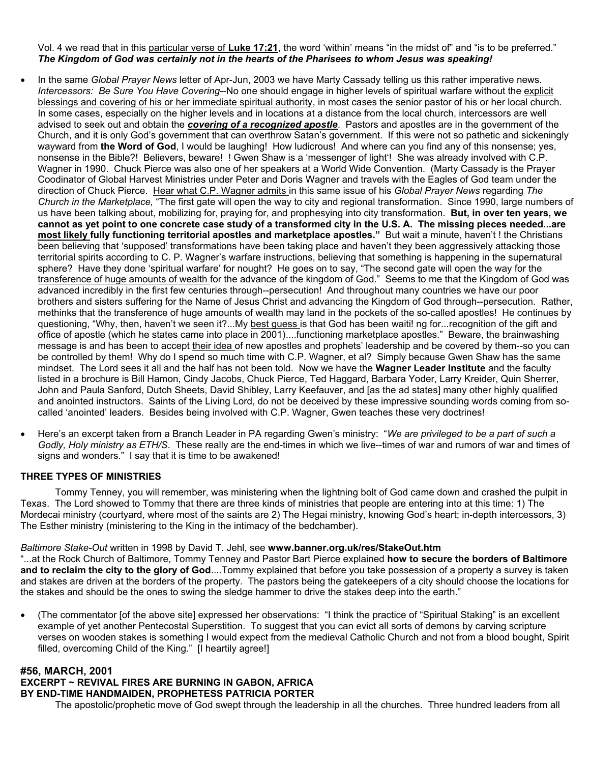Vol. 4 we read that in this particular verse of **Luke 17:21**, the word 'within' means "in the midst of" and "is to be preferred." ***The Kingdom of God was certainly not in the hearts of the Pharisees to whom Jesus was speaking!***

- In the same *Global Prayer News* letter of Apr-Jun, 2003 we have Marty Cassady telling us this rather imperative news. *Intercessors: Be Sure You Have Covering*--No one should engage in higher levels of spiritual warfare without the explicit blessings and covering of his or her immediate spiritual authority, in most cases the senior pastor of his or her local church. In some cases, especially on the higher levels and in locations at a distance from the local church, intercessors are well advised to seek out and obtain the ***covering of a recognized apostle***. Pastors and apostles are in the government of the Church, and it is only God's government that can overthrow Satan's government. If this were not so pathetic and sickeningly wayward from **the Word of God**, I would be laughing! How ludicrous! And where can you find any of this nonsense; yes, nonsense in the Bible?! Believers, beware! ! Gwen Shaw is a 'messenger of light'! She was already involved with C.P. Wagner in 1990. Chuck Pierce was also one of her speakers at a World Wide Convention. (Marty Cassady is the Prayer Coodinator of Global Harvest Ministries under Peter and Doris Wagner and travels with the Eagles of God team under the direction of Chuck Pierce. Hear what C.P. Wagner admits in this same issue of his *Global Prayer News* regarding *The Church in the Marketplace,* "The first gate will open the way to city and regional transformation. Since 1990, large numbers of us have been talking about, mobilizing for, praying for, and prophesying into city transformation. **But, in over ten years, we cannot as yet point to one concrete case study of a transformed city in the U.S. A. The missing pieces needed...are most likely fully functioning territorial apostles and marketplace apostles."** But wait a minute, haven't ! the Christians been believing that 'supposed' transformations have been taking place and haven't they been aggressively attacking those territorial spirits according to C. P. Wagner's warfare instructions, believing that something is happening in the supernatural sphere? Have they done 'spiritual warfare' for nought? He goes on to say, "The second gate will open the way for the transference of huge amounts of wealth for the advance of the kingdom of God." Seems to me that the Kingdom of God was advanced incredibly in the first few centuries through--persecution! And throughout many countries we have our poor brothers and sisters suffering for the Name of Jesus Christ and advancing the Kingdom of God through--persecution. Rather, methinks that the transference of huge amounts of wealth may land in the pockets of the so-called apostles! He continues by questioning, "Why, then, haven't we seen it?...My best guess is that God has been waiti! ng for...recognition of the gift and office of apostle (which he states came into place in 2001)....functioning marketplace apostles." Beware, the brainwashing message is and has been to accept their idea of new apostles and prophets' leadership and be covered by them--so you can be controlled by them! Why do I spend so much time with C.P. Wagner, et al? Simply because Gwen Shaw has the same mindset. The Lord sees it all and the half has not been told. Now we have the **Wagner Leader Institute** and the faculty listed in a brochure is Bill Hamon, Cindy Jacobs, Chuck Pierce, Ted Haggard, Barbara Yoder, Larry Kreider, Quin Sherrer, John and Paula Sanford, Dutch Sheets, David Shibley, Larry Keefauver, and [as the ad states] many other highly qualified and anointed instructors. Saints of the Living Lord, do not be deceived by these impressive sounding words coming from so-called 'anointed' leaders. Besides being involved with C.P. Wagner, Gwen teaches these very doctrines!

- Here's an excerpt taken from a Branch Leader in PA regarding Gwen's ministry: "*We are privileged to be a part of such a Godly, Holy ministry as ETH/S*. These really are the end-times in which we live--times of war and rumors of war and times of signs and wonders." I say that it is time to be awakened!

**THREE TYPES OF MINISTRIES**

Tommy Tenney, you will remember, was ministering when the lightning bolt of God came down and crashed the pulpit in Texas. The Lord showed to Tommy that there are three kinds of ministries that people are entering into at this time: 1) The Mordecai ministry (courtyard, where most of the saints are 2) The Hegai ministry, knowing God's heart; in-depth intercessors, 3) The Esther ministry (ministering to the King in the intimacy of the bedchamber).

*Baltimore Stake-Out* written in 1998 by David T. Jehl, see **www.banner.org.uk/res/StakeOut.htm**
"...at the Rock Church of Baltimore, Tommy Tenney and Pastor Bart Pierce explained **how to secure the borders of Baltimore and to reclaim the city to the glory of God**....Tommy explained that before you take possession of a property a survey is taken and stakes are driven at the borders of the property. The pastors being the gatekeepers of a city should choose the locations for the stakes and should be the ones to swing the sledge hammer to drive the stakes deep into the earth."

- (The commentator [of the above site] expressed her observations: "I think the practice of "Spiritual Staking" is an excellent example of yet another Pentecostal Superstition. To suggest that you can evict all sorts of demons by carving scripture verses on wooden stakes is something I would expect from the medieval Catholic Church and not from a blood bought, Spirit filled, overcoming Child of the King." [I heartily agree!]

**#56, MARCH, 2001**
**EXCERPT ~ REVIVAL FIRES ARE BURNING IN GABON, AFRICA**
**BY END-TIME HANDMAIDEN, PROPHETESS PATRICIA PORTER**

The apostolic/prophetic move of God swept through the leadership in all the churches. Three hundred leaders from all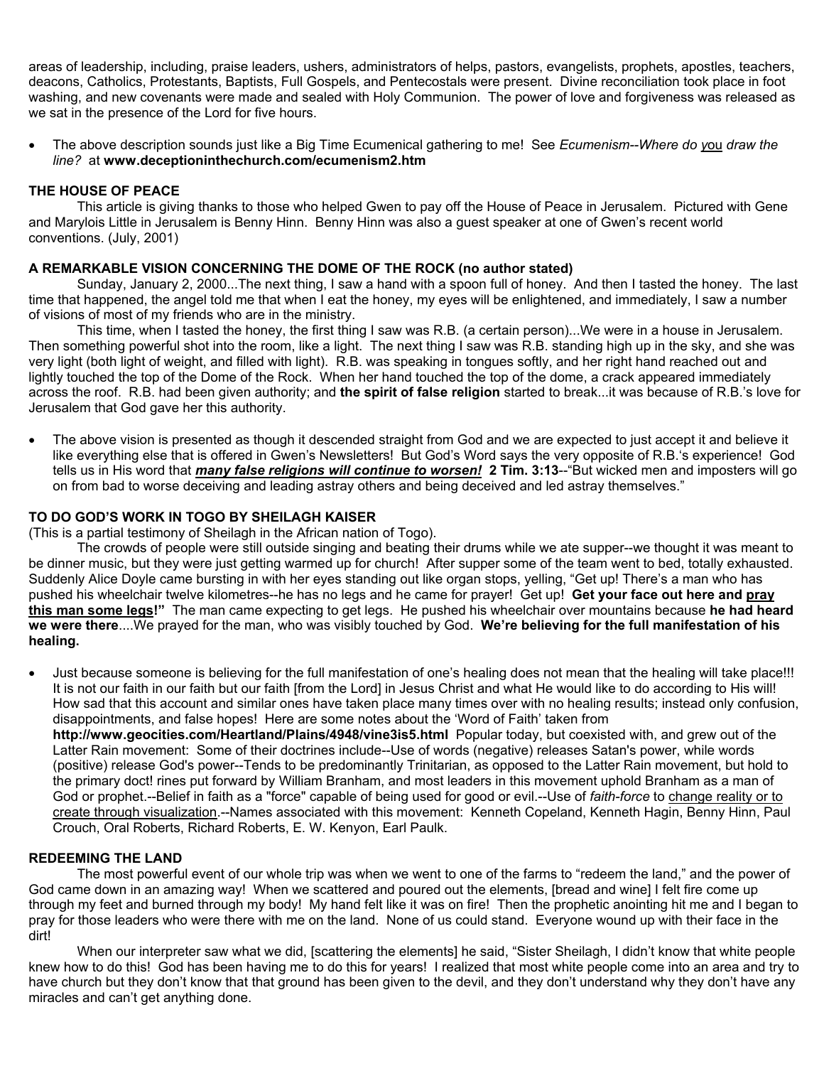areas of leadership, including, praise leaders, ushers, administrators of helps, pastors, evangelists, prophets, apostles, teachers, deacons, Catholics, Protestants, Baptists, Full Gospels, and Pentecostals were present. Divine reconciliation took place in foot washing, and new covenants were made and sealed with Holy Communion. The power of love and forgiveness was released as we sat in the presence of the Lord for five hours.

- The above description sounds just like a Big Time Ecumenical gathering to me! See *Ecumenism--Where do you draw the line?* at **www.deceptioninthechurch.com/ecumenism2.htm**

**THE HOUSE OF PEACE**

This article is giving thanks to those who helped Gwen to pay off the House of Peace in Jerusalem. Pictured with Gene and Marylois Little in Jerusalem is Benny Hinn. Benny Hinn was also a guest speaker at one of Gwen's recent world conventions. (July, 2001)

**A REMARKABLE VISION CONCERNING THE DOME OF THE ROCK (no author stated)**

Sunday, January 2, 2000...The next thing, I saw a hand with a spoon full of honey. And then I tasted the honey. The last time that happened, the angel told me that when I eat the honey, my eyes will be enlightened, and immediately, I saw a number of visions of most of my friends who are in the ministry.

This time, when I tasted the honey, the first thing I saw was R.B. (a certain person)...We were in a house in Jerusalem. Then something powerful shot into the room, like a light. The next thing I saw was R.B. standing high up in the sky, and she was very light (both light of weight, and filled with light). R.B. was speaking in tongues softly, and her right hand reached out and lightly touched the top of the Dome of the Rock. When her hand touched the top of the dome, a crack appeared immediately across the roof. R.B. had been given authority; and **the spirit of false religion** started to break...it was because of R.B.'s love for Jerusalem that God gave her this authority.

- The above vision is presented as though it descended straight from God and we are expected to just accept it and believe it like everything else that is offered in Gwen's Newsletters! But God's Word says the very opposite of R.B.'s experience! God tells us in His word that ***many false religions will continue to worsen!*** **2 Tim. 3:13**--"But wicked men and imposters will go on from bad to worse deceiving and leading astray others and being deceived and led astray themselves."

**TO DO GOD'S WORK IN TOGO BY SHEILAGH KAISER**

(This is a partial testimony of Sheilagh in the African nation of Togo).

The crowds of people were still outside singing and beating their drums while we ate supper--we thought it was meant to be dinner music, but they were just getting warmed up for church! After supper some of the team went to bed, totally exhausted. Suddenly Alice Doyle came bursting in with her eyes standing out like organ stops, yelling, "Get up! There's a man who has pushed his wheelchair twelve kilometres--he has no legs and he came for prayer! Get up! **Get your face out here and pray this man some legs!"** The man came expecting to get legs. He pushed his wheelchair over mountains because **he had heard we were there**....We prayed for the man, who was visibly touched by God. **We're believing for the full manifestation of his healing.**

- Just because someone is believing for the full manifestation of one's healing does not mean that the healing will take place!!! It is not our faith in our faith but our faith [from the Lord] in Jesus Christ and what He would like to do according to His will! How sad that this account and similar ones have taken place many times over with no healing results; instead only confusion, disappointments, and false hopes! Here are some notes about the 'Word of Faith' taken from **http://www.geocities.com/Heartland/Plains/4948/vine3is5.html** Popular today, but coexisted with, and grew out of the Latter Rain movement: Some of their doctrines include--Use of words (negative) releases Satan's power, while words (positive) release God's power--Tends to be predominantly Trinitarian, as opposed to the Latter Rain movement, but hold to the primary doct! rines put forward by William Branham, and most leaders in this movement uphold Branham as a man of God or prophet.--Belief in faith as a "force" capable of being used for good or evil.--Use of *faith-force* to change reality or to create through visualization.--Names associated with this movement: Kenneth Copeland, Kenneth Hagin, Benny Hinn, Paul Crouch, Oral Roberts, Richard Roberts, E. W. Kenyon, Earl Paulk.

**REDEEMING THE LAND**

The most powerful event of our whole trip was when we went to one of the farms to "redeem the land," and the power of God came down in an amazing way! When we scattered and poured out the elements, [bread and wine] I felt fire come up through my feet and burned through my body! My hand felt like it was on fire! Then the prophetic anointing hit me and I began to pray for those leaders who were there with me on the land. None of us could stand. Everyone wound up with their face in the dirt!

When our interpreter saw what we did, [scattering the elements] he said, "Sister Sheilagh, I didn't know that white people knew how to do this! God has been having me to do this for years! I realized that most white people come into an area and try to have church but they don't know that that ground has been given to the devil, and they don't understand why they don't have any miracles and can't get anything done.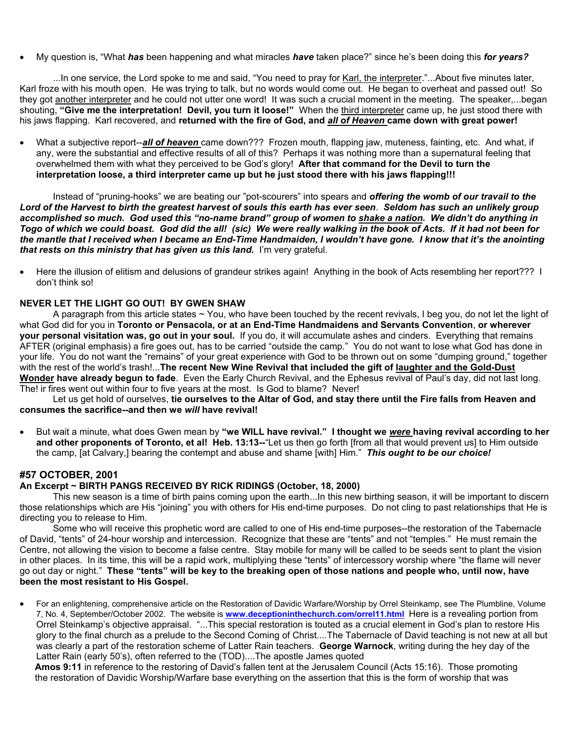- My question is, "What ***has*** been happening and what miracles ***have*** taken place?" since he's been doing this ***for years?***

...In one service, the Lord spoke to me and said, "You need to pray for Karl, the interpreter."...About five minutes later, Karl froze with his mouth open. He was trying to talk, but no words would come out. He began to overheat and passed out! So they got another interpreter and he could not utter one word! It was such a crucial moment in the meeting. The speaker,...began shouting, **"Give me the interpretation! Devil, you turn it loose!"** When the third interpreter came up, he just stood there with his jaws flapping. Karl recovered, and **returned with the fire of God, and *all of Heaven* came down with great power!**

- What a subjective report--***all of heaven*** came down??? Frozen mouth, flapping jaw, muteness, fainting, etc. And what, if any, were the substantial and effective results of all of this? Perhaps it was nothing more than a supernatural feeling that overwhelmed them with what they perceived to be God's glory! **After that command for the Devil to turn the interpretation loose, a third interpreter came up but he just stood there with his jaws flapping!!!**

Instead of "pruning-hooks" we are beating our "pot-scourers" into spears and ***offering the womb of our travail to the Lord of the Harvest to birth the greatest harvest of souls this earth has ever seen***. ***Seldom has such an unlikely group accomplished so much. God used this "no-name brand" group of women to shake a nation. We didn't do anything in Togo of which we could boast. God did the all! (sic) We were really walking in the book of Acts. If it had not been for the mantle that I received when I became an End-Time Handmaiden, I wouldn't have gone. I know that it's the anointing that rests on this ministry that has given us this land.*** I'm very grateful.

- Here the illusion of elitism and delusions of grandeur strikes again! Anything in the book of Acts resembling her report??? I don't think so!

**NEVER LET THE LIGHT GO OUT! BY GWEN SHAW**

A paragraph from this article states ~ You, who have been touched by the recent revivals, I beg you, do not let the light of what God did for you in **Toronto or Pensacola, or at an End-Time Handmaidens and Servants Convention**, **or wherever your personal visitation was, go out in your soul.** If you do, it will accumulate ashes and cinders. Everything that remains AFTER (original emphasis) a fire goes out, has to be carried "outside the camp." You do not want to lose what God has done in your life. You do not want the "remains" of your great experience with God to be thrown out on some "dumping ground," together with the rest of the world's trash!...**The recent New Wine Revival that included the gift of laughter and the Gold-Dust Wonder have already begun to fade**. Even the Early Church Revival, and the Ephesus revival of Paul's day, did not last long. The! ir fires went out within four to five years at the most. Is God to blame? Never!

Let us get hold of ourselves, **tie ourselves to the Altar of God, and stay there until the Fire falls from Heaven and consumes the sacrifice--and then we *will* have revival!**

- But wait a minute, what does Gwen mean by **"we WILL have revival." I thought we *were* having revival according to her and other proponents of Toronto, et al! Heb. 13:13--**"Let us then go forth [from all that would prevent us] to Him outside the camp, [at Calvary,] bearing the contempt and abuse and shame [with] Him." ***This ought to be our choice!***

## #57 OCTOBER, 2001

**An Excerpt ~ BIRTH PANGS RECEIVED BY RICK RIDINGS (October, 18, 2000)**

This new season is a time of birth pains coming upon the earth...In this new birthing season, it will be important to discern those relationships which are His "joining" you with others for His end-time purposes. Do not cling to past relationships that He is directing you to release to Him.

Some who will receive this prophetic word are called to one of His end-time purposes--the restoration of the Tabernacle of David, "tents" of 24-hour worship and intercession. Recognize that these are "tents" and not "temples." He must remain the Centre, not allowing the vision to become a false centre. Stay mobile for many will be called to be seeds sent to plant the vision in other places. In its time, this will be a rapid work, multiplying these "tents" of intercessory worship where "the flame will never go out day or night." **These "tents" will be key to the breaking open of those nations and people who, until now, have been the most resistant to His Gospel.**

- For an enlightening, comprehensive article on the Restoration of Davidic Warfare/Worship by Orrel Steinkamp, see The Plumbline, Volume 7, No. 4, September/October 2002. The website is **www.deceptioninthechurch.com/orrel11.html** Here is a revealing portion from Orrel Steinkamp's objective appraisal. "...This special restoration is touted as a crucial element in God's plan to restore His glory to the final church as a prelude to the Second Coming of Christ....The Tabernacle of David teaching is not new at all but was clearly a part of the restoration scheme of Latter Rain teachers. **George Warnock**, writing during the hey day of the Latter Rain (early 50's), often referred to the (TOD)....The apostle James quoted **Amos 9:11** in reference to the restoring of David's fallen tent at the Jerusalem Council (Acts 15:16). Those promoting the restoration of Davidic Worship/Warfare base everything on the assertion that this is the form of worship that was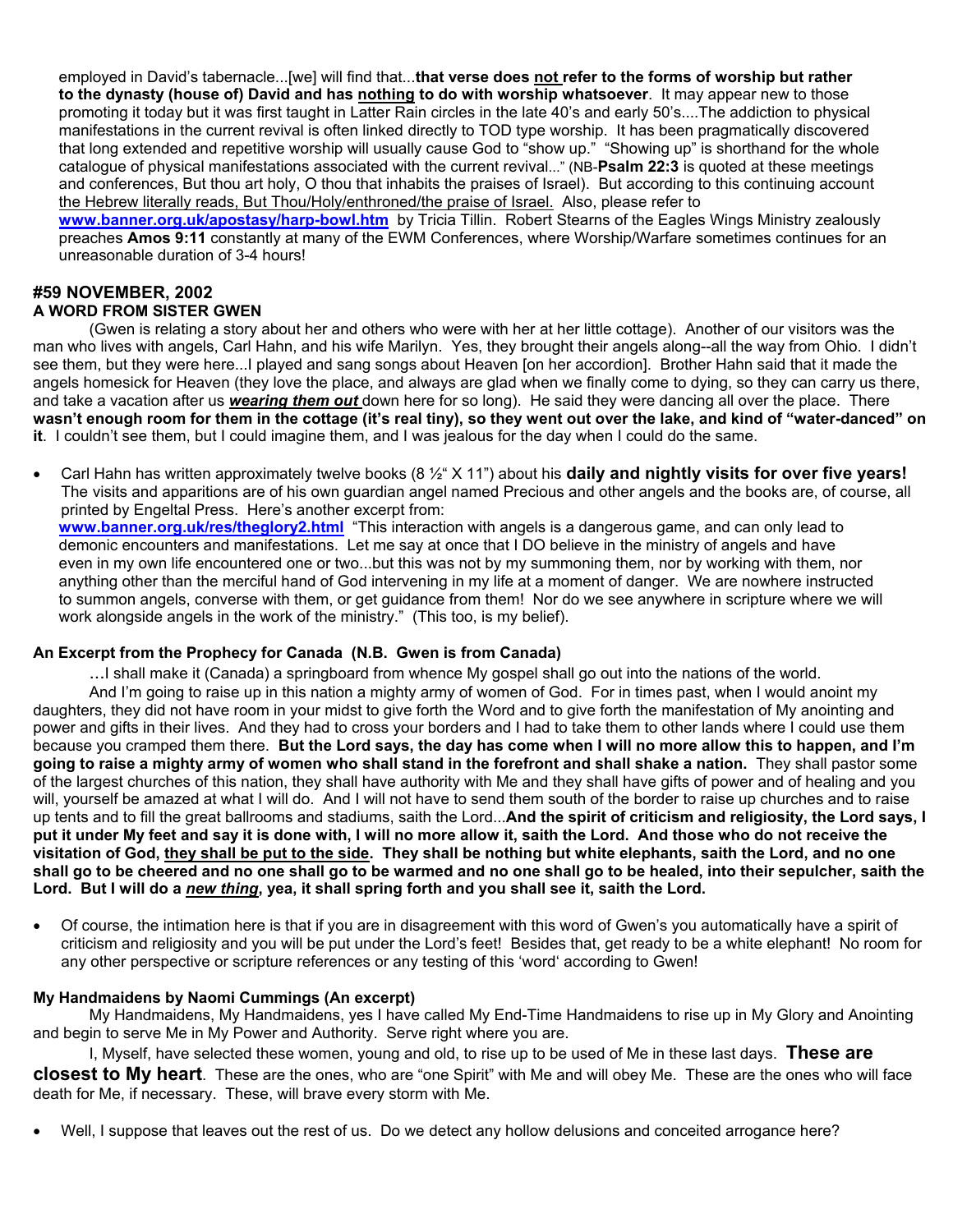employed in David's tabernacle...[we] will find that...**that verse does <u>not</u> refer to the forms of worship but rather to the dynasty (house of) David and has <u>nothing</u> to do with worship whatsoever**. It may appear new to those promoting it today but it was first taught in Latter Rain circles in the late 40's and early 50's....The addiction to physical manifestations in the current revival is often linked directly to TOD type worship. It has been pragmatically discovered that long extended and repetitive worship will usually cause God to "show up." "Showing up" is shorthand for the whole catalogue of physical manifestations associated with the current revival..." (NB-**Psalm 22:3** is quoted at these meetings and conferences, But thou art holy, O thou that inhabits the praises of Israel). But according to this continuing account <u>the Hebrew literally reads, But Thou/Holy/enthroned/the praise of Israel.</u> Also, please refer to **www.banner.org.uk/apostasy/harp-bowl.htm** by Tricia Tillin. Robert Stearns of the Eagles Wings Ministry zealously preaches **Amos 9:11** constantly at many of the EWM Conferences, where Worship/Warfare sometimes continues for an unreasonable duration of 3-4 hours!

## #59 NOVEMBER, 2002

### A WORD FROM SISTER GWEN

(Gwen is relating a story about her and others who were with her at her little cottage). Another of our visitors was the man who lives with angels, Carl Hahn, and his wife Marilyn. Yes, they brought their angels along--all the way from Ohio. I didn't see them, but they were here...I played and sang songs about Heaven [on her accordion]. Brother Hahn said that it made the angels homesick for Heaven (they love the place, and always are glad when we finally come to dying, so they can carry us there, and take a vacation after us ***<u>wearing them out</u>*** down here for so long). He said they were dancing all over the place. There **wasn't enough room for them in the cottage (it's real tiny), so they went out over the lake, and kind of "water-danced" on it**. I couldn't see them, but I could imagine them, and I was jealous for the day when I could do the same.

- Carl Hahn has written approximately twelve books (8 ½" X 11") about his **daily and nightly visits for over five years!** The visits and apparitions are of his own guardian angel named Precious and other angels and the books are, of course, all printed by Engeltal Press. Here's another excerpt from: **www.banner.org.uk/res/theglory2.html** "This interaction with angels is a dangerous game, and can only lead to demonic encounters and manifestations. Let me say at once that I DO believe in the ministry of angels and have even in my own life encountered one or two...but this was not by my summoning them, nor by working with them, nor anything other than the merciful hand of God intervening in my life at a moment of danger. We are nowhere instructed to summon angels, converse with them, or get guidance from them! Nor do we see anywhere in scripture where we will work alongside angels in the work of the ministry." (This too, is my belief).

**An Excerpt from the Prophecy for Canada (N.B. Gwen is from Canada)**

…I shall make it (Canada) a springboard from whence My gospel shall go out into the nations of the world.

And I'm going to raise up in this nation a mighty army of women of God. For in times past, when I would anoint my daughters, they did not have room in your midst to give forth the Word and to give forth the manifestation of My anointing and power and gifts in their lives. And they had to cross your borders and I had to take them to other lands where I could use them because you cramped them there. **But the Lord says, the day has come when I will no more allow this to happen, and I'm going to raise a mighty army of women who shall stand in the forefront and shall shake a nation.** They shall pastor some of the largest churches of this nation, they shall have authority with Me and they shall have gifts of power and of healing and you will, yourself be amazed at what I will do. And I will not have to send them south of the border to raise up churches and to raise up tents and to fill the great ballrooms and stadiums, saith the Lord...**And the spirit of criticism and religiosity, the Lord says, I put it under My feet and say it is done with, I will no more allow it, saith the Lord. And those who do not receive the visitation of God, <u>they shall be put to the side</u>. They shall be nothing but white elephants, saith the Lord, and no one shall go to be cheered and no one shall go to be warmed and no one shall go to be healed, into their sepulcher, saith the Lord. But I will do a *<u>new thing</u>*, yea, it shall spring forth and you shall see it, saith the Lord.**

- Of course, the intimation here is that if you are in disagreement with this word of Gwen's you automatically have a spirit of criticism and religiosity and you will be put under the Lord's feet! Besides that, get ready to be a white elephant! No room for any other perspective or scripture references or any testing of this 'word' according to Gwen!

**My Handmaidens by Naomi Cummings (An excerpt)**

My Handmaidens, My Handmaidens, yes I have called My End-Time Handmaidens to rise up in My Glory and Anointing and begin to serve Me in My Power and Authority. Serve right where you are.

I, Myself, have selected these women, young and old, to rise up to be used of Me in these last days. **These are closest to My heart**. These are the ones, who are "one Spirit" with Me and will obey Me. These are the ones who will face death for Me, if necessary. These, will brave every storm with Me.

- Well, I suppose that leaves out the rest of us. Do we detect any hollow delusions and conceited arrogance here?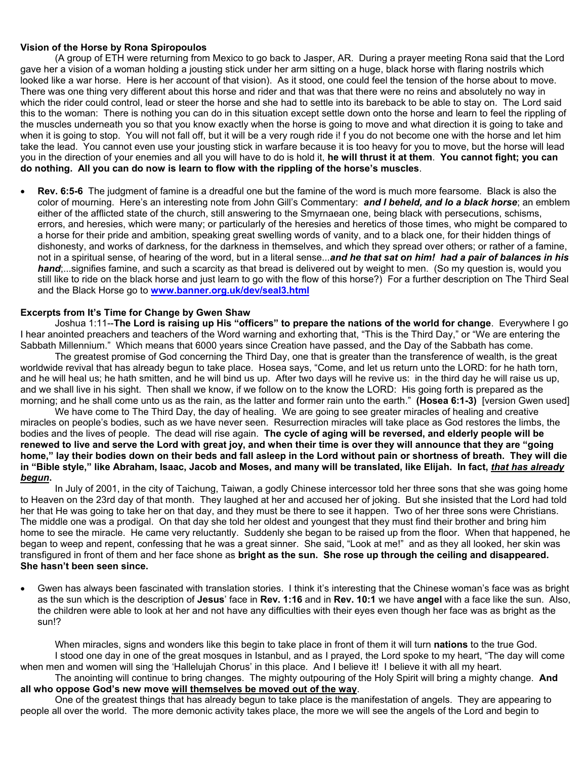**Vision of the Horse by Rona Spiropoulos**

(A group of ETH were returning from Mexico to go back to Jasper, AR. During a prayer meeting Rona said that the Lord gave her a vision of a woman holding a jousting stick under her arm sitting on a huge, black horse with flaring nostrils which looked like a war horse. Here is her account of that vision). As it stood, one could feel the tension of the horse about to move. There was one thing very different about this horse and rider and that was that there were no reins and absolutely no way in which the rider could control, lead or steer the horse and she had to settle into its bareback to be able to stay on. The Lord said this to the woman: There is nothing you can do in this situation except settle down onto the horse and learn to feel the rippling of the muscles underneath you so that you know exactly when the horse is going to move and what direction it is going to take and when it is going to stop. You will not fall off, but it will be a very rough ride i! f you do not become one with the horse and let him take the lead. You cannot even use your jousting stick in warfare because it is too heavy for you to move, but the horse will lead you in the direction of your enemies and all you will have to do is hold it, **he will thrust it at them**. **You cannot fight; you can do nothing. All you can do now is learn to flow with the rippling of the horse's muscles**.

- **Rev. 6:5-6** The judgment of famine is a dreadful one but the famine of the word is much more fearsome. Black is also the color of mourning. Here's an interesting note from John Gill's Commentary: ***and I beheld, and lo a black horse***; an emblem either of the afflicted state of the church, still answering to the Smyrnaean one, being black with persecutions, schisms, errors, and heresies, which were many; or particularly of the heresies and heretics of those times, who might be compared to a horse for their pride and ambition, speaking great swelling words of vanity, and to a black one, for their hidden things of dishonesty, and works of darkness, for the darkness in themselves, and which they spread over others; or rather of a famine, not in a spiritual sense, of hearing of the word, but in a literal sense...***and he that sat on him! had a pair of balances in his hand***;...signifies famine, and such a scarcity as that bread is delivered out by weight to men. (So my question is, would you still like to ride on the black horse and just learn to go with the flow of this horse?) For a further description on The Third Seal and the Black Horse go to **www.banner.org.uk/dev/seal3.html**

**Excerpts from It's Time for Change by Gwen Shaw**

Joshua 1:11--**The Lord is raising up His "officers" to prepare the nations of the world for change**. Everywhere I go I hear anointed preachers and teachers of the Word warning and exhorting that, "This is the Third Day," or "We are entering the Sabbath Millennium." Which means that 6000 years since Creation have passed, and the Day of the Sabbath has come.

The greatest promise of God concerning the Third Day, one that is greater than the transference of wealth, is the great worldwide revival that has already begun to take place. Hosea says, "Come, and let us return unto the LORD: for he hath torn, and he will heal us; he hath smitten, and he will bind us up. After two days will he revive us: in the third day he will raise us up, and we shall live in his sight. Then shall we know, if we follow on to the know the LORD: His going forth is prepared as the morning; and he shall come unto us as the rain, as the latter and former rain unto the earth." **(Hosea 6:1-3)** [version Gwen used]

We have come to The Third Day, the day of healing. We are going to see greater miracles of healing and creative miracles on people's bodies, such as we have never seen. Resurrection miracles will take place as God restores the limbs, the bodies and the lives of people. The dead will rise again. **The cycle of aging will be reversed, and elderly people will be renewed to live and serve the Lord with great joy, and when their time is over they will announce that they are "going home," lay their bodies down on their beds and fall asleep in the Lord without pain or shortness of breath. They will die in "Bible style," like Abraham, Isaac, Jacob and Moses, and many will be translated, like Elijah. In fact, *<u>that has already begun</u>*.**

In July of 2001, in the city of Taichung, Taiwan, a godly Chinese intercessor told her three sons that she was going home to Heaven on the 23rd day of that month. They laughed at her and accused her of joking. But she insisted that the Lord had told her that He was going to take her on that day, and they must be there to see it happen. Two of her three sons were Christians. The middle one was a prodigal. On that day she told her oldest and youngest that they must find their brother and bring him home to see the miracle. He came very reluctantly. Suddenly she began to be raised up from the floor. When that happened, he began to weep and repent, confessing that he was a great sinner. She said, "Look at me!" and as they all looked, her skin was transfigured in front of them and her face shone as **bright as the sun. She rose up through the ceiling and disappeared. She hasn't been seen since.**

- Gwen has always been fascinated with translation stories. I think it's interesting that the Chinese woman's face was as bright as the sun which is the description of **Jesus**' face in **Rev. 1:16** and in **Rev. 10:1** we have **angel** with a face like the sun. Also, the children were able to look at her and not have any difficulties with their eyes even though her face was as bright as the sun!?

When miracles, signs and wonders like this begin to take place in front of them it will turn **nations** to the true God.

I stood one day in one of the great mosques in Istanbul, and as I prayed, the Lord spoke to my heart, "The day will come when men and women will sing the 'Hallelujah Chorus' in this place. And I believe it! I believe it with all my heart.

The anointing will continue to bring changes. The mighty outpouring of the Holy Spirit will bring a mighty change. **And all who oppose God's new move <u>will themselves be moved out of the way</u>**.

One of the greatest things that has already begun to take place is the manifestation of angels. They are appearing to people all over the world. The more demonic activity takes place, the more we will see the angels of the Lord and begin to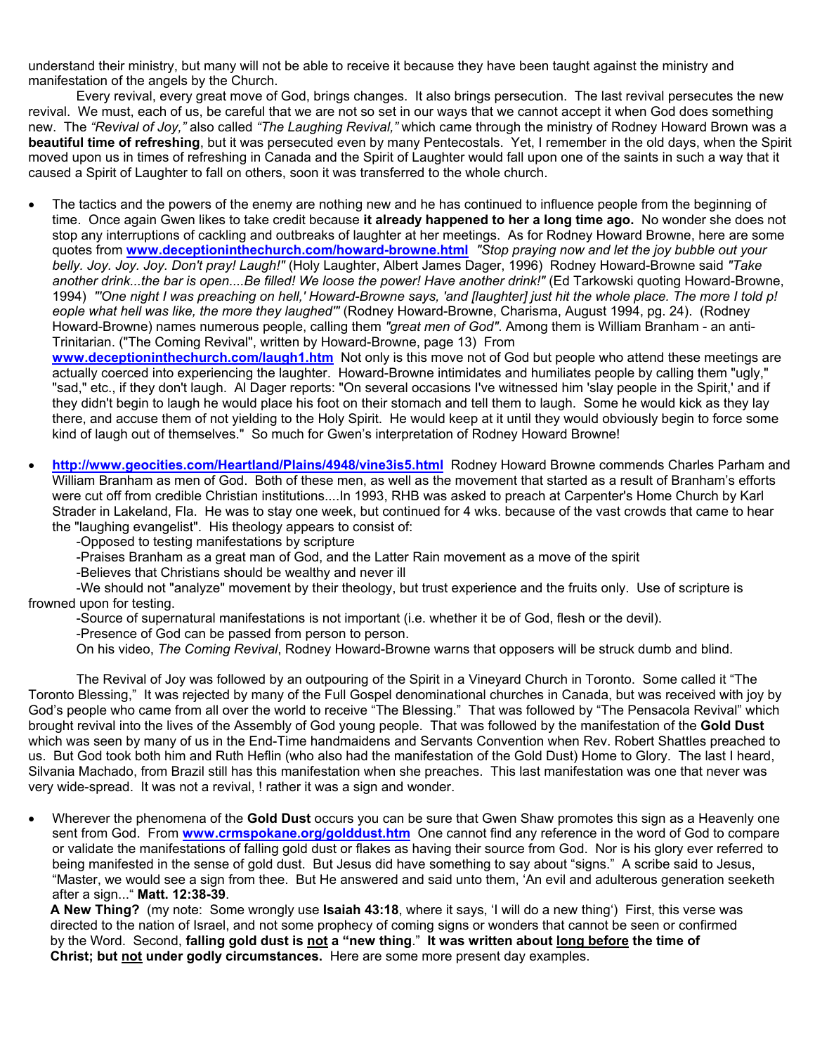understand their ministry, but many will not be able to receive it because they have been taught against the ministry and manifestation of the angels by the Church.

Every revival, every great move of God, brings changes. It also brings persecution. The last revival persecutes the new revival. We must, each of us, be careful that we are not so set in our ways that we cannot accept it when God does something new. The *"Revival of Joy,"* also called *"The Laughing Revival,"* which came through the ministry of Rodney Howard Brown was a **beautiful time of refreshing**, but it was persecuted even by many Pentecostals. Yet, I remember in the old days, when the Spirit moved upon us in times of refreshing in Canada and the Spirit of Laughter would fall upon one of the saints in such a way that it caused a Spirit of Laughter to fall on others, soon it was transferred to the whole church.

- The tactics and the powers of the enemy are nothing new and he has continued to influence people from the beginning of time. Once again Gwen likes to take credit because **it already happened to her a long time ago.** No wonder she does not stop any interruptions of cackling and outbreaks of laughter at her meetings. As for Rodney Howard Browne, here are some quotes from **www.deceptioninthechurch.com/howard-browne.html** *"Stop praying now and let the joy bubble out your belly. Joy. Joy. Joy. Don't pray! Laugh!"* (Holy Laughter, Albert James Dager, 1996) Rodney Howard-Browne said *"Take another drink...the bar is open....Be filled! We loose the power! Have another drink!"* (Ed Tarkowski quoting Howard-Browne, 1994) *"'One night I was preaching on hell,' Howard-Browne says, 'and [laughter] just hit the whole place. The more I told p! eople what hell was like, the more they laughed'"* (Rodney Howard-Browne, Charisma, August 1994, pg. 24). (Rodney Howard-Browne) names numerous people, calling them *"great men of God"*. Among them is William Branham - an anti-Trinitarian. ("The Coming Revival", written by Howard-Browne, page 13) From **www.deceptioninthechurch.com/laugh1.htm** Not only is this move not of God but people who attend these meetings are actually coerced into experiencing the laughter. Howard-Browne intimidates and humiliates people by calling them "ugly," "sad," etc., if they don't laugh. Al Dager reports: "On several occasions I've witnessed him 'slay people in the Spirit,' and if they didn't begin to laugh he would place his foot on their stomach and tell them to laugh. Some he would kick as they lay there, and accuse them of not yielding to the Holy Spirit. He would keep at it until they would obviously begin to force some kind of laugh out of themselves." So much for Gwen's interpretation of Rodney Howard Browne!

- **http://www.geocities.com/Heartland/Plains/4948/vine3is5.html** Rodney Howard Browne commends Charles Parham and William Branham as men of God. Both of these men, as well as the movement that started as a result of Branham's efforts were cut off from credible Christian institutions....In 1993, RHB was asked to preach at Carpenter's Home Church by Karl Strader in Lakeland, Fla. He was to stay one week, but continued for 4 wks. because of the vast crowds that came to hear the "laughing evangelist". His theology appears to consist of:

  -Opposed to testing manifestations by scripture

  -Praises Branham as a great man of God, and the Latter Rain movement as a move of the spirit

  -Believes that Christians should be wealthy and never ill

  -We should not "analyze" movement by their theology, but trust experience and the fruits only. Use of scripture is frowned upon for testing.

  -Source of supernatural manifestations is not important (i.e. whether it be of God, flesh or the devil).

  -Presence of God can be passed from person to person.

  On his video, *The Coming Revival*, Rodney Howard-Browne warns that opposers will be struck dumb and blind.

The Revival of Joy was followed by an outpouring of the Spirit in a Vineyard Church in Toronto. Some called it "The Toronto Blessing," It was rejected by many of the Full Gospel denominational churches in Canada, but was received with joy by God's people who came from all over the world to receive "The Blessing." That was followed by "The Pensacola Revival" which brought revival into the lives of the Assembly of God young people. That was followed by the manifestation of the **Gold Dust** which was seen by many of us in the End-Time handmaidens and Servants Convention when Rev. Robert Shattles preached to us. But God took both him and Ruth Heflin (who also had the manifestation of the Gold Dust) Home to Glory. The last I heard, Silvania Machado, from Brazil still has this manifestation when she preaches. This last manifestation was one that never was very wide-spread. It was not a revival, ! rather it was a sign and wonder.

- Wherever the phenomena of the **Gold Dust** occurs you can be sure that Gwen Shaw promotes this sign as a Heavenly one sent from God. From **www.crmspokane.org/golddust.htm** One cannot find any reference in the word of God to compare or validate the manifestations of falling gold dust or flakes as having their source from God. Nor is his glory ever referred to being manifested in the sense of gold dust. But Jesus did have something to say about "signs." A scribe said to Jesus, "Master, we would see a sign from thee. But He answered and said unto them, 'An evil and adulterous generation seeketh after a sign..." **Matt. 12:38-39**.

  **A New Thing?** (my note: Some wrongly use **Isaiah 43:18**, where it says, 'I will do a new thing') First, this verse was directed to the nation of Israel, and not some prophecy of coming signs or wonders that cannot be seen or confirmed by the Word. Second, **falling gold dust is <u>not</u> a "new thing**." **It was written about <u>long before</u> the time of Christ; but <u>not</u> under godly circumstances.** Here are some more present day examples.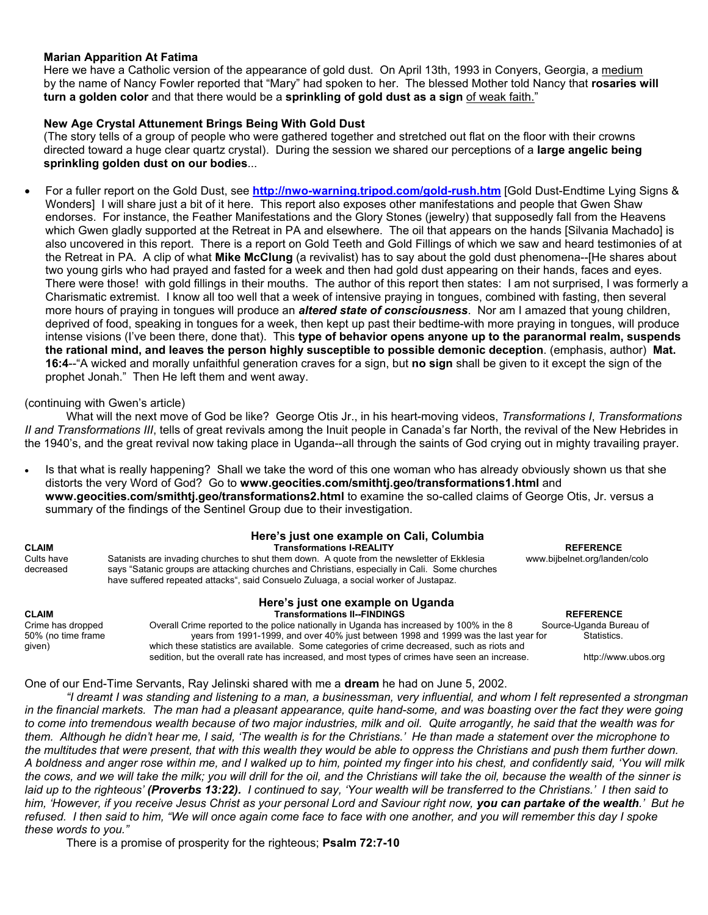**Marian Apparition At Fatima**

Here we have a Catholic version of the appearance of gold dust. On April 13th, 1993 in Conyers, Georgia, a medium by the name of Nancy Fowler reported that "Mary" had spoken to her. The blessed Mother told Nancy that **rosaries will turn a golden color** and that there would be a **sprinkling of gold dust as a sign** of weak faith."

**New Age Crystal Attunement Brings Being With Gold Dust**

(The story tells of a group of people who were gathered together and stretched out flat on the floor with their crowns directed toward a huge clear quartz crystal). During the session we shared our perceptions of a **large angelic being sprinkling golden dust on our bodies**...

- For a fuller report on the Gold Dust, see **http://nwo-warning.tripod.com/gold-rush.htm** [Gold Dust-Endtime Lying Signs & Wonders] I will share just a bit of it here. This report also exposes other manifestations and people that Gwen Shaw endorses. For instance, the Feather Manifestations and the Glory Stones (jewelry) that supposedly fall from the Heavens which Gwen gladly supported at the Retreat in PA and elsewhere. The oil that appears on the hands [Silvania Machado] is also uncovered in this report. There is a report on Gold Teeth and Gold Fillings of which we saw and heard testimonies of at the Retreat in PA. A clip of what **Mike McClung** (a revivalist) has to say about the gold dust phenomena--[He shares about two young girls who had prayed and fasted for a week and then had gold dust appearing on their hands, faces and eyes. There were those! with gold fillings in their mouths. The author of this report then states: I am not surprised, I was formerly a Charismatic extremist. I know all too well that a week of intensive praying in tongues, combined with fasting, then several more hours of praying in tongues will produce an ***altered state of consciousness***. Nor am I amazed that young children, deprived of food, speaking in tongues for a week, then kept up past their bedtime-with more praying in tongues, will produce intense visions (I've been there, done that). This **type of behavior opens anyone up to the paranormal realm, suspends the rational mind, and leaves the person highly susceptible to possible demonic deception**. (emphasis, author) **Mat. 16:4**--"A wicked and morally unfaithful generation craves for a sign, but **no sign** shall be given to it except the sign of the prophet Jonah." Then He left them and went away.

(continuing with Gwen's article)

What will the next move of God be like? George Otis Jr., in his heart-moving videos, *Transformations I*, *Transformations II and Transformations III*, tells of great revivals among the Inuit people in Canada's far North, the revival of the New Hebrides in the 1940's, and the great revival now taking place in Uganda--all through the saints of God crying out in mighty travailing prayer.

- Is that what is really happening? Shall we take the word of this one woman who has already obviously shown us that she distorts the very Word of God? Go to **www.geocities.com/smithtj.geo/transformations1.html** and **www.geocities.com/smithtj.geo/transformations2.html** to examine the so-called claims of George Otis, Jr. versus a summary of the findings of the Sentinel Group due to their investigation.

**Here's just one example on Cali, Columbia**

| CLAIM | Transformations I-REALITY | REFERENCE |
|---|---|---|
| Cults have decreased | Satanists are invading churches to shut them down. A quote from the newsletter of Ekklesia says "Satanic groups are attacking churches and Christians, especially in Cali. Some churches have suffered repeated attacks", said Consuelo Zuluaga, a social worker of Justapaz. | www.bijbelnet.org/landen/colo |

**Here's just one example on Uganda**

| CLAIM | Transformations II--FINDINGS | REFERENCE |
|---|---|---|
| Crime has dropped 50% (no time frame given) | Overall Crime reported to the police nationally in Uganda has increased by 100% in the 8 years from 1991-1999, and over 40% just between 1998 and 1999 was the last year for which these statistics are available. Some categories of crime decreased, such as riots and sedition, but the overall rate has increased, and most types of crimes have seen an increase. | Source-Uganda Bureau of Statistics. http://www.ubos.org |

One of our End-Time Servants, Ray Jelinski shared with me a **dream** he had on June 5, 2002.

*"I dreamt I was standing and listening to a man, a businessman, very influential, and whom I felt represented a strongman in the financial markets. The man had a pleasant appearance, quite hand-some, and was boasting over the fact they were going to come into tremendous wealth because of two major industries, milk and oil. Quite arrogantly, he said that the wealth was for them. Although he didn't hear me, I said, 'The wealth is for the Christians.' He than made a statement over the microphone to the multitudes that were present, that with this wealth they would be able to oppress the Christians and push them further down. A boldness and anger rose within me, and I walked up to him, pointed my finger into his chest, and confidently said, 'You will milk the cows, and we will take the milk; you will drill for the oil, and the Christians will take the oil, because the wealth of the sinner is laid up to the righteous'* ***(Proverbs 13:22).*** *I continued to say, 'Your wealth will be transferred to the Christians.' I then said to him, 'However, if you receive Jesus Christ as your personal Lord and Saviour right now,* ***you can partake of the wealth****.' But he refused. I then said to him, "We will once again come face to face with one another, and you will remember this day I spoke these words to you."*

There is a promise of prosperity for the righteous; **Psalm 72:7-10**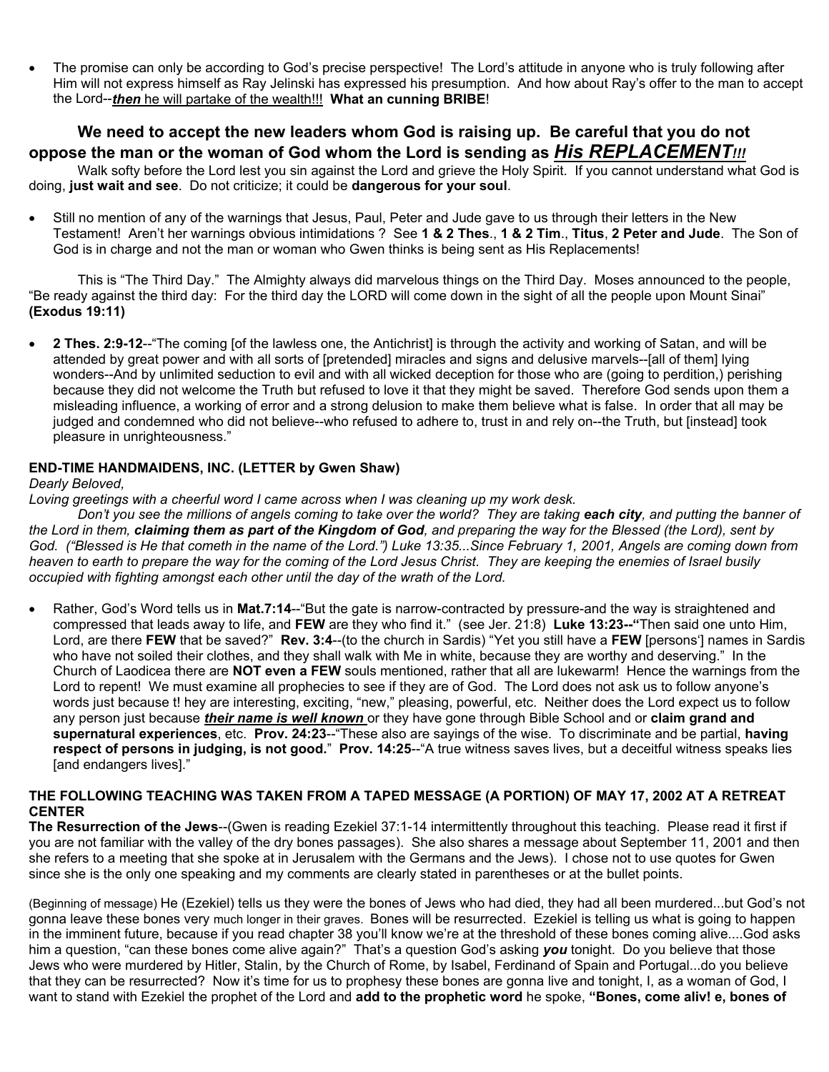- The promise can only be according to God's precise perspective! The Lord's attitude in anyone who is truly following after Him will not express himself as Ray Jelinski has expressed his presumption. And how about Ray's offer to the man to accept the Lord--<u>***then*** he will partake of the wealth!!!</u> **What an cunning BRIBE**!

### We need to accept the new leaders whom God is raising up. Be careful that you do not oppose the man or the woman of God whom the Lord is sending as <u>*His REPLACEMENT!!!*</u>

Walk softy before the Lord lest you sin against the Lord and grieve the Holy Spirit. If you cannot understand what God is doing, **just wait and see**. Do not criticize; it could be **dangerous for your soul**.

- Still no mention of any of the warnings that Jesus, Paul, Peter and Jude gave to us through their letters in the New Testament! Aren't her warnings obvious intimidations ? See **1 & 2 Thes**., **1 & 2 Tim**., **Titus**, **2 Peter and Jude**. The Son of God is in charge and not the man or woman who Gwen thinks is being sent as His Replacements!

This is "The Third Day." The Almighty always did marvelous things on the Third Day. Moses announced to the people, "Be ready against the third day: For the third day the LORD will come down in the sight of all the people upon Mount Sinai" **(Exodus 19:11)**

- **2 Thes. 2:9-12**--"The coming [of the lawless one, the Antichrist] is through the activity and working of Satan, and will be attended by great power and with all sorts of [pretended] miracles and signs and delusive marvels--[all of them] lying wonders--And by unlimited seduction to evil and with all wicked deception for those who are (going to perdition,) perishing because they did not welcome the Truth but refused to love it that they might be saved. Therefore God sends upon them a misleading influence, a working of error and a strong delusion to make them believe what is false. In order that all may be judged and condemned who did not believe--who refused to adhere to, trust in and rely on--the Truth, but [instead] took pleasure in unrighteousness."

**END-TIME HANDMAIDENS, INC. (LETTER by Gwen Shaw)**

*Dearly Beloved,*

*Loving greetings with a cheerful word I came across when I was cleaning up my work desk.*

*Don't you see the millions of angels coming to take over the world? They are taking **each city**, and putting the banner of the Lord in them, **claiming them as part of the Kingdom of God**, and preparing the way for the Blessed (the Lord), sent by God. ("Blessed is He that cometh in the name of the Lord.") Luke 13:35...Since February 1, 2001, Angels are coming down from heaven to earth to prepare the way for the coming of the Lord Jesus Christ. They are keeping the enemies of Israel busily occupied with fighting amongst each other until the day of the wrath of the Lord.*

- Rather, God's Word tells us in **Mat.7:14**--"But the gate is narrow-contracted by pressure-and the way is straightened and compressed that leads away to life, and **FEW** are they who find it." (see Jer. 21:8) **Luke 13:23--"**Then said one unto Him, Lord, are there **FEW** that be saved?" **Rev. 3:4**--(to the church in Sardis) "Yet you still have a **FEW** [persons'] names in Sardis who have not soiled their clothes, and they shall walk with Me in white, because they are worthy and deserving." In the Church of Laodicea there are **NOT even a FEW** souls mentioned, rather that all are lukewarm! Hence the warnings from the Lord to repent! We must examine all prophecies to see if they are of God. The Lord does not ask us to follow anyone's words just because t! hey are interesting, exciting, "new," pleasing, powerful, etc. Neither does the Lord expect us to follow any person just because <u>***their name is well known***</u> or they have gone through Bible School and or **claim grand and supernatural experiences**, etc. **Prov. 24:23**--"These also are sayings of the wise. To discriminate and be partial, **having respect of persons in judging, is not good.**" **Prov. 14:25**--"A true witness saves lives, but a deceitful witness speaks lies [and endangers lives]."

**THE FOLLOWING TEACHING WAS TAKEN FROM A TAPED MESSAGE (A PORTION) OF MAY 17, 2002 AT A RETREAT CENTER**

**The Resurrection of the Jews**--(Gwen is reading Ezekiel 37:1-14 intermittently throughout this teaching. Please read it first if you are not familiar with the valley of the dry bones passages). She also shares a message about September 11, 2001 and then she refers to a meeting that she spoke at in Jerusalem with the Germans and the Jews). I chose not to use quotes for Gwen since she is the only one speaking and my comments are clearly stated in parentheses or at the bullet points.

(Beginning of message) He (Ezekiel) tells us they were the bones of Jews who had died, they had all been murdered...but God's not gonna leave these bones very much longer in their graves. Bones will be resurrected. Ezekiel is telling us what is going to happen in the imminent future, because if you read chapter 38 you'll know we're at the threshold of these bones coming alive....God asks him a question, "can these bones come alive again?" That's a question God's asking ***you*** tonight. Do you believe that those Jews who were murdered by Hitler, Stalin, by the Church of Rome, by Isabel, Ferdinand of Spain and Portugal...do you believe that they can be resurrected? Now it's time for us to prophesy these bones are gonna live and tonight, I, as a woman of God, I want to stand with Ezekiel the prophet of the Lord and **add to the prophetic word** he spoke, **"Bones, come aliv! e, bones of**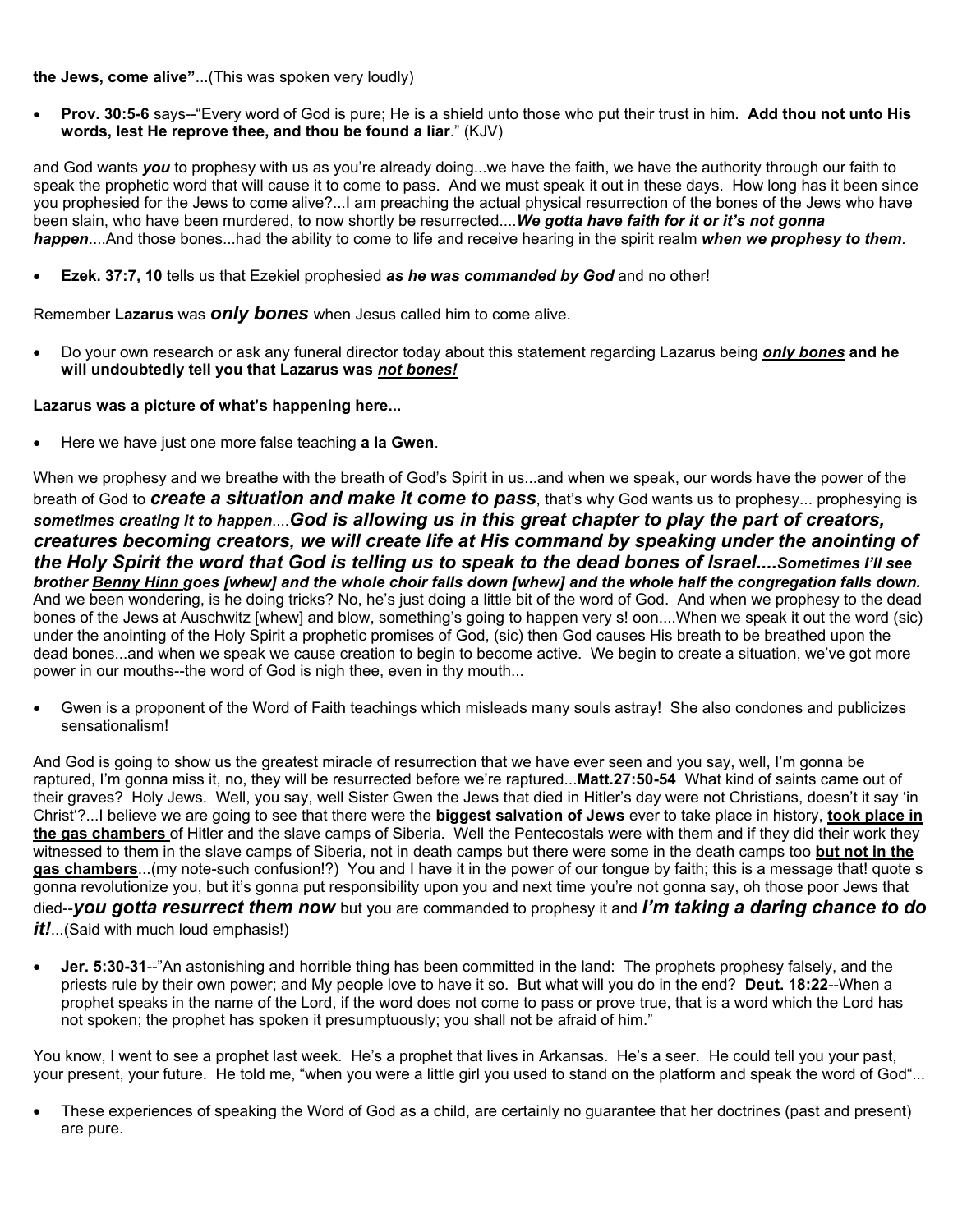**the Jews, come alive"**...(This was spoken very loudly)

- **Prov. 30:5-6** says--"Every word of God is pure; He is a shield unto those who put their trust in him. **Add thou not unto His words, lest He reprove thee, and thou be found a liar**." (KJV)

and God wants ***you*** to prophesy with us as you're already doing...we have the faith, we have the authority through our faith to speak the prophetic word that will cause it to come to pass. And we must speak it out in these days. How long has it been since you prophesied for the Jews to come alive?...I am preaching the actual physical resurrection of the bones of the Jews who have been slain, who have been murdered, to now shortly be resurrected....***We gotta have faith for it or it's not gonna happen***....And those bones...had the ability to come to life and receive hearing in the spirit realm ***when we prophesy to them***.

- **Ezek. 37:7, 10** tells us that Ezekiel prophesied ***as he was commanded by God*** and no other!

Remember **Lazarus** was ***only bones*** when Jesus called him to come alive.

- Do your own research or ask any funeral director today about this statement regarding Lazarus being <u>***only bones***</u> **and he will undoubtedly tell you that Lazarus was <u>*not bones!*</u>**

**Lazarus was a picture of what's happening here...**

- Here we have just one more false teaching **a la Gwen**.

When we prophesy and we breathe with the breath of God's Spirit in us...and when we speak, our words have the power of the breath of God to ***create a situation and make it come to pass***, that's why God wants us to prophesy... prophesying is ***sometimes creating it to happen***....***God is allowing us in this great chapter to play the part of creators, creatures becoming creators, we will create life at His command by speaking under the anointing of the Holy Spirit the word that God is telling us to speak to the dead bones of Israel....Sometimes I'll see brother <u>Benny Hinn</u> goes [whew] and the whole choir falls down [whew] and the whole half the congregation falls down.*** And we been wondering, is he doing tricks? No, he's just doing a little bit of the word of God. And when we prophesy to the dead bones of the Jews at Auschwitz [whew] and blow, something's going to happen very s! oon....When we speak it out the word (sic) under the anointing of the Holy Spirit a prophetic promises of God, (sic) then God causes His breath to be breathed upon the dead bones...and when we speak we cause creation to begin to become active. We begin to create a situation, we've got more power in our mouths--the word of God is nigh thee, even in thy mouth...

- Gwen is a proponent of the Word of Faith teachings which misleads many souls astray! She also condones and publicizes sensationalism!

And God is going to show us the greatest miracle of resurrection that we have ever seen and you say, well, I'm gonna be raptured, I'm gonna miss it, no, they will be resurrected before we're raptured...**Matt.27:50-54** What kind of saints came out of their graves? Holy Jews. Well, you say, well Sister Gwen the Jews that died in Hitler's day were not Christians, doesn't it say 'in Christ'?...I believe we are going to see that there were the **biggest salvation of Jews** ever to take place in history, **<u>took place in the gas chambers</u>** of Hitler and the slave camps of Siberia. Well the Pentecostals were with them and if they did their work they witnessed to them in the slave camps of Siberia, not in death camps but there were some in the death camps too **<u>but not in the gas chambers</u>**...(my note-such confusion!?) You and I have it in the power of our tongue by faith; this is a message that! quote s gonna revolutionize you, but it's gonna put responsibility upon you and next time you're not gonna say, oh those poor Jews that died--***you gotta resurrect them now*** but you are commanded to prophesy it and ***I'm taking a daring chance to do it!***...(Said with much loud emphasis!)

- **Jer. 5:30-31**--"An astonishing and horrible thing has been committed in the land: The prophets prophesy falsely, and the priests rule by their own power; and My people love to have it so. But what will you do in the end? **Deut. 18:22**--When a prophet speaks in the name of the Lord, if the word does not come to pass or prove true, that is a word which the Lord has not spoken; the prophet has spoken it presumptuously; you shall not be afraid of him."

You know, I went to see a prophet last week. He's a prophet that lives in Arkansas. He's a seer. He could tell you your past, your present, your future. He told me, "when you were a little girl you used to stand on the platform and speak the word of God"...

- These experiences of speaking the Word of God as a child, are certainly no guarantee that her doctrines (past and present) are pure.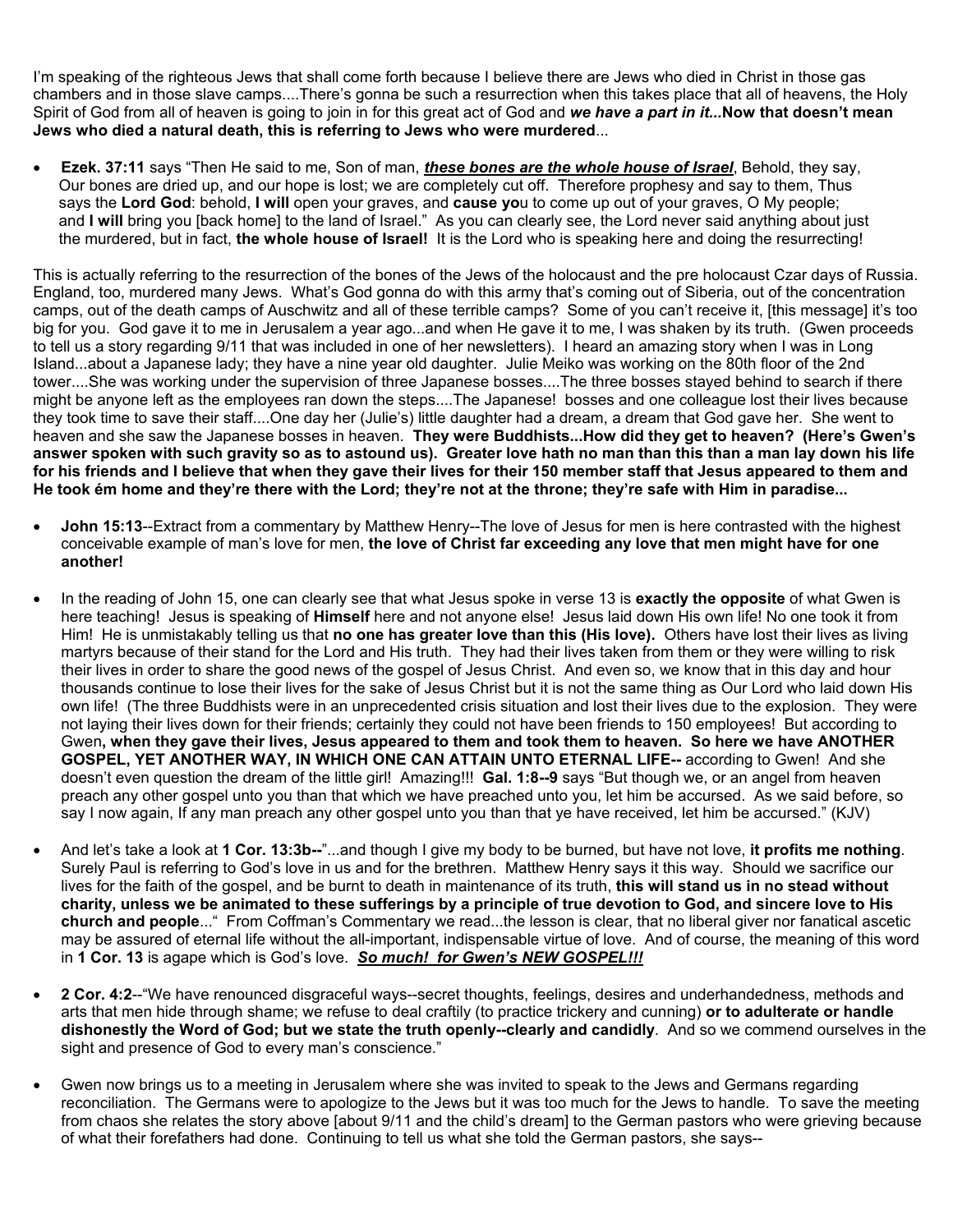I'm speaking of the righteous Jews that shall come forth because I believe there are Jews who died in Christ in those gas chambers and in those slave camps....There's gonna be such a resurrection when this takes place that all of heavens, the Holy Spirit of God from all of heaven is going to join in for this great act of God and ***we have a part in it...*****Now that doesn't mean Jews who died a natural death, this is referring to Jews who were murdered**...

- **Ezek. 37:11** says "Then He said to me, Son of man, ***these bones are the whole house of Israel***, Behold, they say, Our bones are dried up, and our hope is lost; we are completely cut off. Therefore prophesy and say to them, Thus says the **Lord God**: behold, **I will** open your graves, and **cause yo**u to come up out of your graves, O My people; and **I will** bring you [back home] to the land of Israel." As you can clearly see, the Lord never said anything about just the murdered, but in fact, **the whole house of Israel!** It is the Lord who is speaking here and doing the resurrecting!

This is actually referring to the resurrection of the bones of the Jews of the holocaust and the pre holocaust Czar days of Russia. England, too, murdered many Jews. What's God gonna do with this army that's coming out of Siberia, out of the concentration camps, out of the death camps of Auschwitz and all of these terrible camps? Some of you can't receive it, [this message] it's too big for you. God gave it to me in Jerusalem a year ago...and when He gave it to me, I was shaken by its truth. (Gwen proceeds to tell us a story regarding 9/11 that was included in one of her newsletters). I heard an amazing story when I was in Long Island...about a Japanese lady; they have a nine year old daughter. Julie Meiko was working on the 80th floor of the 2nd tower....She was working under the supervision of three Japanese bosses....The three bosses stayed behind to search if there might be anyone left as the employees ran down the steps....The Japanese! bosses and one colleague lost their lives because they took time to save their staff....One day her (Julie's) little daughter had a dream, a dream that God gave her. She went to heaven and she saw the Japanese bosses in heaven. **They were Buddhists...How did they get to heaven? (Here's Gwen's answer spoken with such gravity so as to astound us). Greater love hath no man than this than a man lay down his life for his friends and I believe that when they gave their lives for their 150 member staff that Jesus appeared to them and He took ém home and they're there with the Lord; they're not at the throne; they're safe with Him in paradise...**

- **John 15:13**--Extract from a commentary by Matthew Henry--The love of Jesus for men is here contrasted with the highest conceivable example of man's love for men, **the love of Christ far exceeding any love that men might have for one another!**

- In the reading of John 15, one can clearly see that what Jesus spoke in verse 13 is **exactly the opposite** of what Gwen is here teaching! Jesus is speaking of **Himself** here and not anyone else! Jesus laid down His own life! No one took it from Him! He is unmistakably telling us that **no one has greater love than this (His love).** Others have lost their lives as living martyrs because of their stand for the Lord and His truth. They had their lives taken from them or they were willing to risk their lives in order to share the good news of the gospel of Jesus Christ. And even so, we know that in this day and hour thousands continue to lose their lives for the sake of Jesus Christ but it is not the same thing as Our Lord who laid down His own life! (The three Buddhists were in an unprecedented crisis situation and lost their lives due to the explosion. They were not laying their lives down for their friends; certainly they could not have been friends to 150 employees! But according to Gwen**, when they gave their lives, Jesus appeared to them and took them to heaven. So here we have ANOTHER GOSPEL, YET ANOTHER WAY, IN WHICH ONE CAN ATTAIN UNTO ETERNAL LIFE--** according to Gwen! And she doesn't even question the dream of the little girl! Amazing!!! **Gal. 1:8--9** says "But though we, or an angel from heaven preach any other gospel unto you than that which we have preached unto you, let him be accursed. As we said before, so say I now again, If any man preach any other gospel unto you than that ye have received, let him be accursed." (KJV)

- And let's take a look at **1 Cor. 13:3b--**"...and though I give my body to be burned, but have not love, **it profits me nothing**. Surely Paul is referring to God's love in us and for the brethren. Matthew Henry says it this way. Should we sacrifice our lives for the faith of the gospel, and be burnt to death in maintenance of its truth, **this will stand us in no stead without charity, unless we be animated to these sufferings by a principle of true devotion to God, and sincere love to His church and people**..." From Coffman's Commentary we read...the lesson is clear, that no liberal giver nor fanatical ascetic may be assured of eternal life without the all-important, indispensable virtue of love. And of course, the meaning of this word in **1 Cor. 13** is agape which is God's love. ***So much! for Gwen's NEW GOSPEL!!!***

- **2 Cor. 4:2**--"We have renounced disgraceful ways--secret thoughts, feelings, desires and underhandedness, methods and arts that men hide through shame; we refuse to deal craftily (to practice trickery and cunning) **or to adulterate or handle dishonestly the Word of God; but we state the truth openly--clearly and candidly**. And so we commend ourselves in the sight and presence of God to every man's conscience."

- Gwen now brings us to a meeting in Jerusalem where she was invited to speak to the Jews and Germans regarding reconciliation. The Germans were to apologize to the Jews but it was too much for the Jews to handle. To save the meeting from chaos she relates the story above [about 9/11 and the child's dream] to the German pastors who were grieving because of what their forefathers had done. Continuing to tell us what she told the German pastors, she says--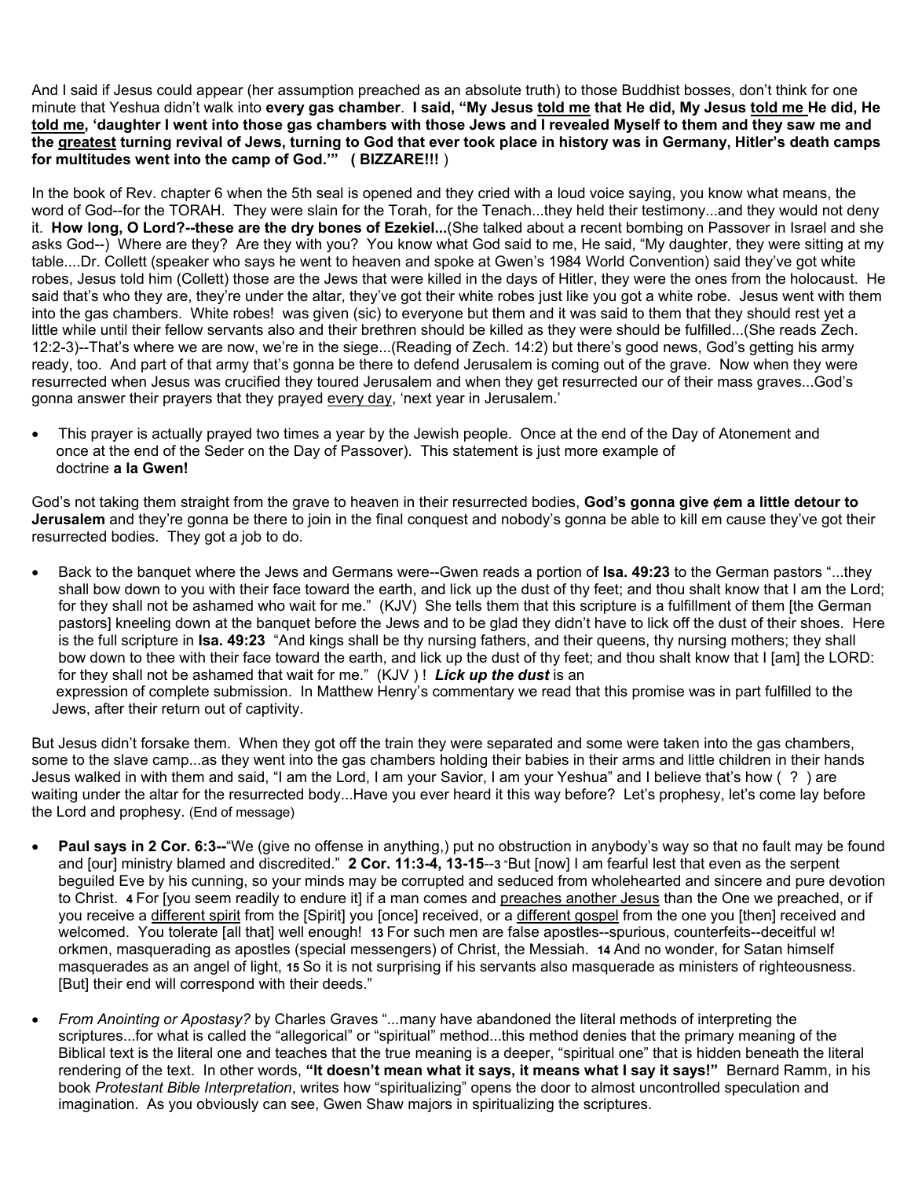And I said if Jesus could appear (her assumption preached as an absolute truth) to those Buddhist bosses, don't think for one minute that Yeshua didn't walk into **every gas chamber**. **I said, "My Jesus <u>told me</u> that He did, My Jesus <u>told me</u> He did, He <u>told me</u>, 'daughter I went into those gas chambers with those Jews and I revealed Myself to them and they saw me and the <u>greatest</u> turning revival of Jews, turning to God that ever took place in history was in Germany, Hitler's death camps for multitudes went into the camp of God.'" ( BIZZARE!!! )**

In the book of Rev. chapter 6 when the 5th seal is opened and they cried with a loud voice saying, you know what means, the word of God--for the TORAH. They were slain for the Torah, for the Tenach...they held their testimony...and they would not deny it. **How long, O Lord?--these are the dry bones of Ezekiel...**(She talked about a recent bombing on Passover in Israel and she asks God--) Where are they? Are they with you? You know what God said to me, He said, "My daughter, they were sitting at my table....Dr. Collett (speaker who says he went to heaven and spoke at Gwen's 1984 World Convention) said they've got white robes, Jesus told him (Collett) those are the Jews that were killed in the days of Hitler, they were the ones from the holocaust. He said that's who they are, they're under the altar, they've got their white robes just like you got a white robe. Jesus went with them into the gas chambers. White robes! was given (sic) to everyone but them and it was said to them that they should rest yet a little while until their fellow servants also and their brethren should be killed as they were should be fulfilled...(She reads Zech. 12:2-3)--That's where we are now, we're in the siege...(Reading of Zech. 14:2) but there's good news, God's getting his army ready, too. And part of that army that's gonna be there to defend Jerusalem is coming out of the grave. Now when they were resurrected when Jesus was crucified they toured Jerusalem and when they get resurrected our of their mass graves...God's gonna answer their prayers that they prayed <u>every day</u>, 'next year in Jerusalem.'

- This prayer is actually prayed two times a year by the Jewish people. Once at the end of the Day of Atonement and once at the end of the Seder on the Day of Passover). This statement is just more example of doctrine **a la Gwen!**

God's not taking them straight from the grave to heaven in their resurrected bodies, **God's gonna give ¢em a little detour to Jerusalem** and they're gonna be there to join in the final conquest and nobody's gonna be able to kill em cause they've got their resurrected bodies. They got a job to do.

- Back to the banquet where the Jews and Germans were--Gwen reads a portion of **Isa. 49:23** to the German pastors "...they shall bow down to you with their face toward the earth, and lick up the dust of thy feet; and thou shalt know that I am the Lord; for they shall not be ashamed who wait for me." (KJV) She tells them that this scripture is a fulfillment of them [the German pastors] kneeling down at the banquet before the Jews and to be glad they didn't have to lick off the dust of their shoes. Here is the full scripture in **Isa. 49:23** "And kings shall be thy nursing fathers, and their queens, thy nursing mothers; they shall bow down to thee with their face toward the earth, and lick up the dust of thy feet; and thou shalt know that I [am] the LORD: for they shall not be ashamed that wait for me." (KJV ) ! ***Lick up the dust*** is an expression of complete submission. In Matthew Henry's commentary we read that this promise was in part fulfilled to the Jews, after their return out of captivity.

But Jesus didn't forsake them. When they got off the train they were separated and some were taken into the gas chambers, some to the slave camp...as they went into the gas chambers holding their babies in their arms and little children in their hands Jesus walked in with them and said, "I am the Lord, I am your Savior, I am your Yeshua" and I believe that's how ( ? ) are waiting under the altar for the resurrected body...Have you ever heard it this way before? Let's prophesy, let's come lay before the Lord and prophesy. (End of message)

- **Paul says in 2 Cor. 6:3--**"We (give no offense in anything,) put no obstruction in anybody's way so that no fault may be found and [our] ministry blamed and discredited." **2 Cor. 11:3-4, 13-15**--**3** "But [now] I am fearful lest that even as the serpent beguiled Eve by his cunning, so your minds may be corrupted and seduced from wholehearted and sincere and pure devotion to Christ. **4** For [you seem readily to endure it] if a man comes and <u>preaches another Jesus</u> than the One we preached, or if you receive a <u>different spirit</u> from the [Spirit] you [once] received, or a <u>different gospel</u> from the one you [then] received and welcomed. You tolerate [all that] well enough! **13** For such men are false apostles--spurious, counterfeits--deceitful w! orkmen, masquerading as apostles (special messengers) of Christ, the Messiah. **14** And no wonder, for Satan himself masquerades as an angel of light, **15** So it is not surprising if his servants also masquerade as ministers of righteousness. [But] their end will correspond with their deeds."

- *From Anointing or Apostasy?* by Charles Graves "...many have abandoned the literal methods of interpreting the scriptures...for what is called the "allegorical" or "spiritual" method...this method denies that the primary meaning of the Biblical text is the literal one and teaches that the true meaning is a deeper, "spiritual one" that is hidden beneath the literal rendering of the text. In other words, **"It doesn't mean what it says, it means what I say it says!"** Bernard Ramm, in his book *Protestant Bible Interpretation*, writes how "spiritualizing" opens the door to almost uncontrolled speculation and imagination. As you obviously can see, Gwen Shaw majors in spiritualizing the scriptures.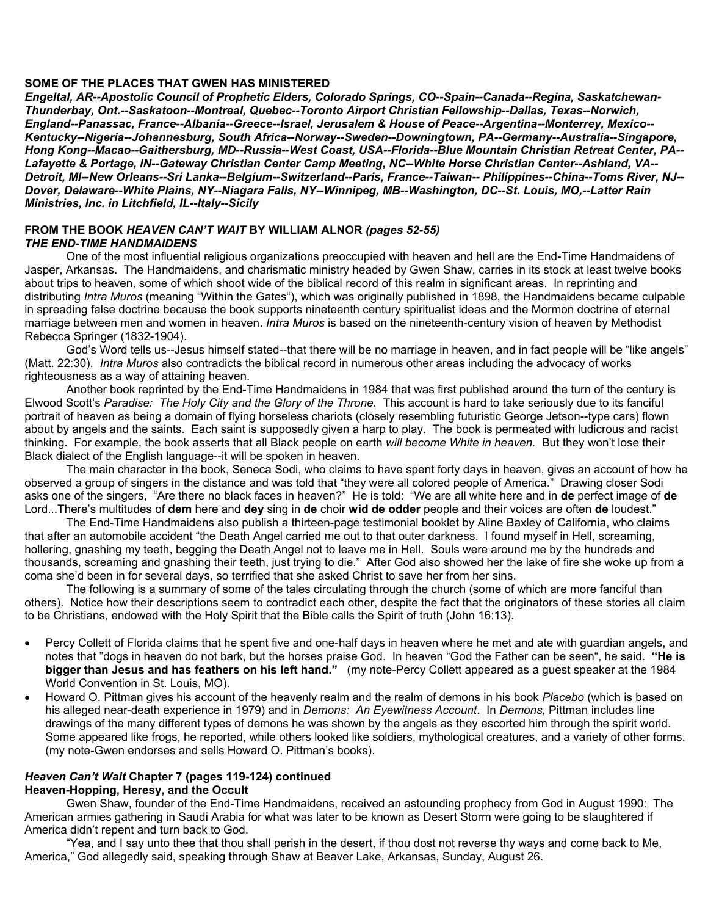**SOME OF THE PLACES THAT GWEN HAS MINISTERED**

***Engeltal, AR--Apostolic Council of Prophetic Elders, Colorado Springs, CO--Spain--Canada--Regina, Saskatchewan-Thunderbay, Ont.--Saskatoon--Montreal, Quebec--Toronto Airport Christian Fellowship--Dallas, Texas--Norwich, England--Panassac, France--Albania--Greece--Israel, Jerusalem & House of Peace--Argentina--Monterrey, Mexico--Kentucky--Nigeria--Johannesburg, South Africa--Norway--Sweden--Downingtown, PA--Germany--Australia--Singapore, Hong Kong--Macao--Gaithersburg, MD--Russia--West Coast, USA--Florida--Blue Mountain Christian Retreat Center, PA--Lafayette & Portage, IN--Gateway Christian Center Camp Meeting, NC--White Horse Christian Center--Ashland, VA--Detroit, MI--New Orleans--Sri Lanka--Belgium--Switzerland--Paris, France--Taiwan-- Philippines--China--Toms River, NJ--Dover, Delaware--White Plains, NY--Niagara Falls, NY--Winnipeg, MB--Washington, DC--St. Louis, MO,--Latter Rain Ministries, Inc. in Litchfield, IL--Italy--Sicily***

**FROM THE BOOK *HEAVEN CAN'T WAIT* BY WILLIAM ALNOR *(pages 52-55)***
***THE END-TIME HANDMAIDENS***

One of the most influential religious organizations preoccupied with heaven and hell are the End-Time Handmaidens of Jasper, Arkansas. The Handmaidens, and charismatic ministry headed by Gwen Shaw, carries in its stock at least twelve books about trips to heaven, some of which shoot wide of the biblical record of this realm in significant areas. In reprinting and distributing *Intra Muros* (meaning "Within the Gates"), which was originally published in 1898, the Handmaidens became culpable in spreading false doctrine because the book supports nineteenth century spiritualist ideas and the Mormon doctrine of eternal marriage between men and women in heaven. *Intra Muros* is based on the nineteenth-century vision of heaven by Methodist Rebecca Springer (1832-1904).

God's Word tells us--Jesus himself stated--that there will be no marriage in heaven, and in fact people will be "like angels" (Matt. 22:30). *Intra Muros* also contradicts the biblical record in numerous other areas including the advocacy of works righteousness as a way of attaining heaven.

Another book reprinted by the End-Time Handmaidens in 1984 that was first published around the turn of the century is Elwood Scott's *Paradise: The Holy City and the Glory of the Throne.* This account is hard to take seriously due to its fanciful portrait of heaven as being a domain of flying horseless chariots (closely resembling futuristic George Jetson--type cars) flown about by angels and the saints. Each saint is supposedly given a harp to play. The book is permeated with ludicrous and racist thinking. For example, the book asserts that all Black people on earth *will become White in heaven.* But they won't lose their Black dialect of the English language--it will be spoken in heaven.

The main character in the book, Seneca Sodi, who claims to have spent forty days in heaven, gives an account of how he observed a group of singers in the distance and was told that "they were all colored people of America." Drawing closer Sodi asks one of the singers, "Are there no black faces in heaven?" He is told: "We are all white here and in **de** perfect image of **de** Lord...There's multitudes of **dem** here and **dey** sing in **de** choir **wid de odder** people and their voices are often **de** loudest."

The End-Time Handmaidens also publish a thirteen-page testimonial booklet by Aline Baxley of California, who claims that after an automobile accident "the Death Angel carried me out to that outer darkness. I found myself in Hell, screaming, hollering, gnashing my teeth, begging the Death Angel not to leave me in Hell. Souls were around me by the hundreds and thousands, screaming and gnashing their teeth, just trying to die." After God also showed her the lake of fire she woke up from a coma she'd been in for several days, so terrified that she asked Christ to save her from her sins.

The following is a summary of some of the tales circulating through the church (some of which are more fanciful than others). Notice how their descriptions seem to contradict each other, despite the fact that the originators of these stories all claim to be Christians, endowed with the Holy Spirit that the Bible calls the Spirit of truth (John 16:13).

- Percy Collett of Florida claims that he spent five and one-half days in heaven where he met and ate with guardian angels, and notes that "dogs in heaven do not bark, but the horses praise God. In heaven "God the Father can be seen", he said. **"He is bigger than Jesus and has feathers on his left hand."** (my note-Percy Collett appeared as a guest speaker at the 1984 World Convention in St. Louis, MO).
- Howard O. Pittman gives his account of the heavenly realm and the realm of demons in his book *Placebo* (which is based on his alleged near-death experience in 1979) and in *Demons: An Eyewitness Account*. In *Demons,* Pittman includes line drawings of the many different types of demons he was shown by the angels as they escorted him through the spirit world. Some appeared like frogs, he reported, while others looked like soldiers, mythological creatures, and a variety of other forms. (my note-Gwen endorses and sells Howard O. Pittman's books).

***Heaven Can't Wait* Chapter 7 (pages 119-124) continued**
**Heaven-Hopping, Heresy, and the Occult**

Gwen Shaw, founder of the End-Time Handmaidens, received an astounding prophecy from God in August 1990: The American armies gathering in Saudi Arabia for what was later to be known as Desert Storm were going to be slaughtered if America didn't repent and turn back to God.

"Yea, and I say unto thee that thou shall perish in the desert, if thou dost not reverse thy ways and come back to Me, America," God allegedly said, speaking through Shaw at Beaver Lake, Arkansas, Sunday, August 26.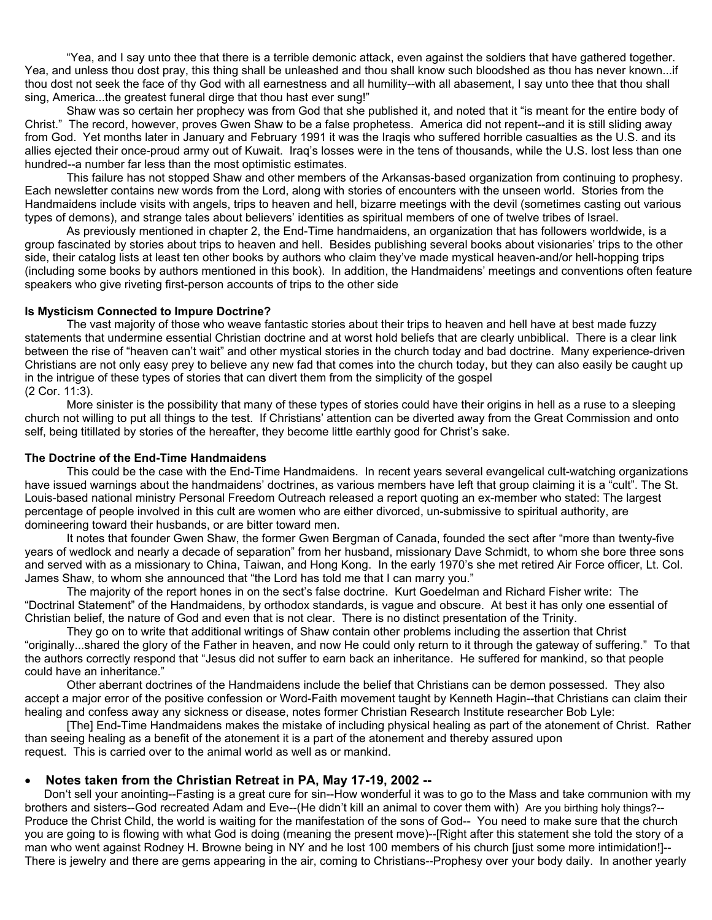"Yea, and I say unto thee that there is a terrible demonic attack, even against the soldiers that have gathered together. Yea, and unless thou dost pray, this thing shall be unleashed and thou shall know such bloodshed as thou has never known...if thou dost not seek the face of thy God with all earnestness and all humility--with all abasement, I say unto thee that thou shall sing, America...the greatest funeral dirge that thou hast ever sung!"

Shaw was so certain her prophecy was from God that she published it, and noted that it "is meant for the entire body of Christ." The record, however, proves Gwen Shaw to be a false prophetess. America did not repent--and it is still sliding away from God. Yet months later in January and February 1991 it was the Iraqis who suffered horrible casualties as the U.S. and its allies ejected their once-proud army out of Kuwait. Iraq's losses were in the tens of thousands, while the U.S. lost less than one hundred--a number far less than the most optimistic estimates.

This failure has not stopped Shaw and other members of the Arkansas-based organization from continuing to prophesy. Each newsletter contains new words from the Lord, along with stories of encounters with the unseen world. Stories from the Handmaidens include visits with angels, trips to heaven and hell, bizarre meetings with the devil (sometimes casting out various types of demons), and strange tales about believers' identities as spiritual members of one of twelve tribes of Israel.

As previously mentioned in chapter 2, the End-Time handmaidens, an organization that has followers worldwide, is a group fascinated by stories about trips to heaven and hell. Besides publishing several books about visionaries' trips to the other side, their catalog lists at least ten other books by authors who claim they've made mystical heaven-and/or hell-hopping trips (including some books by authors mentioned in this book). In addition, the Handmaidens' meetings and conventions often feature speakers who give riveting first-person accounts of trips to the other side

**Is Mysticism Connected to Impure Doctrine?**

The vast majority of those who weave fantastic stories about their trips to heaven and hell have at best made fuzzy statements that undermine essential Christian doctrine and at worst hold beliefs that are clearly unbiblical. There is a clear link between the rise of "heaven can't wait" and other mystical stories in the church today and bad doctrine. Many experience-driven Christians are not only easy prey to believe any new fad that comes into the church today, but they can also easily be caught up in the intrigue of these types of stories that can divert them from the simplicity of the gospel (2 Cor. 11:3).

More sinister is the possibility that many of these types of stories could have their origins in hell as a ruse to a sleeping church not willing to put all things to the test. If Christians' attention can be diverted away from the Great Commission and onto self, being titillated by stories of the hereafter, they become little earthly good for Christ's sake.

**The Doctrine of the End-Time Handmaidens**

This could be the case with the End-Time Handmaidens. In recent years several evangelical cult-watching organizations have issued warnings about the handmaidens' doctrines, as various members have left that group claiming it is a "cult". The St. Louis-based national ministry Personal Freedom Outreach released a report quoting an ex-member who stated: The largest percentage of people involved in this cult are women who are either divorced, un-submissive to spiritual authority, are domineering toward their husbands, or are bitter toward men.

It notes that founder Gwen Shaw, the former Gwen Bergman of Canada, founded the sect after "more than twenty-five years of wedlock and nearly a decade of separation" from her husband, missionary Dave Schmidt, to whom she bore three sons and served with as a missionary to China, Taiwan, and Hong Kong. In the early 1970's she met retired Air Force officer, Lt. Col. James Shaw, to whom she announced that "the Lord has told me that I can marry you."

The majority of the report hones in on the sect's false doctrine. Kurt Goedelman and Richard Fisher write: The "Doctrinal Statement" of the Handmaidens, by orthodox standards, is vague and obscure. At best it has only one essential of Christian belief, the nature of God and even that is not clear. There is no distinct presentation of the Trinity.

They go on to write that additional writings of Shaw contain other problems including the assertion that Christ "originally...shared the glory of the Father in heaven, and now He could only return to it through the gateway of suffering." To that the authors correctly respond that "Jesus did not suffer to earn back an inheritance. He suffered for mankind, so that people could have an inheritance."

Other aberrant doctrines of the Handmaidens include the belief that Christians can be demon possessed. They also accept a major error of the positive confession or Word-Faith movement taught by Kenneth Hagin--that Christians can claim their healing and confess away any sickness or disease, notes former Christian Research Institute researcher Bob Lyle:

[The] End-Time Handmaidens makes the mistake of including physical healing as part of the atonement of Christ. Rather than seeing healing as a benefit of the atonement it is a part of the atonement and thereby assured upon request. This is carried over to the animal world as well as or mankind.

- **Notes taken from the Christian Retreat in PA, May 17-19, 2002 --**

Don't sell your anointing--Fasting is a great cure for sin--How wonderful it was to go to the Mass and take communion with my brothers and sisters--God recreated Adam and Eve--(He didn't kill an animal to cover them with) Are you birthing holy things?--Produce the Christ Child, the world is waiting for the manifestation of the sons of God-- You need to make sure that the church you are going to is flowing with what God is doing (meaning the present move)--[Right after this statement she told the story of a man who went against Rodney H. Browne being in NY and he lost 100 members of his church [just some more intimidation!]--There is jewelry and there are gems appearing in the air, coming to Christians--Prophesy over your body daily. In another yearly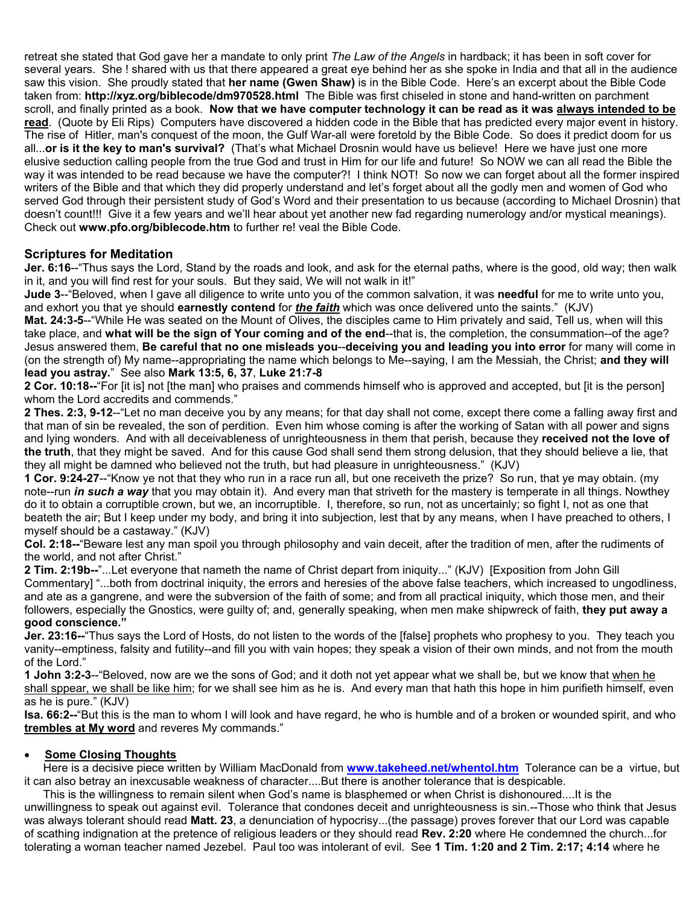retreat she stated that God gave her a mandate to only print *The Law of the Angels* in hardback; it has been in soft cover for several years. She ! shared with us that there appeared a great eye behind her as she spoke in India and that all in the audience saw this vision. She proudly stated that **her name (Gwen Shaw)** is in the Bible Code. Here's an excerpt about the Bible Code taken from: **http://xyz.org/biblecode/dm970528.html** The Bible was first chiseled in stone and hand-written on parchment scroll, and finally printed as a book. **Now that we have computer technology it can be read as it was <u>always intended to be read</u>**. (Quote by Eli Rips) Computers have discovered a hidden code in the Bible that has predicted every major event in history. The rise of Hitler, man's conquest of the moon, the Gulf War-all were foretold by the Bible Code. So does it predict doom for us all...**or is it the key to man's survival?** (That's what Michael Drosnin would have us believe! Here we have just one more elusive seduction calling people from the true God and trust in Him for our life and future! So NOW we can all read the Bible the way it was intended to be read because we have the computer?! I think NOT! So now we can forget about all the former inspired writers of the Bible and that which they did properly understand and let's forget about all the godly men and women of God who served God through their persistent study of God's Word and their presentation to us because (according to Michael Drosnin) that doesn't count!!! Give it a few years and we'll hear about yet another new fad regarding numerology and/or mystical meanings). Check out **www.pfo.org/biblecode.htm** to further re! veal the Bible Code.

### Scriptures for Meditation

**Jer. 6:16**--"Thus says the Lord, Stand by the roads and look, and ask for the eternal paths, where is the good, old way; then walk in it, and you will find rest for your souls. But they said, We will not walk in it!"

**Jude 3**--"Beloved, when I gave all diligence to write unto you of the common salvation, it was **needful** for me to write unto you, and exhort you that ye should **earnestly contend** for ***<u>the faith</u>*** which was once delivered unto the saints." (KJV)

**Mat. 24:3-5**--"While He was seated on the Mount of Olives, the disciples came to Him privately and said, Tell us, when will this take place, and **what will be the sign of Your coming and of the end**--that is, the completion, the consummation--of the age? Jesus answered them, **Be careful that no one misleads you**--**deceiving you and leading you into error** for many will come in (on the strength of) My name--appropriating the name which belongs to Me--saying, I am the Messiah, the Christ; **and they will lead you astray.**" See also **Mark 13:5, 6, 37**, **Luke 21:7-8**

**2 Cor. 10:18--**"For [it is] not [the man] who praises and commends himself who is approved and accepted, but [it is the person] whom the Lord accredits and commends."

**2 Thes. 2:3, 9-12**--"Let no man deceive you by any means; for that day shall not come, except there come a falling away first and that man of sin be revealed, the son of perdition. Even him whose coming is after the working of Satan with all power and signs and lying wonders. And with all deceivableness of unrighteousness in them that perish, because they **received not the love of the truth**, that they might be saved. And for this cause God shall send them strong delusion, that they should believe a lie, that they all might be damned who believed not the truth, but had pleasure in unrighteousness." (KJV)

**1 Cor. 9:24-27**--"Know ye not that they which run in a race run all, but one receiveth the prize? So run, that ye may obtain. (my note--run ***in such a way*** that you may obtain it). And every man that striveth for the mastery is temperate in all things. Nowthey do it to obtain a corruptible crown, but we, an incorruptible. I, therefore, so run, not as uncertainly; so fight I, not as one that beateth the air; But I keep under my body, and bring it into subjection, lest that by any means, when I have preached to others, I myself should be a castaway." (KJV)

**Col. 2:18--**"Beware lest any man spoil you through philosophy and vain deceit, after the tradition of men, after the rudiments of the world, and not after Christ."

**2 Tim. 2:19b--**"...Let everyone that nameth the name of Christ depart from iniquity..." (KJV) [Exposition from John Gill Commentary] "...both from doctrinal iniquity, the errors and heresies of the above false teachers, which increased to ungodliness, and ate as a gangrene, and were the subversion of the faith of some; and from all practical iniquity, which those men, and their followers, especially the Gnostics, were guilty of; and, generally speaking, when men make shipwreck of faith, **they put away a good conscience."**

**Jer. 23:16--**"Thus says the Lord of Hosts, do not listen to the words of the [false] prophets who prophesy to you. They teach you vanity--emptiness, falsity and futility--and fill you with vain hopes; they speak a vision of their own minds, and not from the mouth of the Lord."

**1 John 3:2-3**--"Beloved, now are we the sons of God; and it doth not yet appear what we shall be, but we know that <u>when he shall sppear, we shall be like him</u>; for we shall see him as he is. And every man that hath this hope in him purifieth himself, even as he is pure." (KJV)

**Isa. 66:2--**"But this is the man to whom I will look and have regard, he who is humble and of a broken or wounded spirit, and who **<u>trembles at My word</u>** and reveres My commands."

- **<u>Some Closing Thoughts</u>**

Here is a decisive piece written by William MacDonald from **www.takeheed.net/whentol.htm** Tolerance can be a virtue, but it can also betray an inexcusable weakness of character....But there is another tolerance that is despicable.

This is the willingness to remain silent when God's name is blasphemed or when Christ is dishonoured....It is the unwillingness to speak out against evil. Tolerance that condones deceit and unrighteousness is sin.--Those who think that Jesus was always tolerant should read **Matt. 23**, a denunciation of hypocrisy...(the passage) proves forever that our Lord was capable of scathing indignation at the pretence of religious leaders or they should read **Rev. 2:20** where He condemned the church...for tolerating a woman teacher named Jezebel. Paul too was intolerant of evil. See **1 Tim. 1:20 and 2 Tim. 2:17; 4:14** where he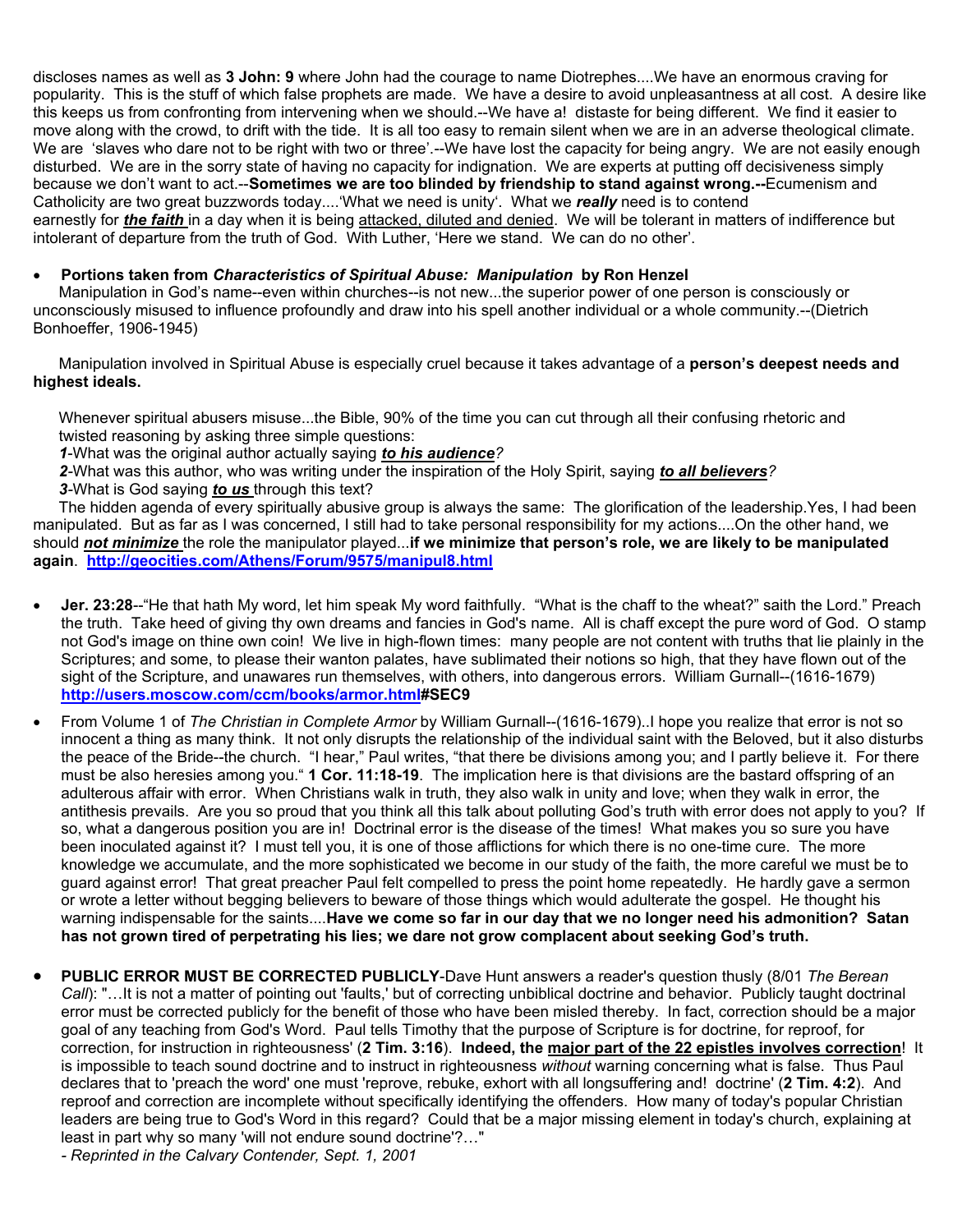discloses names as well as **3 John: 9** where John had the courage to name Diotrephes....We have an enormous craving for popularity. This is the stuff of which false prophets are made. We have a desire to avoid unpleasantness at all cost. A desire like this keeps us from confronting from intervening when we should.--We have a! distaste for being different. We find it easier to move along with the crowd, to drift with the tide. It is all too easy to remain silent when we are in an adverse theological climate. We are 'slaves who dare not to be right with two or three'.--We have lost the capacity for being angry. We are not easily enough disturbed. We are in the sorry state of having no capacity for indignation. We are experts at putting off decisiveness simply because we don't want to act.--**Sometimes we are too blinded by friendship to stand against wrong.--**Ecumenism and Catholicity are two great buzzwords today....'What we need is unity'. What we ***really*** need is to contend earnestly for ***<u>the faith</u>*** in a day when it is being <u>attacked, diluted and denied</u>. We will be tolerant in matters of indifference but intolerant of departure from the truth of God. With Luther, 'Here we stand. We can do no other'.

- **Portions taken from *Characteristics of Spiritual Abuse: Manipulation* by Ron Henzel**

Manipulation in God's name--even within churches--is not new...the superior power of one person is consciously or unconsciously misused to influence profoundly and draw into his spell another individual or a whole community.--(Dietrich Bonhoeffer, 1906-1945)

Manipulation involved in Spiritual Abuse is especially cruel because it takes advantage of a **person's deepest needs and highest ideals.**

Whenever spiritual abusers misuse...the Bible, 90% of the time you can cut through all their confusing rhetoric and twisted reasoning by asking three simple questions:

***1***-What was the original author actually saying ***<u>to his audience</u>****?*

***2***-What was this author, who was writing under the inspiration of the Holy Spirit, saying ***<u>to all believers</u>****?*

***3***-What is God saying ***<u>to us</u>*** through this text?

The hidden agenda of every spiritually abusive group is always the same: The glorification of the leadership.Yes, I had been manipulated. But as far as I was concerned, I still had to take personal responsibility for my actions....On the other hand, we should ***<u>not minimize</u>*** the role the manipulator played...**if we minimize that person's role, we are likely to be manipulated again**. **http://geocities.com/Athens/Forum/9575/manipul8.html**

- **Jer. 23:28**--"He that hath My word, let him speak My word faithfully. "What is the chaff to the wheat?" saith the Lord." Preach the truth. Take heed of giving thy own dreams and fancies in God's name. All is chaff except the pure word of God. O stamp not God's image on thine own coin! We live in high-flown times: many people are not content with truths that lie plainly in the Scriptures; and some, to please their wanton palates, have sublimated their notions so high, that they have flown out of the sight of the Scripture, and unawares run themselves, with others, into dangerous errors. William Gurnall--(1616-1679) **http://users.moscow.com/ccm/books/armor.html#SEC9**

- From Volume 1 of *The Christian in Complete Armor* by William Gurnall--(1616-1679)..I hope you realize that error is not so innocent a thing as many think. It not only disrupts the relationship of the individual saint with the Beloved, but it also disturbs the peace of the Bride--the church. "I hear," Paul writes, "that there be divisions among you; and I partly believe it. For there must be also heresies among you." **1 Cor. 11:18-19**. The implication here is that divisions are the bastard offspring of an adulterous affair with error. When Christians walk in truth, they also walk in unity and love; when they walk in error, the antithesis prevails. Are you so proud that you think all this talk about polluting God's truth with error does not apply to you? If so, what a dangerous position you are in! Doctrinal error is the disease of the times! What makes you so sure you have been inoculated against it? I must tell you, it is one of those afflictions for which there is no one-time cure. The more knowledge we accumulate, and the more sophisticated we become in our study of the faith, the more careful we must be to guard against error! That great preacher Paul felt compelled to press the point home repeatedly. He hardly gave a sermon or wrote a letter without begging believers to beware of those things which would adulterate the gospel. He thought his warning indispensable for the saints....**Have we come so far in our day that we no longer need his admonition? Satan has not grown tired of perpetrating his lies; we dare not grow complacent about seeking God's truth.**

- **PUBLIC ERROR MUST BE CORRECTED PUBLICLY**-Dave Hunt answers a reader's question thusly (8/01 *The Berean Call*): "…It is not a matter of pointing out 'faults,' but of correcting unbiblical doctrine and behavior. Publicly taught doctrinal error must be corrected publicly for the benefit of those who have been misled thereby. In fact, correction should be a major goal of any teaching from God's Word. Paul tells Timothy that the purpose of Scripture is for doctrine, for reproof, for correction, for instruction in righteousness' (**2 Tim. 3:16**). **Indeed, the <u>major part of the 22 epistles involves correction</u>**! It is impossible to teach sound doctrine and to instruct in righteousness *without* warning concerning what is false. Thus Paul declares that to 'preach the word' one must 'reprove, rebuke, exhort with all longsuffering and! doctrine' (**2 Tim. 4:2**). And reproof and correction are incomplete without specifically identifying the offenders. How many of today's popular Christian leaders are being true to God's Word in this regard? Could that be a major missing element in today's church, explaining at least in part why so many 'will not endure sound doctrine'?…"

  *- Reprinted in the Calvary Contender, Sept. 1, 2001*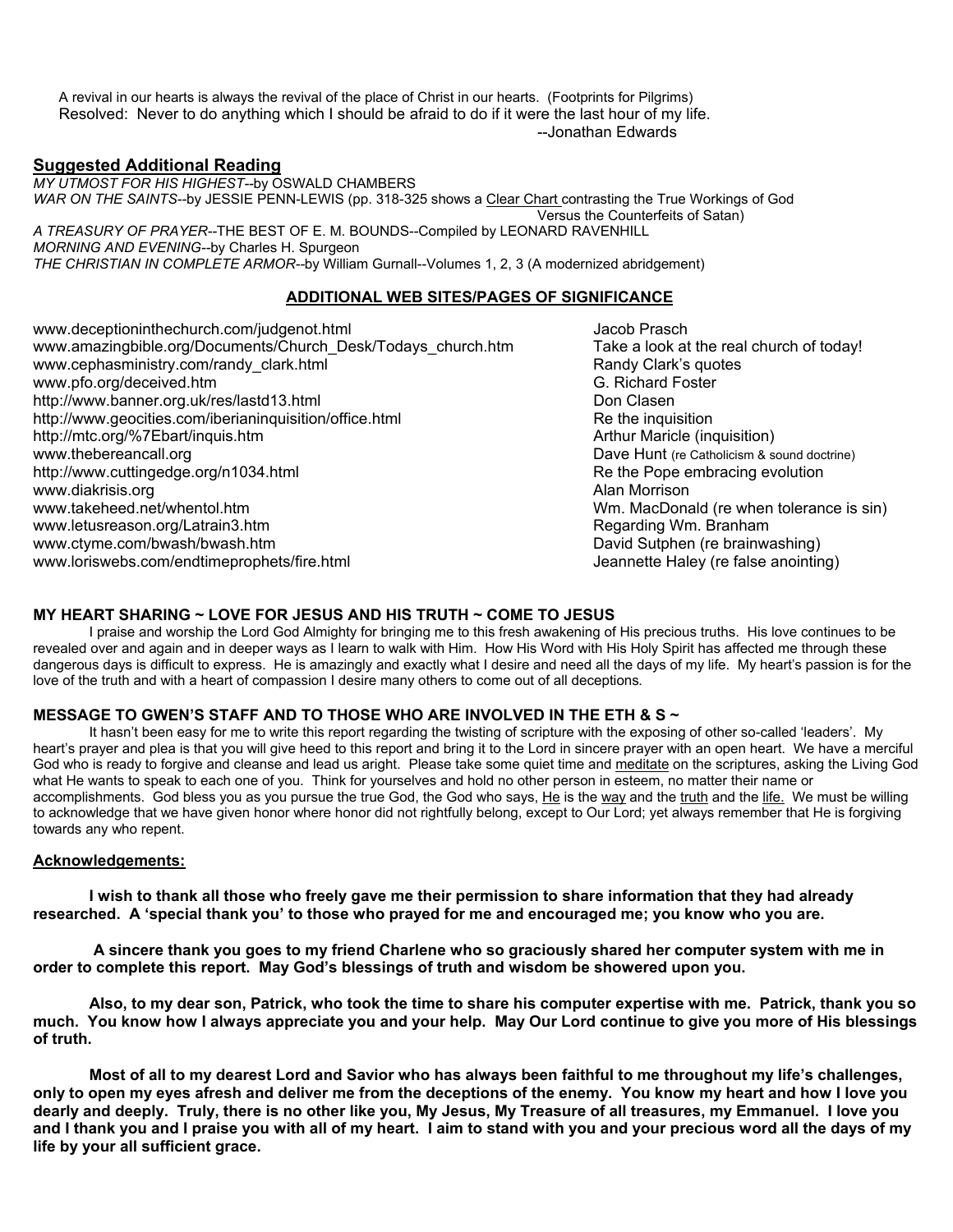A revival in our hearts is always the revival of the place of Christ in our hearts. (Footprints for Pilgrims)

Resolved: Never to do anything which I should be afraid to do if it were the last hour of my life.

--Jonathan Edwards

## Suggested Additional Reading

*MY UTMOST FOR HIS HIGHEST*--by OSWALD CHAMBERS

*WAR ON THE SAINTS*--by JESSIE PENN-LEWIS (pp. 318-325 shows a Clear Chart contrasting the True Workings of God Versus the Counterfeits of Satan)

*A TREASURY OF PRAYER*--THE BEST OF E. M. BOUNDS--Compiled by LEONARD RAVENHILL

*MORNING AND EVENING*--by Charles H. Spurgeon

*THE CHRISTIAN IN COMPLETE ARMOR*--by William Gurnall--Volumes 1, 2, 3 (A modernized abridgement)

## ADDITIONAL WEB SITES/PAGES OF SIGNIFICANCE

| | |
|---|---|
| www.deceptioninthechurch.com/judgenot.html | Jacob Prasch |
| www.amazingbible.org/Documents/Church_Desk/Todays_church.htm | Take a look at the real church of today! |
| www.cephasministry.com/randy_clark.html | Randy Clark's quotes |
| www.pfo.org/deceived.htm | G. Richard Foster |
| http://www.banner.org.uk/res/lastd13.html | Don Clasen |
| http://www.geocities.com/iberianinquisition/office.html | Re the inquisition |
| http://mtc.org/%7Ebart/inquis.htm | Arthur Maricle (inquisition) |
| www.thebereancall.org | Dave Hunt (re Catholicism & sound doctrine) |
| http://www.cuttingedge.org/n1034.html | Re the Pope embracing evolution |
| www.diakrisis.org | Alan Morrison |
| www.takeheed.net/whentol.htm | Wm. MacDonald (re when tolerance is sin) |
| www.letusreason.org/Latrain3.htm | Regarding Wm. Branham |
| www.ctyme.com/bwash/bwash.htm | David Sutphen (re brainwashing) |
| www.loriswebs.com/endtimeprophets/fire.html | Jeannette Haley (re false anointing) |

### MY HEART SHARING ~ LOVE FOR JESUS AND HIS TRUTH ~ COME TO JESUS

I praise and worship the Lord God Almighty for bringing me to this fresh awakening of His precious truths. His love continues to be revealed over and again and in deeper ways as I learn to walk with Him. How His Word with His Holy Spirit has affected me through these dangerous days is difficult to express. He is amazingly and exactly what I desire and need all the days of my life. My heart's passion is for the love of the truth and with a heart of compassion I desire many others to come out of all deceptions.

### MESSAGE TO GWEN'S STAFF AND TO THOSE WHO ARE INVOLVED IN THE ETH & S ~

It hasn't been easy for me to write this report regarding the twisting of scripture with the exposing of other so-called 'leaders'. My heart's prayer and plea is that you will give heed to this report and bring it to the Lord in sincere prayer with an open heart. We have a merciful God who is ready to forgive and cleanse and lead us aright. Please take some quiet time and meditate on the scriptures, asking the Living God what He wants to speak to each one of you. Think for yourselves and hold no other person in esteem, no matter their name or accomplishments. God bless you as you pursue the true God, the God who says, He is the way and the truth and the life. We must be willing to acknowledge that we have given honor where honor did not rightfully belong, except to Our Lord; yet always remember that He is forgiving towards any who repent.

### Acknowledgements:

**I wish to thank all those who freely gave me their permission to share information that they had already researched. A 'special thank you' to those who prayed for me and encouraged me; you know who you are.**

**A sincere thank you goes to my friend Charlene who so graciously shared her computer system with me in order to complete this report. May God's blessings of truth and wisdom be showered upon you.**

**Also, to my dear son, Patrick, who took the time to share his computer expertise with me. Patrick, thank you so much. You know how I always appreciate you and your help. May Our Lord continue to give you more of His blessings of truth.**

**Most of all to my dearest Lord and Savior who has always been faithful to me throughout my life's challenges, only to open my eyes afresh and deliver me from the deceptions of the enemy. You know my heart and how I love you dearly and deeply. Truly, there is no other like you, My Jesus, My Treasure of all treasures, my Emmanuel. I love you and I thank you and I praise you with all of my heart. I aim to stand with you and your precious word all the days of my life by your all sufficient grace.**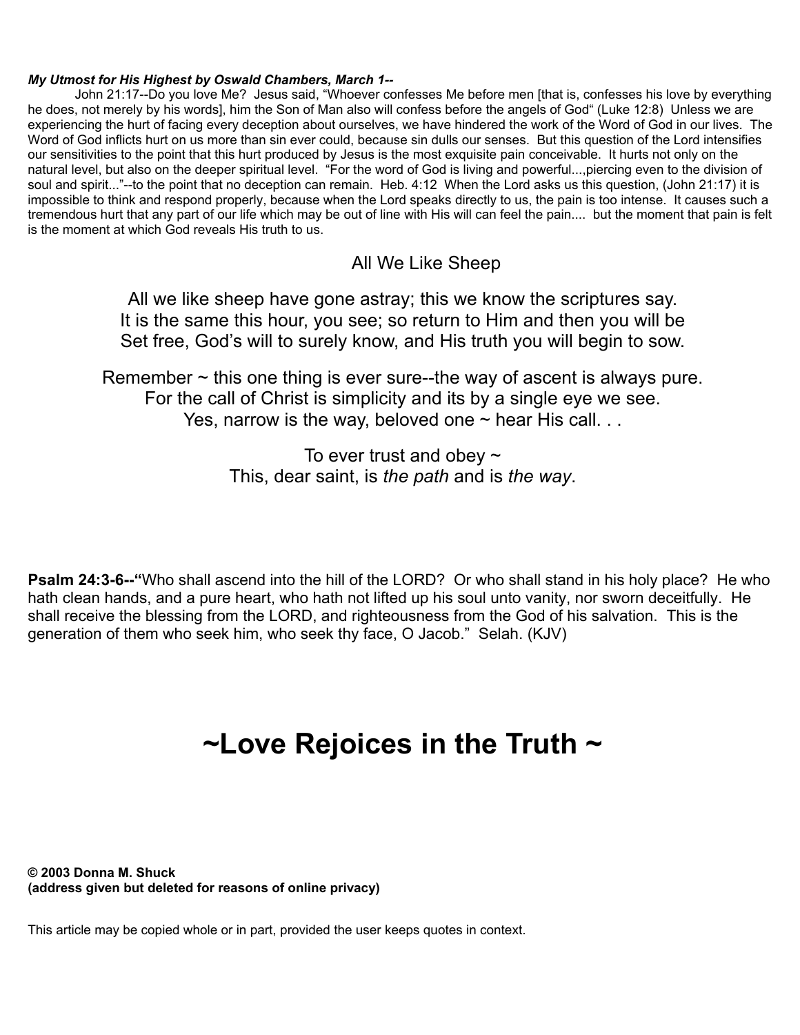***My Utmost for His Highest by Oswald Chambers, March 1--***

John 21:17--Do you love Me? Jesus said, "Whoever confesses Me before men [that is, confesses his love by everything he does, not merely by his words], him the Son of Man also will confess before the angels of God" (Luke 12:8) Unless we are experiencing the hurt of facing every deception about ourselves, we have hindered the work of the Word of God in our lives. The Word of God inflicts hurt on us more than sin ever could, because sin dulls our senses. But this question of the Lord intensifies our sensitivities to the point that this hurt produced by Jesus is the most exquisite pain conceivable. It hurts not only on the natural level, but also on the deeper spiritual level. "For the word of God is living and powerful...,piercing even to the division of soul and spirit..."--to the point that no deception can remain. Heb. 4:12 When the Lord asks us this question, (John 21:17) it is impossible to think and respond properly, because when the Lord speaks directly to us, the pain is too intense. It causes such a tremendous hurt that any part of our life which may be out of line with His will can feel the pain.... but the moment that pain is felt is the moment at which God reveals His truth to us.

All We Like Sheep

All we like sheep have gone astray; this we know the scriptures say.
It is the same this hour, you see; so return to Him and then you will be
Set free, God's will to surely know, and His truth you will begin to sow.

Remember ~ this one thing is ever sure--the way of ascent is always pure.
For the call of Christ is simplicity and its by a single eye we see.
Yes, narrow is the way, beloved one ~ hear His call. . .

To ever trust and obey ~
This, dear saint, is *the path* and is *the way*.

**Psalm 24:3-6--"**Who shall ascend into the hill of the LORD? Or who shall stand in his holy place? He who hath clean hands, and a pure heart, who hath not lifted up his soul unto vanity, nor sworn deceitfully. He shall receive the blessing from the LORD, and righteousness from the God of his salvation. This is the generation of them who seek him, who seek thy face, O Jacob." Selah. (KJV)

# ~Love Rejoices in the Truth ~

**© 2003 Donna M. Shuck**
**(address given but deleted for reasons of online privacy)**

This article may be copied whole or in part, provided the user keeps quotes in context.